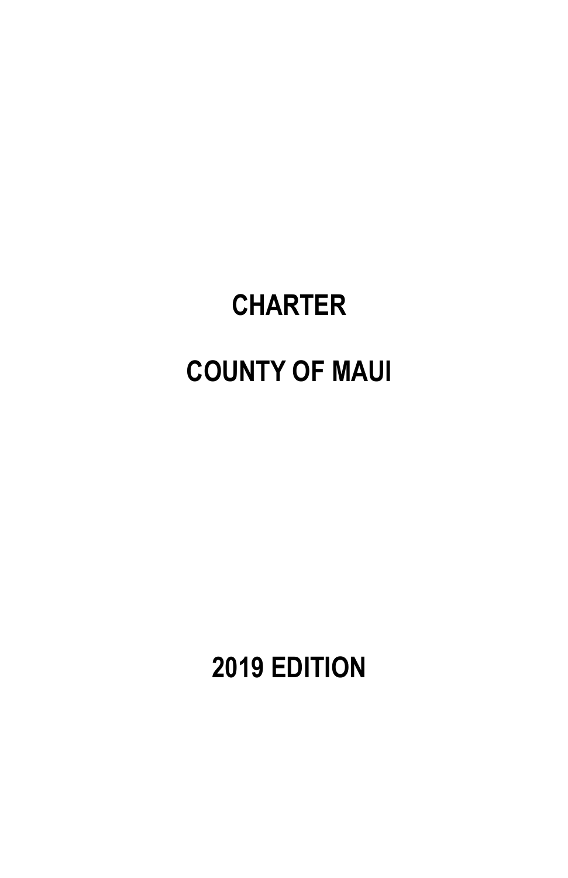# CHARTER

# COUNTY OF MAUI

## 2019 EDITION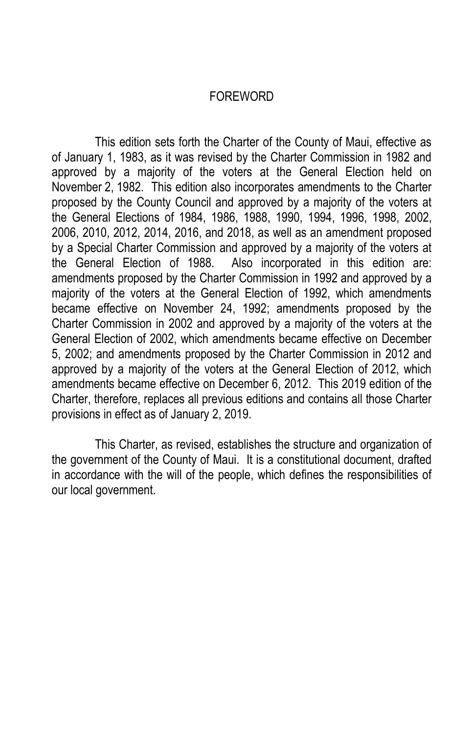# FOREWORD

This edition sets forth the Charter of the County of Maui, effective as of January 1, 1983, as it was revised by the Charter Commission in 1982 and approved by a majority of the voters at the General Election held on November 2, 1982. This edition also incorporates amendments to the Charter proposed by the County Council and approved by a majority of the voters at the General Elections of 1984, 1986, 1988, 1990, 1994, 1996, 1998, 2002, 2006, 2010, 2012, 2014, 2016, and 2018, as well as an amendment proposed by a Special Charter Commission and approved by a majority of the voters at the General Election of 1988. Also incorporated in this edition are: amendments proposed by the Charter Commission in 1992 and approved by a majority of the voters at the General Election of 1992, which amendments became effective on November 24, 1992; amendments proposed by the Charter Commission in 2002 and approved by a majority of the voters at the General Election of 2002, which amendments became effective on December 5, 2002; and amendments proposed by the Charter Commission in 2012 and approved by a majority of the voters at the General Election of 2012, which amendments became effective on December 6, 2012. This 2019 edition of the Charter, therefore, replaces all previous editions and contains all those Charter provisions in effect as of January 2, 2019.

This Charter, as revised, establishes the structure and organization of the government of the County of Maui. It is a constitutional document, drafted in accordance with the will of the people, which defines the responsibilities of our local government.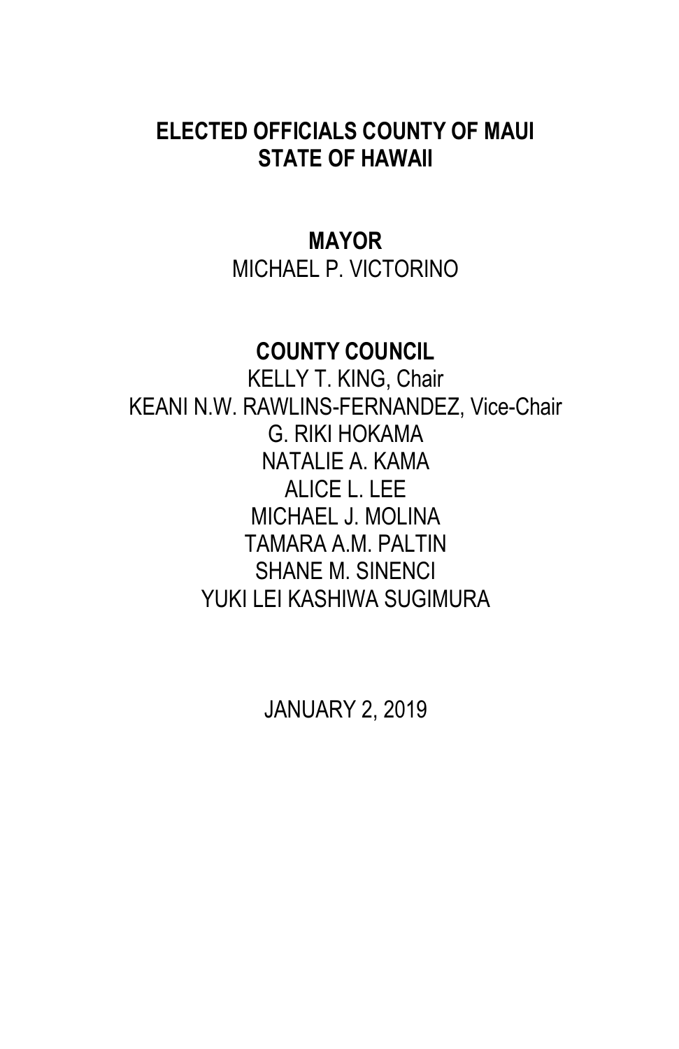# ELECTED OFFICIALS COUNTY OF MAUI
# STATE OF HAWAII

## MAYOR

MICHAEL P. VICTORINO

## COUNTY COUNCIL

KELLY T. KING, Chair
KEANI N.W. RAWLINS-FERNANDEZ, Vice-Chair
G. RIKI HOKAMA
NATALIE A. KAMA
ALICE L. LEE
MICHAEL J. MOLINA
TAMARA A.M. PALTIN
SHANE M. SINENCI
YUKI LEI KASHIWA SUGIMURA

JANUARY 2, 2019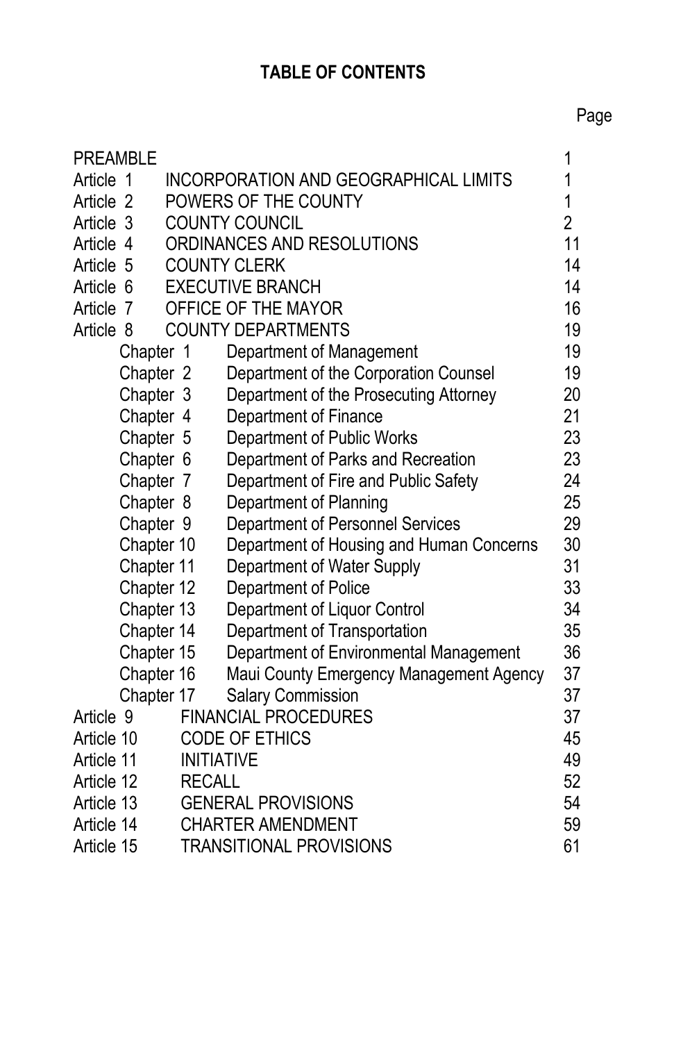# TABLE OF CONTENTS

| | | Page |
|---|---|---|
| PREAMBLE | | 1 |
| Article 1 | INCORPORATION AND GEOGRAPHICAL LIMITS | 1 |
| Article 2 | POWERS OF THE COUNTY | 1 |
| Article 3 | COUNTY COUNCIL | 2 |
| Article 4 | ORDINANCES AND RESOLUTIONS | 11 |
| Article 5 | COUNTY CLERK | 14 |
| Article 6 | EXECUTIVE BRANCH | 14 |
| Article 7 | OFFICE OF THE MAYOR | 16 |
| Article 8 | COUNTY DEPARTMENTS | 19 |
| Chapter 1 | Department of Management | 19 |
| Chapter 2 | Department of the Corporation Counsel | 19 |
| Chapter 3 | Department of the Prosecuting Attorney | 20 |
| Chapter 4 | Department of Finance | 21 |
| Chapter 5 | Department of Public Works | 23 |
| Chapter 6 | Department of Parks and Recreation | 23 |
| Chapter 7 | Department of Fire and Public Safety | 24 |
| Chapter 8 | Department of Planning | 25 |
| Chapter 9 | Department of Personnel Services | 29 |
| Chapter 10 | Department of Housing and Human Concerns | 30 |
| Chapter 11 | Department of Water Supply | 31 |
| Chapter 12 | Department of Police | 33 |
| Chapter 13 | Department of Liquor Control | 34 |
| Chapter 14 | Department of Transportation | 35 |
| Chapter 15 | Department of Environmental Management | 36 |
| Chapter 16 | Maui County Emergency Management Agency | 37 |
| Chapter 17 | Salary Commission | 37 |
| Article 9 | FINANCIAL PROCEDURES | 37 |
| Article 10 | CODE OF ETHICS | 45 |
| Article 11 | INITIATIVE | 49 |
| Article 12 | RECALL | 52 |
| Article 13 | GENERAL PROVISIONS | 54 |
| Article 14 | CHARTER AMENDMENT | 59 |
| Article 15 | TRANSITIONAL PROVISIONS | 61 |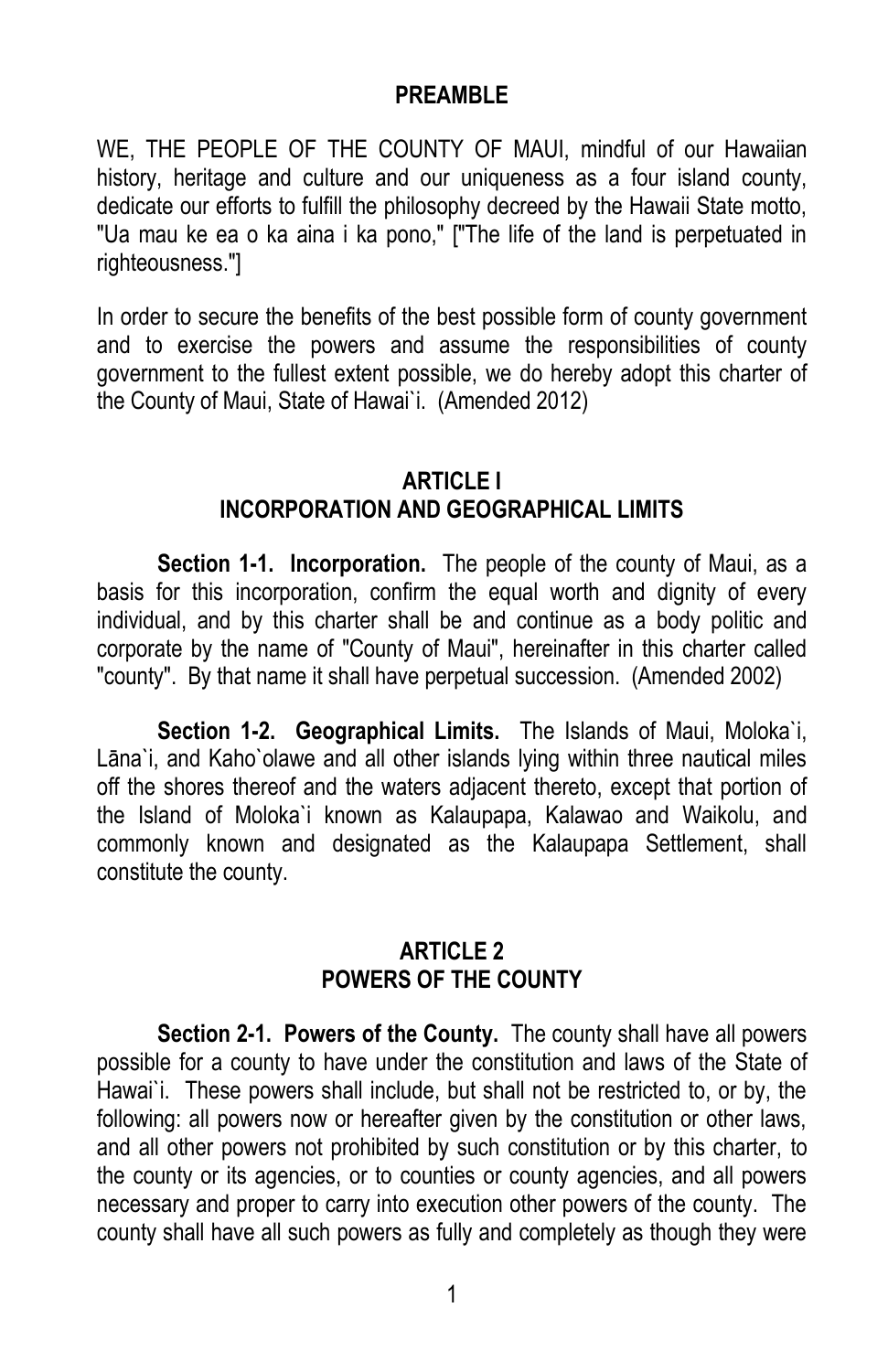## PREAMBLE

WE, THE PEOPLE OF THE COUNTY OF MAUI, mindful of our Hawaiian history, heritage and culture and our uniqueness as a four island county, dedicate our efforts to fulfill the philosophy decreed by the Hawaii State motto, "Ua mau ke ea o ka aina i ka pono," ["The life of the land is perpetuated in righteousness."]

In order to secure the benefits of the best possible form of county government and to exercise the powers and assume the responsibilities of county government to the fullest extent possible, we do hereby adopt this charter of the County of Maui, State of Hawai`i. (Amended 2012)

## ARTICLE I
## INCORPORATION AND GEOGRAPHICAL LIMITS

**Section 1-1. Incorporation.** The people of the county of Maui, as a basis for this incorporation, confirm the equal worth and dignity of every individual, and by this charter shall be and continue as a body politic and corporate by the name of "County of Maui", hereinafter in this charter called "county". By that name it shall have perpetual succession. (Amended 2002)

**Section 1-2. Geographical Limits.** The Islands of Maui, Moloka`i, Lāna`i, and Kaho`olawe and all other islands lying within three nautical miles off the shores thereof and the waters adjacent thereto, except that portion of the Island of Moloka`i known as Kalaupapa, Kalawao and Waikolu, and commonly known and designated as the Kalaupapa Settlement, shall constitute the county.

## ARTICLE 2
## POWERS OF THE COUNTY

**Section 2-1. Powers of the County.** The county shall have all powers possible for a county to have under the constitution and laws of the State of Hawai`i. These powers shall include, but shall not be restricted to, or by, the following: all powers now or hereafter given by the constitution or other laws, and all other powers not prohibited by such constitution or by this charter, to the county or its agencies, or to counties or county agencies, and all powers necessary and proper to carry into execution other powers of the county. The county shall have all such powers as fully and completely as though they were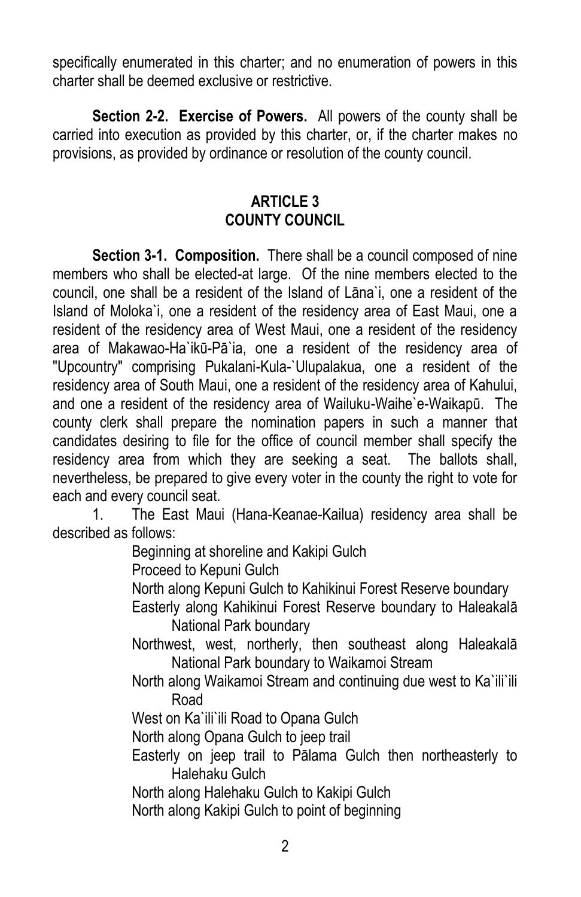specifically enumerated in this charter; and no enumeration of powers in this charter shall be deemed exclusive or restrictive.

**Section 2-2. Exercise of Powers.** All powers of the county shall be carried into execution as provided by this charter, or, if the charter makes no provisions, as provided by ordinance or resolution of the county council.

## ARTICLE 3
## COUNTY COUNCIL

**Section 3-1. Composition.** There shall be a council composed of nine members who shall be elected-at large. Of the nine members elected to the council, one shall be a resident of the Island of Lāna`i, one a resident of the Island of Moloka`i, one a resident of the residency area of East Maui, one a resident of the residency area of West Maui, one a resident of the residency area of Makawao-Ha`ikū-Pā`ia, one a resident of the residency area of "Upcountry" comprising Pukalani-Kula-`Ulupalakua, one a resident of the residency area of South Maui, one a resident of the residency area of Kahului, and one a resident of the residency area of Wailuku-Waihe`e-Waikapū. The county clerk shall prepare the nomination papers in such a manner that candidates desiring to file for the office of council member shall specify the residency area from which they are seeking a seat. The ballots shall, nevertheless, be prepared to give every voter in the county the right to vote for each and every council seat.

1. The East Maui (Hana-Keanae-Kailua) residency area shall be described as follows:

   Beginning at shoreline and Kakipi Gulch
   Proceed to Kepuni Gulch
   North along Kepuni Gulch to Kahikinui Forest Reserve boundary
   Easterly along Kahikinui Forest Reserve boundary to Haleakalā National Park boundary
   Northwest, west, northerly, then southeast along Haleakalā National Park boundary to Waikamoi Stream
   North along Waikamoi Stream and continuing due west to Ka`ili`ili Road
   West on Ka`ili`ili Road to Opana Gulch
   North along Opana Gulch to jeep trail
   Easterly on jeep trail to Pālama Gulch then northeasterly to Halehaku Gulch
   North along Halehaku Gulch to Kakipi Gulch
   North along Kakipi Gulch to point of beginning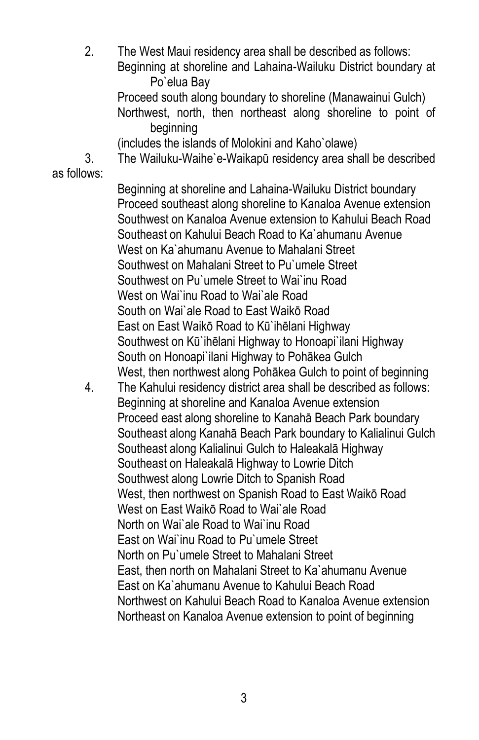2. The West Maui residency area shall be described as follows:
   Beginning at shoreline and Lahaina-Wailuku District boundary at Po`elua Bay
   Proceed south along boundary to shoreline (Manawainui Gulch)
   Northwest, north, then northeast along shoreline to point of beginning
   (includes the islands of Molokini and Kaho`olawe)

3. The Wailuku-Waihe`e-Waikapū residency area shall be described as follows:
   Beginning at shoreline and Lahaina-Wailuku District boundary
   Proceed southeast along shoreline to Kanaloa Avenue extension
   Southwest on Kanaloa Avenue extension to Kahului Beach Road
   Southeast on Kahului Beach Road to Ka`ahumanu Avenue
   West on Ka`ahumanu Avenue to Mahalani Street
   Southwest on Mahalani Street to Pu`umele Street
   Southwest on Pu`umele Street to Wai`inu Road
   West on Wai`inu Road to Wai`ale Road
   South on Wai`ale Road to East Waikō Road
   East on East Waikō Road to Kū`ihēlani Highway
   Southwest on Kū`ihēlani Highway to Honoapi`ilani Highway
   South on Honoapi`ilani Highway to Pohākea Gulch
   West, then northwest along Pohākea Gulch to point of beginning

4. The Kahului residency district area shall be described as follows:
   Beginning at shoreline and Kanaloa Avenue extension
   Proceed east along shoreline to Kanahā Beach Park boundary
   Southeast along Kanahā Beach Park boundary to Kalialinui Gulch
   Southeast along Kalialinui Gulch to Haleakalā Highway
   Southeast on Haleakalā Highway to Lowrie Ditch
   Southwest along Lowrie Ditch to Spanish Road
   West, then northwest on Spanish Road to East Waikō Road
   West on East Waikō Road to Wai`ale Road
   North on Wai`ale Road to Wai`inu Road
   East on Wai`inu Road to Pu`umele Street
   North on Pu`umele Street to Mahalani Street
   East, then north on Mahalani Street to Ka`ahumanu Avenue
   East on Ka`ahumanu Avenue to Kahului Beach Road
   Northwest on Kahului Beach Road to Kanaloa Avenue extension
   Northeast on Kanaloa Avenue extension to point of beginning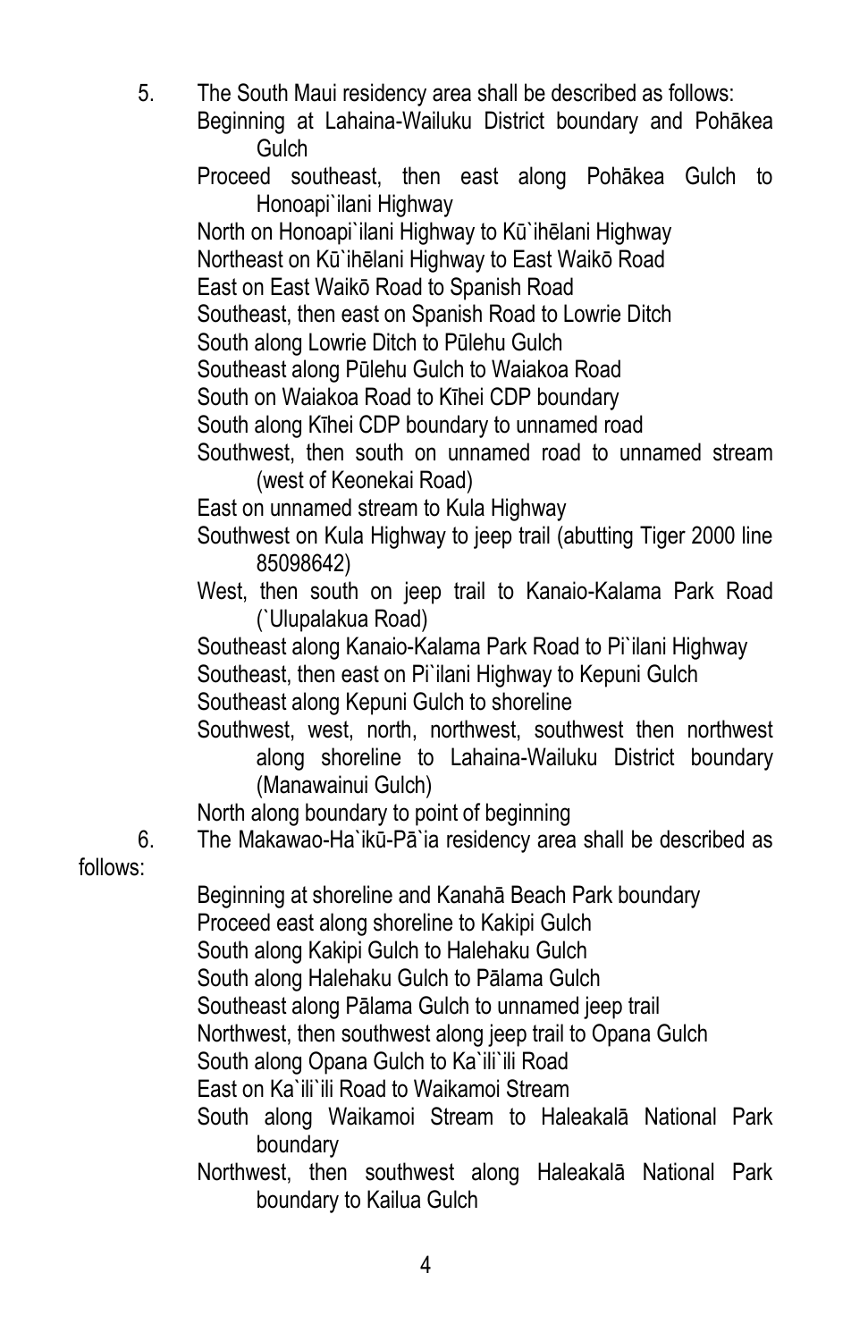5. The South Maui residency area shall be described as follows:

   Beginning at Lahaina-Wailuku District boundary and Pohākea Gulch

   Proceed southeast, then east along Pohākea Gulch to Honoapi`ilani Highway

   North on Honoapi`ilani Highway to Kū`ihēlani Highway

   Northeast on Kū`ihēlani Highway to East Waikō Road

   East on East Waikō Road to Spanish Road

   Southeast, then east on Spanish Road to Lowrie Ditch

   South along Lowrie Ditch to Pūlehu Gulch

   Southeast along Pūlehu Gulch to Waiakoa Road

   South on Waiakoa Road to Kīhei CDP boundary

   South along Kīhei CDP boundary to unnamed road

   Southwest, then south on unnamed road to unnamed stream (west of Keonekai Road)

   East on unnamed stream to Kula Highway

   Southwest on Kula Highway to jeep trail (abutting Tiger 2000 line 85098642)

   West, then south on jeep trail to Kanaio-Kalama Park Road (`Ulupalakua Road)

   Southeast along Kanaio-Kalama Park Road to Pi`ilani Highway

   Southeast, then east on Pi`ilani Highway to Kepuni Gulch

   Southeast along Kepuni Gulch to shoreline

   Southwest, west, north, northwest, southwest then northwest along shoreline to Lahaina-Wailuku District boundary (Manawainui Gulch)

   North along boundary to point of beginning

6. The Makawao-Ha`ikū-Pā`ia residency area shall be described as follows:

   Beginning at shoreline and Kanahā Beach Park boundary

   Proceed east along shoreline to Kakipi Gulch

   South along Kakipi Gulch to Halehaku Gulch

   South along Halehaku Gulch to Pālama Gulch

   Southeast along Pālama Gulch to unnamed jeep trail

   Northwest, then southwest along jeep trail to Opana Gulch

   South along Opana Gulch to Ka`ili`ili Road

   East on Ka`ili`ili Road to Waikamoi Stream

   South along Waikamoi Stream to Haleakalā National Park boundary

   Northwest, then southwest along Haleakalā National Park boundary to Kailua Gulch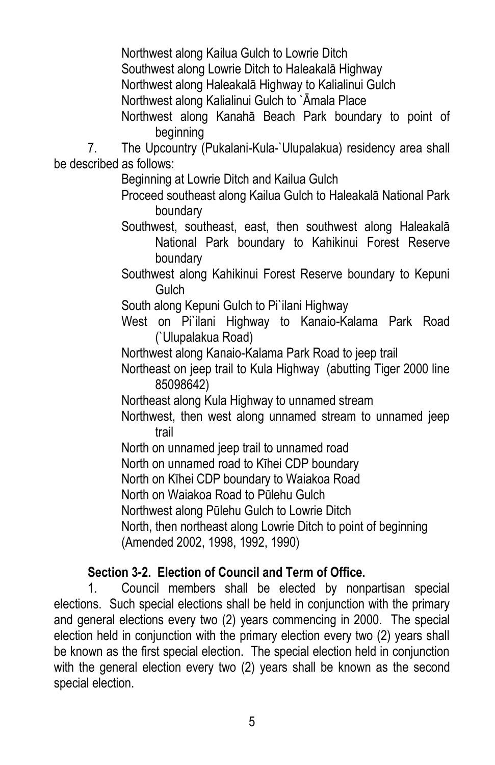Northwest along Kailua Gulch to Lowrie Ditch
Southwest along Lowrie Ditch to Haleakalā Highway
Northwest along Haleakalā Highway to Kalialinui Gulch
Northwest along Kalialinui Gulch to `Āmala Place
Northwest along Kanahā Beach Park boundary to point of beginning

7. The Upcountry (Pukalani-Kula-`Ulupalakua) residency area shall be described as follows:

Beginning at Lowrie Ditch and Kailua Gulch
Proceed southeast along Kailua Gulch to Haleakalā National Park boundary
Southwest, southeast, east, then southwest along Haleakalā National Park boundary to Kahikinui Forest Reserve boundary
Southwest along Kahikinui Forest Reserve boundary to Kepuni Gulch
South along Kepuni Gulch to Pi`ilani Highway
West on Pi`ilani Highway to Kanaio-Kalama Park Road (`Ulupalakua Road)
Northwest along Kanaio-Kalama Park Road to jeep trail
Northeast on jeep trail to Kula Highway (abutting Tiger 2000 line 85098642)
Northeast along Kula Highway to unnamed stream
Northwest, then west along unnamed stream to unnamed jeep trail
North on unnamed jeep trail to unnamed road
North on unnamed road to Kīhei CDP boundary
North on Kīhei CDP boundary to Waiakoa Road
North on Waiakoa Road to Pūlehu Gulch
Northwest along Pūlehu Gulch to Lowrie Ditch
North, then northeast along Lowrie Ditch to point of beginning
(Amended 2002, 1998, 1992, 1990)

### Section 3-2. Election of Council and Term of Office.

1. Council members shall be elected by nonpartisan special elections. Such special elections shall be held in conjunction with the primary and general elections every two (2) years commencing in 2000. The special election held in conjunction with the primary election every two (2) years shall be known as the first special election. The special election held in conjunction with the general election every two (2) years shall be known as the second special election.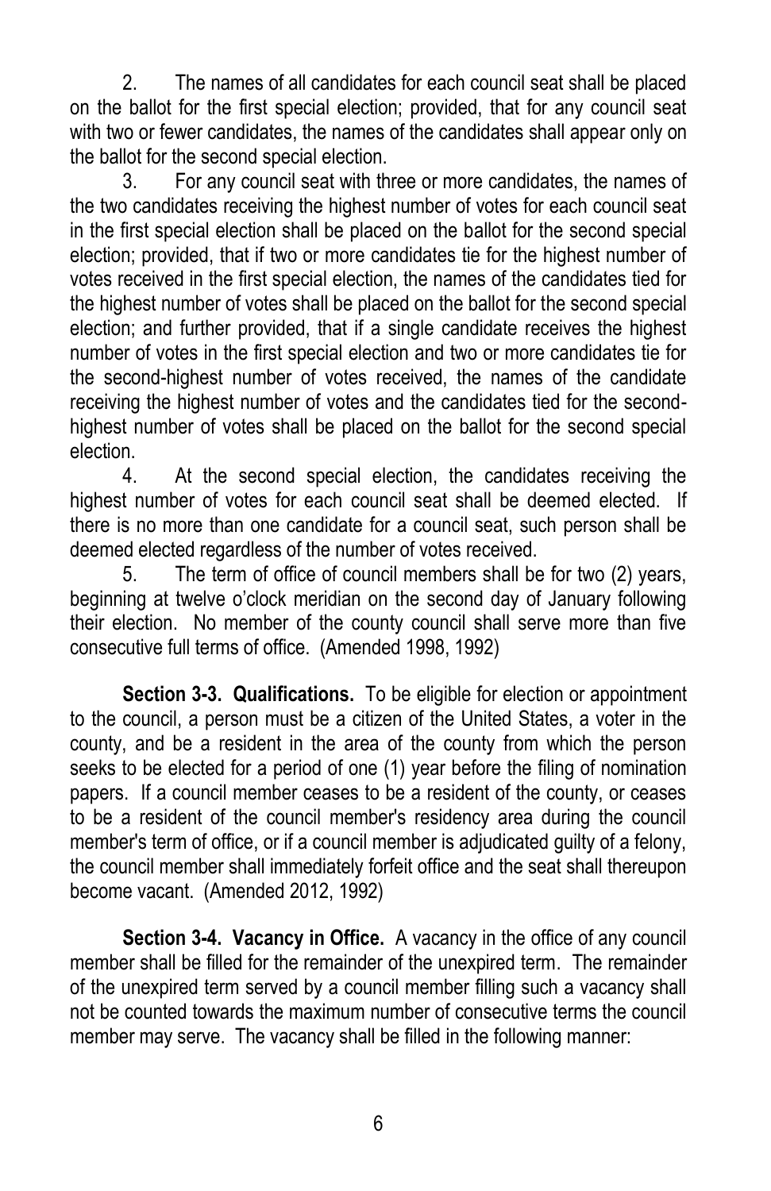2. The names of all candidates for each council seat shall be placed on the ballot for the first special election; provided, that for any council seat with two or fewer candidates, the names of the candidates shall appear only on the ballot for the second special election.

3. For any council seat with three or more candidates, the names of the two candidates receiving the highest number of votes for each council seat in the first special election shall be placed on the ballot for the second special election; provided, that if two or more candidates tie for the highest number of votes received in the first special election, the names of the candidates tied for the highest number of votes shall be placed on the ballot for the second special election; and further provided, that if a single candidate receives the highest number of votes in the first special election and two or more candidates tie for the second-highest number of votes received, the names of the candidate receiving the highest number of votes and the candidates tied for the second-highest number of votes shall be placed on the ballot for the second special election.

4. At the second special election, the candidates receiving the highest number of votes for each council seat shall be deemed elected. If there is no more than one candidate for a council seat, such person shall be deemed elected regardless of the number of votes received.

5. The term of office of council members shall be for two (2) years, beginning at twelve o'clock meridian on the second day of January following their election. No member of the county council shall serve more than five consecutive full terms of office. (Amended 1998, 1992)

**Section 3-3. Qualifications.** To be eligible for election or appointment to the council, a person must be a citizen of the United States, a voter in the county, and be a resident in the area of the county from which the person seeks to be elected for a period of one (1) year before the filing of nomination papers. If a council member ceases to be a resident of the county, or ceases to be a resident of the council member's residency area during the council member's term of office, or if a council member is adjudicated guilty of a felony, the council member shall immediately forfeit office and the seat shall thereupon become vacant. (Amended 2012, 1992)

**Section 3-4. Vacancy in Office.** A vacancy in the office of any council member shall be filled for the remainder of the unexpired term. The remainder of the unexpired term served by a council member filling such a vacancy shall not be counted towards the maximum number of consecutive terms the council member may serve. The vacancy shall be filled in the following manner: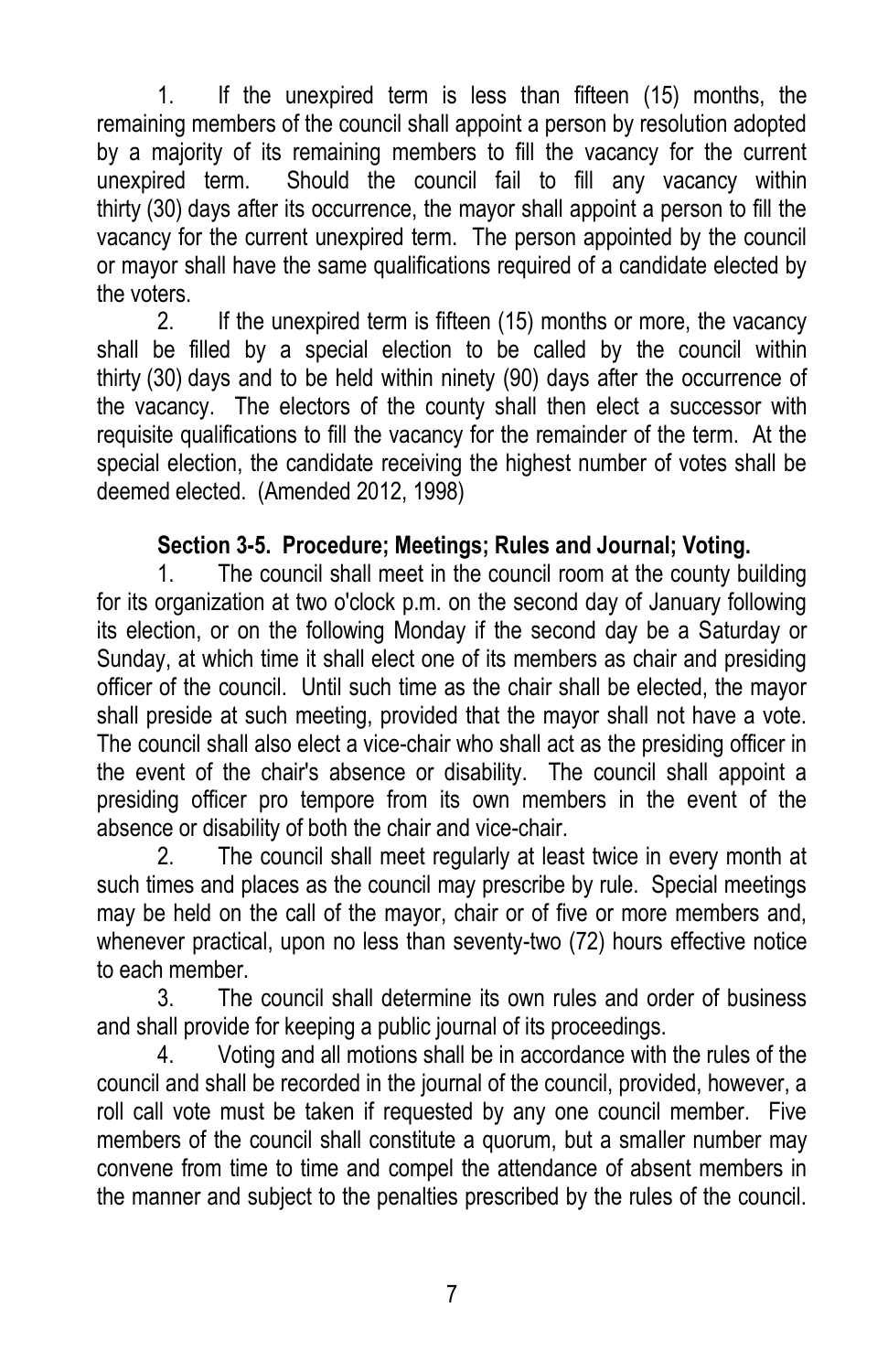1. If the unexpired term is less than fifteen (15) months, the remaining members of the council shall appoint a person by resolution adopted by a majority of its remaining members to fill the vacancy for the current unexpired term. Should the council fail to fill any vacancy within thirty (30) days after its occurrence, the mayor shall appoint a person to fill the vacancy for the current unexpired term. The person appointed by the council or mayor shall have the same qualifications required of a candidate elected by the voters.

2. If the unexpired term is fifteen (15) months or more, the vacancy shall be filled by a special election to be called by the council within thirty (30) days and to be held within ninety (90) days after the occurrence of the vacancy. The electors of the county shall then elect a successor with requisite qualifications to fill the vacancy for the remainder of the term. At the special election, the candidate receiving the highest number of votes shall be deemed elected. (Amended 2012, 1998)

### Section 3-5. Procedure; Meetings; Rules and Journal; Voting.

1. The council shall meet in the council room at the county building for its organization at two o'clock p.m. on the second day of January following its election, or on the following Monday if the second day be a Saturday or Sunday, at which time it shall elect one of its members as chair and presiding officer of the council. Until such time as the chair shall be elected, the mayor shall preside at such meeting, provided that the mayor shall not have a vote. The council shall also elect a vice-chair who shall act as the presiding officer in the event of the chair's absence or disability. The council shall appoint a presiding officer pro tempore from its own members in the event of the absence or disability of both the chair and vice-chair.

2. The council shall meet regularly at least twice in every month at such times and places as the council may prescribe by rule. Special meetings may be held on the call of the mayor, chair or of five or more members and, whenever practical, upon no less than seventy-two (72) hours effective notice to each member.

3. The council shall determine its own rules and order of business and shall provide for keeping a public journal of its proceedings.

4. Voting and all motions shall be in accordance with the rules of the council and shall be recorded in the journal of the council, provided, however, a roll call vote must be taken if requested by any one council member. Five members of the council shall constitute a quorum, but a smaller number may convene from time to time and compel the attendance of absent members in the manner and subject to the penalties prescribed by the rules of the council.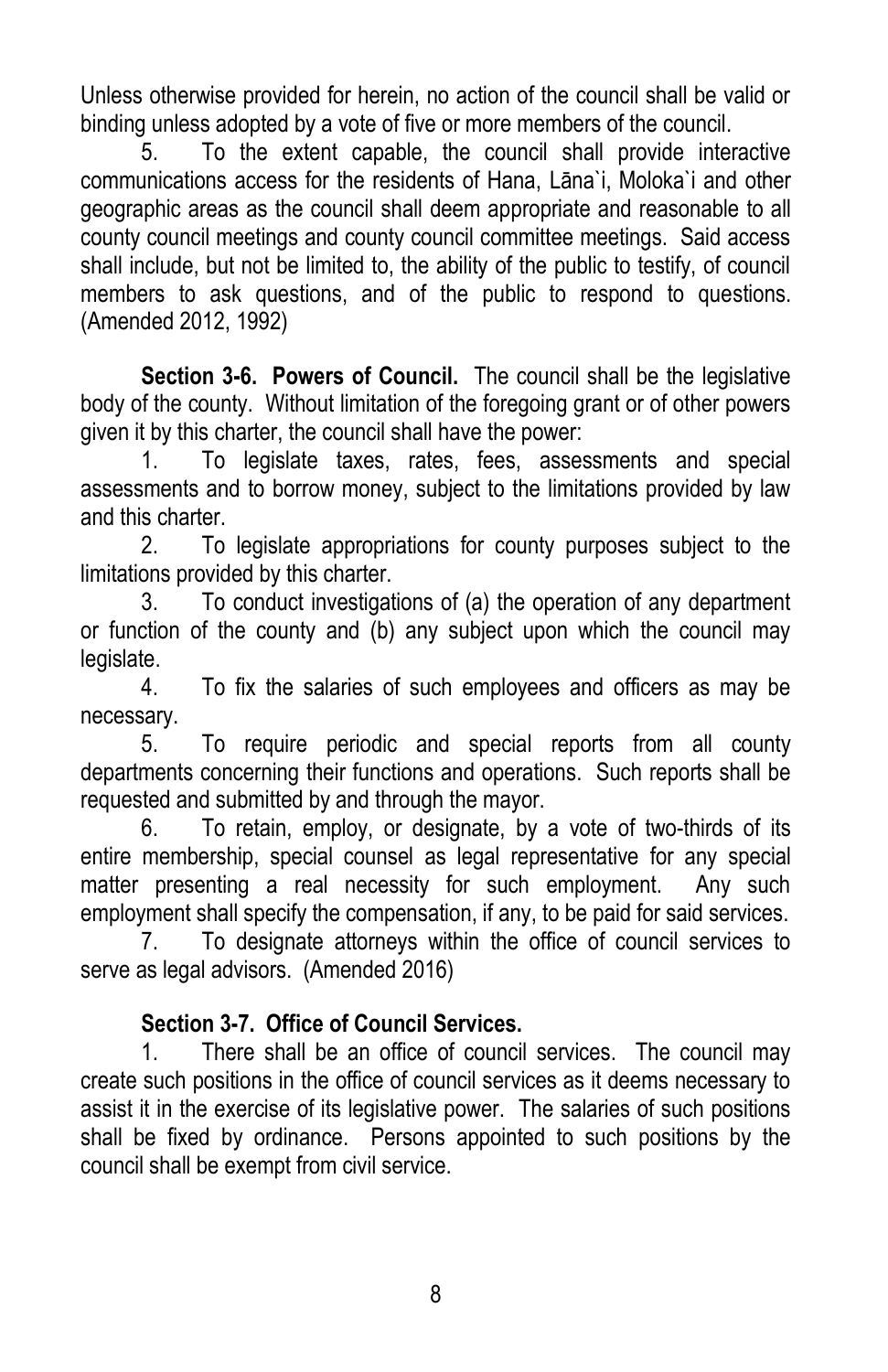Unless otherwise provided for herein, no action of the council shall be valid or binding unless adopted by a vote of five or more members of the council.

5. To the extent capable, the council shall provide interactive communications access for the residents of Hana, Lāna`i, Moloka`i and other geographic areas as the council shall deem appropriate and reasonable to all county council meetings and county council committee meetings. Said access shall include, but not be limited to, the ability of the public to testify, of council members to ask questions, and of the public to respond to questions. (Amended 2012, 1992)

**Section 3-6. Powers of Council.** The council shall be the legislative body of the county. Without limitation of the foregoing grant or of other powers given it by this charter, the council shall have the power:

1. To legislate taxes, rates, fees, assessments and special assessments and to borrow money, subject to the limitations provided by law and this charter.
2. To legislate appropriations for county purposes subject to the limitations provided by this charter.
3. To conduct investigations of (a) the operation of any department or function of the county and (b) any subject upon which the council may legislate.
4. To fix the salaries of such employees and officers as may be necessary.
5. To require periodic and special reports from all county departments concerning their functions and operations. Such reports shall be requested and submitted by and through the mayor.
6. To retain, employ, or designate, by a vote of two-thirds of its entire membership, special counsel as legal representative for any special matter presenting a real necessity for such employment. Any such employment shall specify the compensation, if any, to be paid for said services.
7. To designate attorneys within the office of council services to serve as legal advisors. (Amended 2016)

**Section 3-7. Office of Council Services.**

1. There shall be an office of council services. The council may create such positions in the office of council services as it deems necessary to assist it in the exercise of its legislative power. The salaries of such positions shall be fixed by ordinance. Persons appointed to such positions by the council shall be exempt from civil service.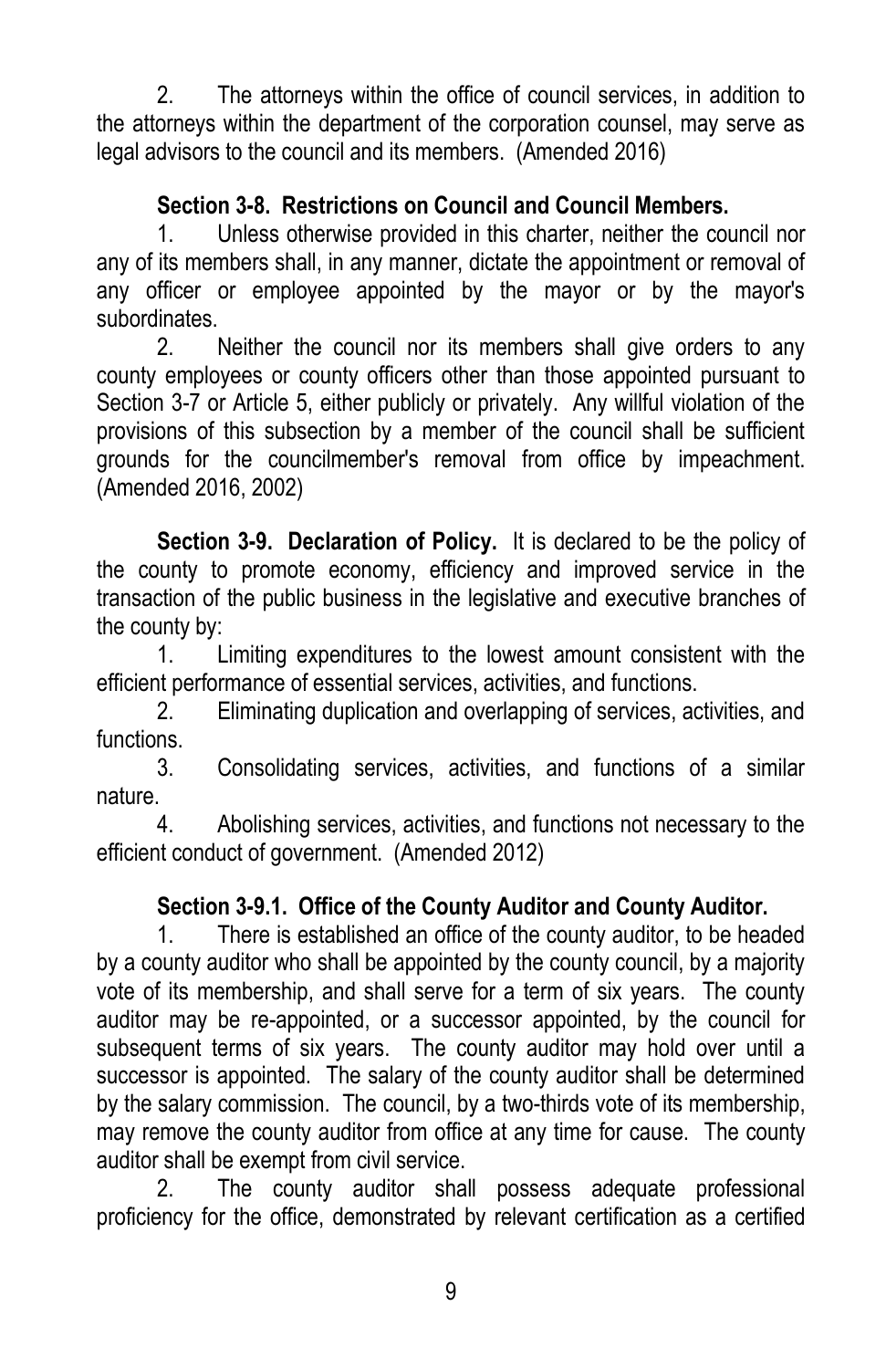2. The attorneys within the office of council services, in addition to the attorneys within the department of the corporation counsel, may serve as legal advisors to the council and its members. (Amended 2016)

**Section 3-8. Restrictions on Council and Council Members.**

1. Unless otherwise provided in this charter, neither the council nor any of its members shall, in any manner, dictate the appointment or removal of any officer or employee appointed by the mayor or by the mayor's subordinates.

2. Neither the council nor its members shall give orders to any county employees or county officers other than those appointed pursuant to Section 3-7 or Article 5, either publicly or privately. Any willful violation of the provisions of this subsection by a member of the council shall be sufficient grounds for the councilmember's removal from office by impeachment. (Amended 2016, 2002)

**Section 3-9. Declaration of Policy.** It is declared to be the policy of the county to promote economy, efficiency and improved service in the transaction of the public business in the legislative and executive branches of the county by:

1. Limiting expenditures to the lowest amount consistent with the efficient performance of essential services, activities, and functions.

2. Eliminating duplication and overlapping of services, activities, and functions.

3. Consolidating services, activities, and functions of a similar nature.

4. Abolishing services, activities, and functions not necessary to the efficient conduct of government. (Amended 2012)

**Section 3-9.1. Office of the County Auditor and County Auditor.**

1. There is established an office of the county auditor, to be headed by a county auditor who shall be appointed by the county council, by a majority vote of its membership, and shall serve for a term of six years. The county auditor may be re-appointed, or a successor appointed, by the council for subsequent terms of six years. The county auditor may hold over until a successor is appointed. The salary of the county auditor shall be determined by the salary commission. The council, by a two-thirds vote of its membership, may remove the county auditor from office at any time for cause. The county auditor shall be exempt from civil service.

2. The county auditor shall possess adequate professional proficiency for the office, demonstrated by relevant certification as a certified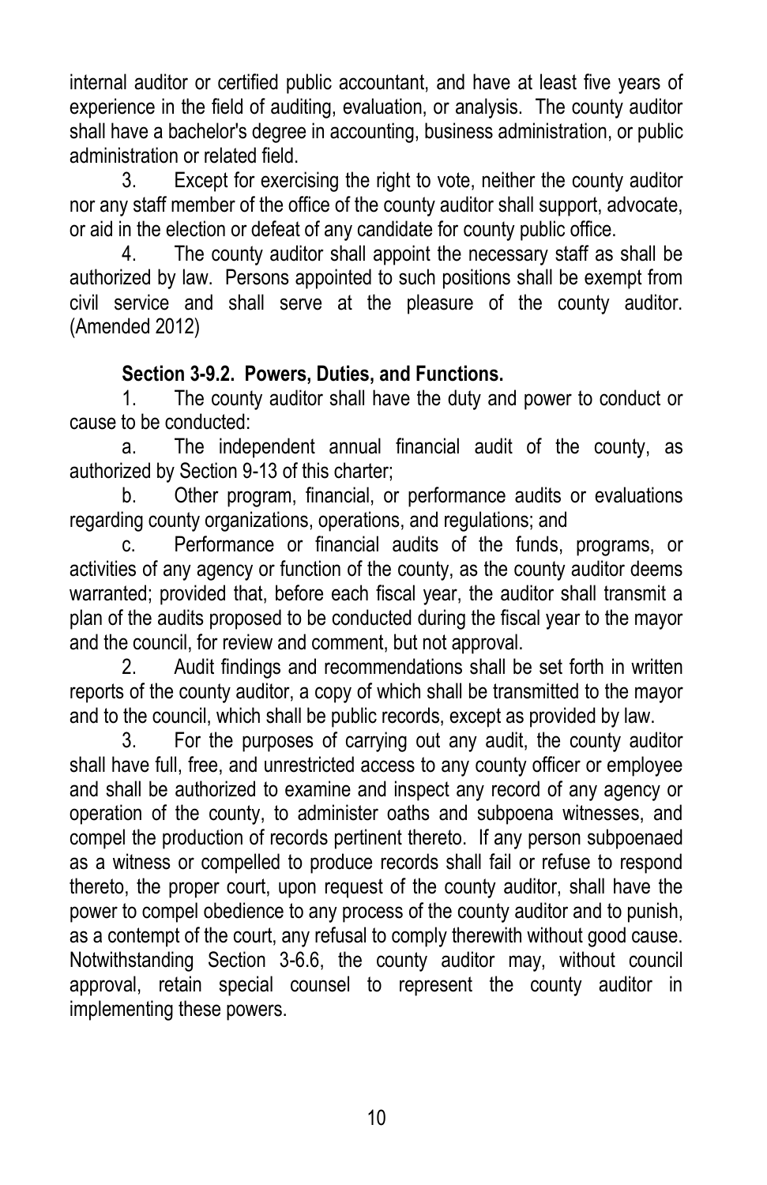internal auditor or certified public accountant, and have at least five years of experience in the field of auditing, evaluation, or analysis. The county auditor shall have a bachelor's degree in accounting, business administration, or public administration or related field.

3. Except for exercising the right to vote, neither the county auditor nor any staff member of the office of the county auditor shall support, advocate, or aid in the election or defeat of any candidate for county public office.

4. The county auditor shall appoint the necessary staff as shall be authorized by law. Persons appointed to such positions shall be exempt from civil service and shall serve at the pleasure of the county auditor. (Amended 2012)

**Section 3-9.2. Powers, Duties, and Functions.**

1. The county auditor shall have the duty and power to conduct or cause to be conducted:

a. The independent annual financial audit of the county, as authorized by Section 9-13 of this charter;

b. Other program, financial, or performance audits or evaluations regarding county organizations, operations, and regulations; and

c. Performance or financial audits of the funds, programs, or activities of any agency or function of the county, as the county auditor deems warranted; provided that, before each fiscal year, the auditor shall transmit a plan of the audits proposed to be conducted during the fiscal year to the mayor and the council, for review and comment, but not approval.

2. Audit findings and recommendations shall be set forth in written reports of the county auditor, a copy of which shall be transmitted to the mayor and to the council, which shall be public records, except as provided by law.

3. For the purposes of carrying out any audit, the county auditor shall have full, free, and unrestricted access to any county officer or employee and shall be authorized to examine and inspect any record of any agency or operation of the county, to administer oaths and subpoena witnesses, and compel the production of records pertinent thereto. If any person subpoenaed as a witness or compelled to produce records shall fail or refuse to respond thereto, the proper court, upon request of the county auditor, shall have the power to compel obedience to any process of the county auditor and to punish, as a contempt of the court, any refusal to comply therewith without good cause. Notwithstanding Section 3-6.6, the county auditor may, without council approval, retain special counsel to represent the county auditor in implementing these powers.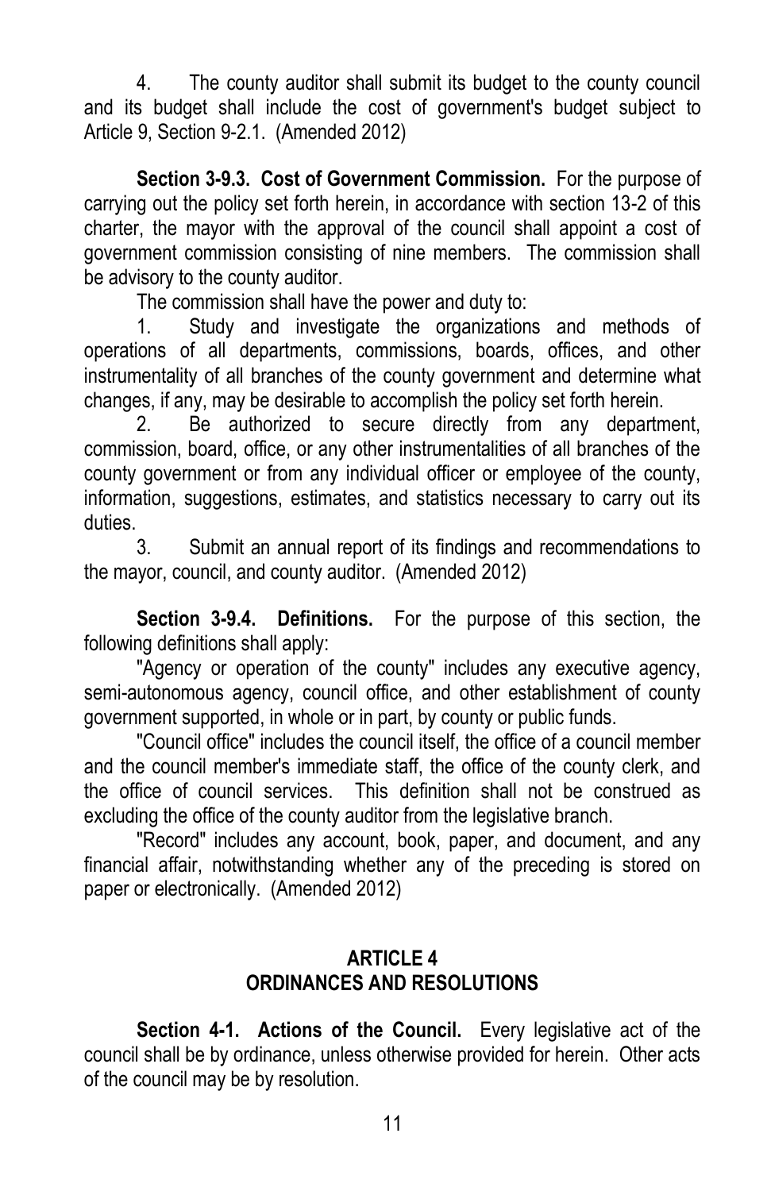4. The county auditor shall submit its budget to the county council and its budget shall include the cost of government's budget subject to Article 9, Section 9-2.1. (Amended 2012)

**Section 3-9.3. Cost of Government Commission.** For the purpose of carrying out the policy set forth herein, in accordance with section 13-2 of this charter, the mayor with the approval of the council shall appoint a cost of government commission consisting of nine members. The commission shall be advisory to the county auditor.

The commission shall have the power and duty to:

1. Study and investigate the organizations and methods of operations of all departments, commissions, boards, offices, and other instrumentality of all branches of the county government and determine what changes, if any, may be desirable to accomplish the policy set forth herein.
2. Be authorized to secure directly from any department, commission, board, office, or any other instrumentalities of all branches of the county government or from any individual officer or employee of the county, information, suggestions, estimates, and statistics necessary to carry out its duties.
3. Submit an annual report of its findings and recommendations to the mayor, council, and county auditor. (Amended 2012)

**Section 3-9.4. Definitions.** For the purpose of this section, the following definitions shall apply:

"Agency or operation of the county" includes any executive agency, semi-autonomous agency, council office, and other establishment of county government supported, in whole or in part, by county or public funds.

"Council office" includes the council itself, the office of a council member and the council member's immediate staff, the office of the county clerk, and the office of council services. This definition shall not be construed as excluding the office of the county auditor from the legislative branch.

"Record" includes any account, book, paper, and document, and any financial affair, notwithstanding whether any of the preceding is stored on paper or electronically. (Amended 2012)

## ARTICLE 4
## ORDINANCES AND RESOLUTIONS

**Section 4-1. Actions of the Council.** Every legislative act of the council shall be by ordinance, unless otherwise provided for herein. Other acts of the council may be by resolution.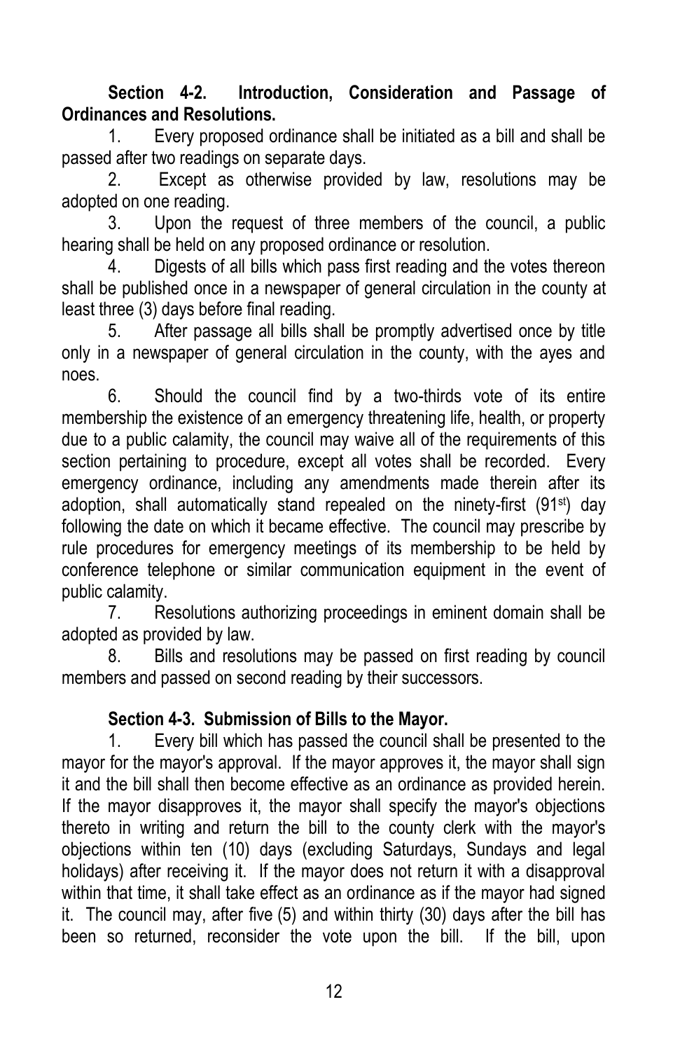**Section 4-2. Introduction, Consideration and Passage of Ordinances and Resolutions.**

1. Every proposed ordinance shall be initiated as a bill and shall be passed after two readings on separate days.

2. Except as otherwise provided by law, resolutions may be adopted on one reading.

3. Upon the request of three members of the council, a public hearing shall be held on any proposed ordinance or resolution.

4. Digests of all bills which pass first reading and the votes thereon shall be published once in a newspaper of general circulation in the county at least three (3) days before final reading.

5. After passage all bills shall be promptly advertised once by title only in a newspaper of general circulation in the county, with the ayes and noes.

6. Should the council find by a two-thirds vote of its entire membership the existence of an emergency threatening life, health, or property due to a public calamity, the council may waive all of the requirements of this section pertaining to procedure, except all votes shall be recorded. Every emergency ordinance, including any amendments made therein after its adoption, shall automatically stand repealed on the ninety-first (91st) day following the date on which it became effective. The council may prescribe by rule procedures for emergency meetings of its membership to be held by conference telephone or similar communication equipment in the event of public calamity.

7. Resolutions authorizing proceedings in eminent domain shall be adopted as provided by law.

8. Bills and resolutions may be passed on first reading by council members and passed on second reading by their successors.

**Section 4-3. Submission of Bills to the Mayor.**

1. Every bill which has passed the council shall be presented to the mayor for the mayor's approval. If the mayor approves it, the mayor shall sign it and the bill shall then become effective as an ordinance as provided herein. If the mayor disapproves it, the mayor shall specify the mayor's objections thereto in writing and return the bill to the county clerk with the mayor's objections within ten (10) days (excluding Saturdays, Sundays and legal holidays) after receiving it. If the mayor does not return it with a disapproval within that time, it shall take effect as an ordinance as if the mayor had signed it. The council may, after five (5) and within thirty (30) days after the bill has been so returned, reconsider the vote upon the bill. If the bill, upon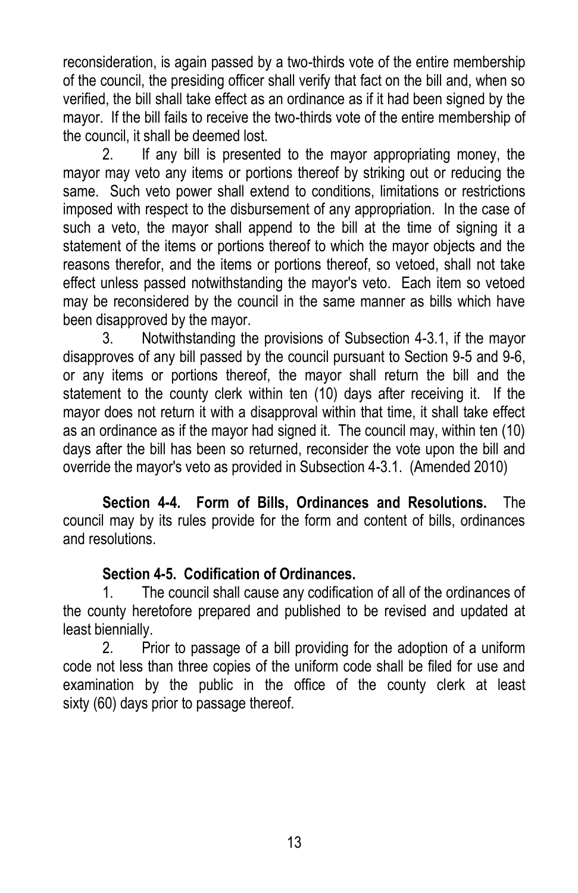reconsideration, is again passed by a two-thirds vote of the entire membership of the council, the presiding officer shall verify that fact on the bill and, when so verified, the bill shall take effect as an ordinance as if it had been signed by the mayor. If the bill fails to receive the two-thirds vote of the entire membership of the council, it shall be deemed lost.

2. If any bill is presented to the mayor appropriating money, the mayor may veto any items or portions thereof by striking out or reducing the same. Such veto power shall extend to conditions, limitations or restrictions imposed with respect to the disbursement of any appropriation. In the case of such a veto, the mayor shall append to the bill at the time of signing it a statement of the items or portions thereof to which the mayor objects and the reasons therefor, and the items or portions thereof, so vetoed, shall not take effect unless passed notwithstanding the mayor's veto. Each item so vetoed may be reconsidered by the council in the same manner as bills which have been disapproved by the mayor.

3. Notwithstanding the provisions of Subsection 4-3.1, if the mayor disapproves of any bill passed by the council pursuant to Section 9-5 and 9-6, or any items or portions thereof, the mayor shall return the bill and the statement to the county clerk within ten (10) days after receiving it. If the mayor does not return it with a disapproval within that time, it shall take effect as an ordinance as if the mayor had signed it. The council may, within ten (10) days after the bill has been so returned, reconsider the vote upon the bill and override the mayor's veto as provided in Subsection 4-3.1. (Amended 2010)

**Section 4-4. Form of Bills, Ordinances and Resolutions.** The council may by its rules provide for the form and content of bills, ordinances and resolutions.

**Section 4-5. Codification of Ordinances.**

1. The council shall cause any codification of all of the ordinances of the county heretofore prepared and published to be revised and updated at least biennially.

2. Prior to passage of a bill providing for the adoption of a uniform code not less than three copies of the uniform code shall be filed for use and examination by the public in the office of the county clerk at least sixty (60) days prior to passage thereof.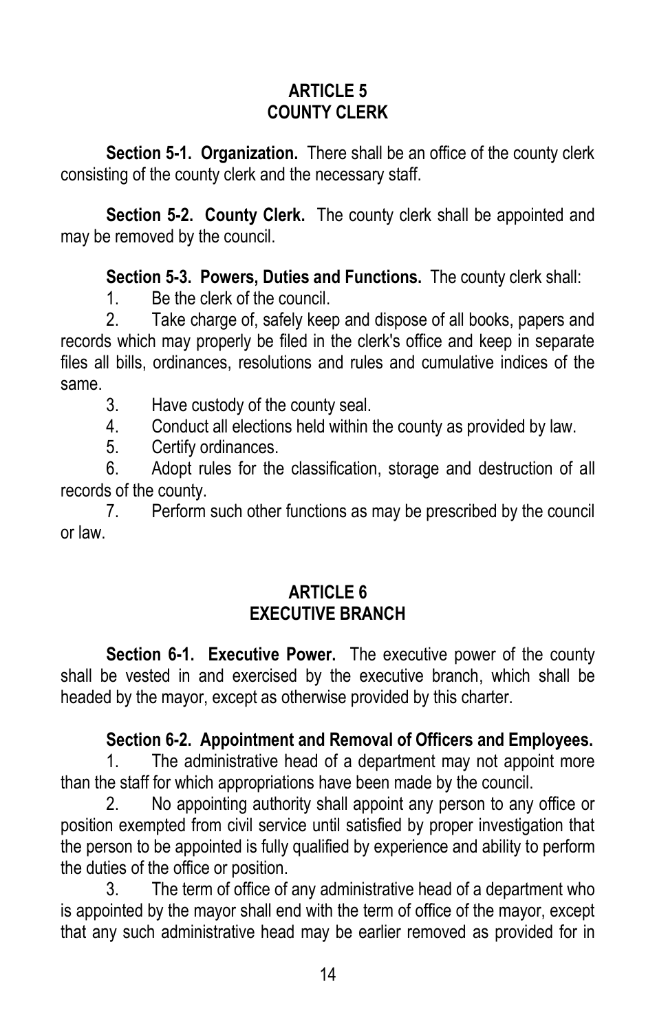## ARTICLE 5
## COUNTY CLERK

**Section 5-1. Organization.** There shall be an office of the county clerk consisting of the county clerk and the necessary staff.

**Section 5-2. County Clerk.** The county clerk shall be appointed and may be removed by the council.

**Section 5-3. Powers, Duties and Functions.** The county clerk shall:

1. Be the clerk of the council.
2. Take charge of, safely keep and dispose of all books, papers and records which may properly be filed in the clerk's office and keep in separate files all bills, ordinances, resolutions and rules and cumulative indices of the same.
3. Have custody of the county seal.
4. Conduct all elections held within the county as provided by law.
5. Certify ordinances.
6. Adopt rules for the classification, storage and destruction of all records of the county.
7. Perform such other functions as may be prescribed by the council or law.

## ARTICLE 6
## EXECUTIVE BRANCH

**Section 6-1. Executive Power.** The executive power of the county shall be vested in and exercised by the executive branch, which shall be headed by the mayor, except as otherwise provided by this charter.

**Section 6-2. Appointment and Removal of Officers and Employees.**

1. The administrative head of a department may not appoint more than the staff for which appropriations have been made by the council.
2. No appointing authority shall appoint any person to any office or position exempted from civil service until satisfied by proper investigation that the person to be appointed is fully qualified by experience and ability to perform the duties of the office or position.
3. The term of office of any administrative head of a department who is appointed by the mayor shall end with the term of office of the mayor, except that any such administrative head may be earlier removed as provided for in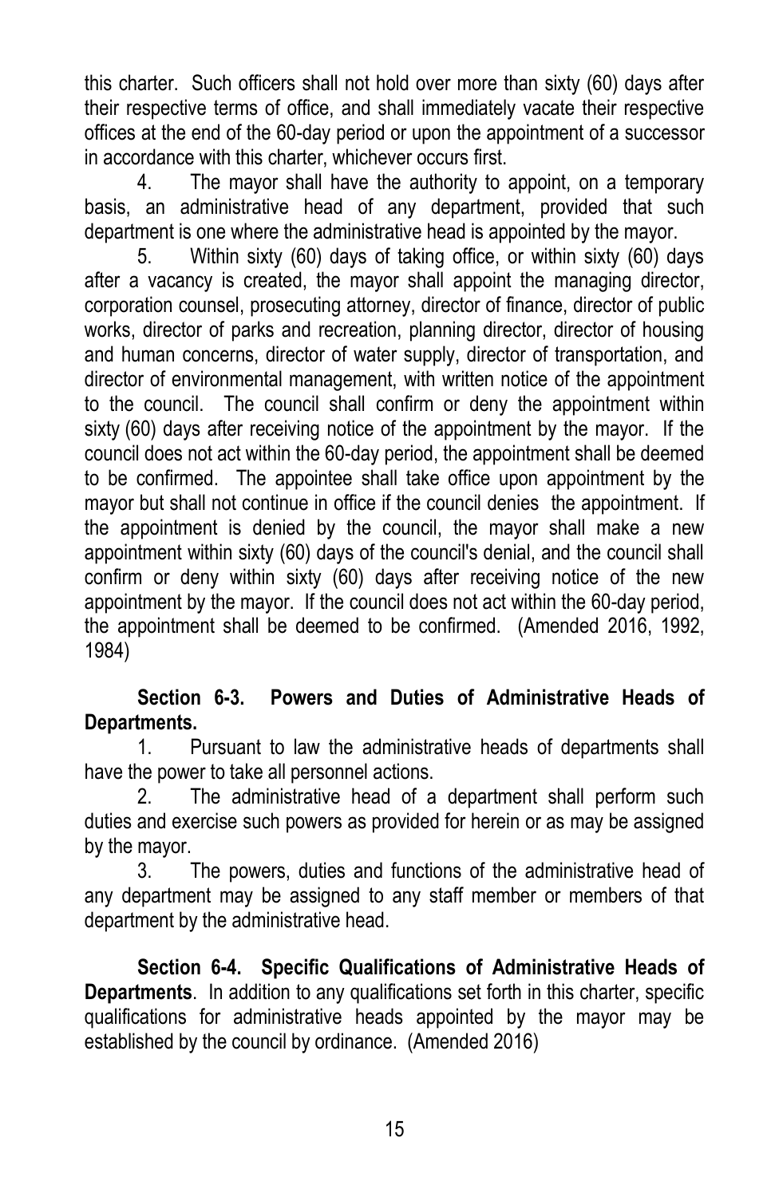this charter. Such officers shall not hold over more than sixty (60) days after their respective terms of office, and shall immediately vacate their respective offices at the end of the 60-day period or upon the appointment of a successor in accordance with this charter, whichever occurs first.

4. The mayor shall have the authority to appoint, on a temporary basis, an administrative head of any department, provided that such department is one where the administrative head is appointed by the mayor.

5. Within sixty (60) days of taking office, or within sixty (60) days after a vacancy is created, the mayor shall appoint the managing director, corporation counsel, prosecuting attorney, director of finance, director of public works, director of parks and recreation, planning director, director of housing and human concerns, director of water supply, director of transportation, and director of environmental management, with written notice of the appointment to the council. The council shall confirm or deny the appointment within sixty (60) days after receiving notice of the appointment by the mayor. If the council does not act within the 60-day period, the appointment shall be deemed to be confirmed. The appointee shall take office upon appointment by the mayor but shall not continue in office if the council denies the appointment. If the appointment is denied by the council, the mayor shall make a new appointment within sixty (60) days of the council's denial, and the council shall confirm or deny within sixty (60) days after receiving notice of the new appointment by the mayor. If the council does not act within the 60-day period, the appointment shall be deemed to be confirmed. (Amended 2016, 1992, 1984)

**Section 6-3. Powers and Duties of Administrative Heads of Departments.**

1. Pursuant to law the administrative heads of departments shall have the power to take all personnel actions.

2. The administrative head of a department shall perform such duties and exercise such powers as provided for herein or as may be assigned by the mayor.

3. The powers, duties and functions of the administrative head of any department may be assigned to any staff member or members of that department by the administrative head.

**Section 6-4. Specific Qualifications of Administrative Heads of Departments**. In addition to any qualifications set forth in this charter, specific qualifications for administrative heads appointed by the mayor may be established by the council by ordinance. (Amended 2016)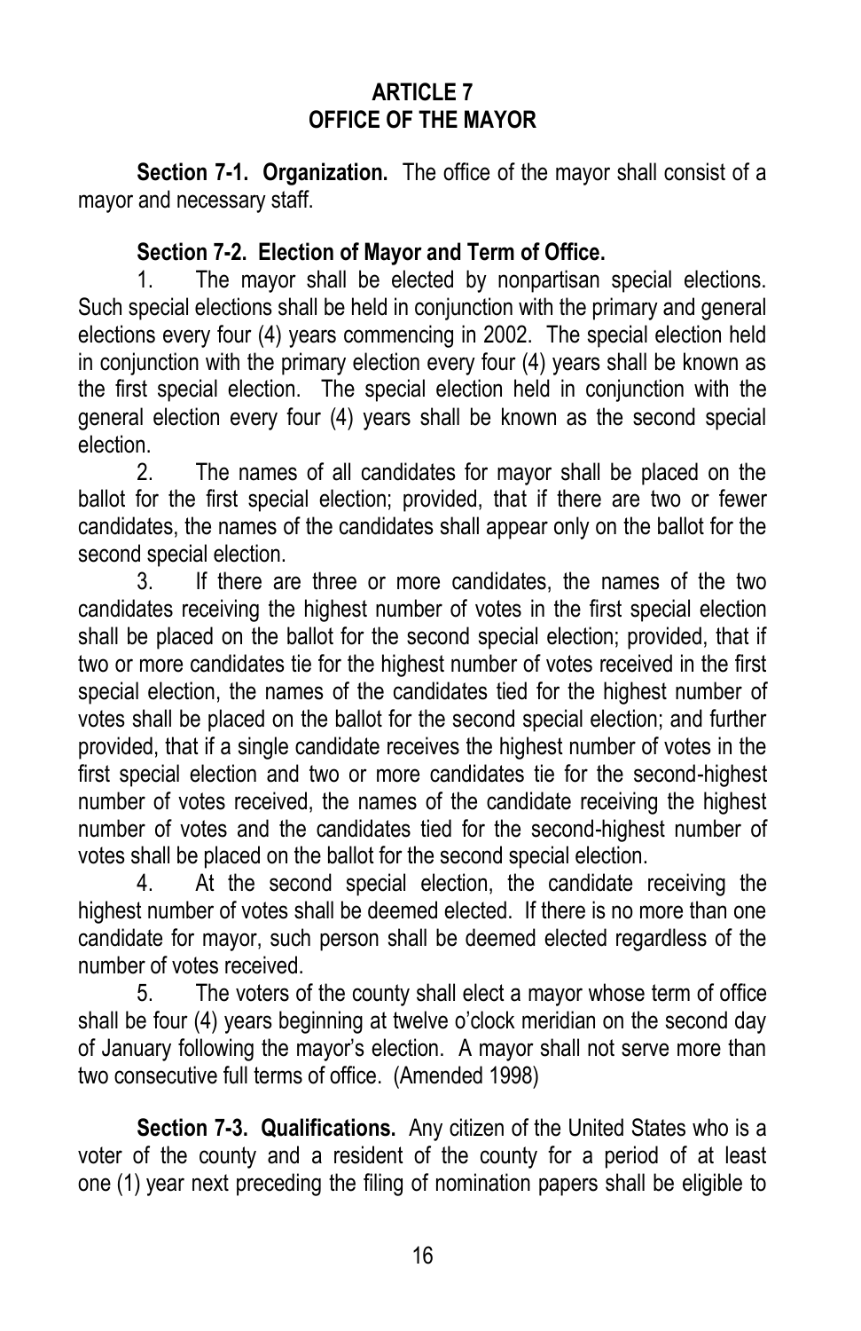# ARTICLE 7
# OFFICE OF THE MAYOR

**Section 7-1. Organization.** The office of the mayor shall consist of a mayor and necessary staff.

**Section 7-2. Election of Mayor and Term of Office.**

1. The mayor shall be elected by nonpartisan special elections. Such special elections shall be held in conjunction with the primary and general elections every four (4) years commencing in 2002. The special election held in conjunction with the primary election every four (4) years shall be known as the first special election. The special election held in conjunction with the general election every four (4) years shall be known as the second special election.

2. The names of all candidates for mayor shall be placed on the ballot for the first special election; provided, that if there are two or fewer candidates, the names of the candidates shall appear only on the ballot for the second special election.

3. If there are three or more candidates, the names of the two candidates receiving the highest number of votes in the first special election shall be placed on the ballot for the second special election; provided, that if two or more candidates tie for the highest number of votes received in the first special election, the names of the candidates tied for the highest number of votes shall be placed on the ballot for the second special election; and further provided, that if a single candidate receives the highest number of votes in the first special election and two or more candidates tie for the second-highest number of votes received, the names of the candidate receiving the highest number of votes and the candidates tied for the second-highest number of votes shall be placed on the ballot for the second special election.

4. At the second special election, the candidate receiving the highest number of votes shall be deemed elected. If there is no more than one candidate for mayor, such person shall be deemed elected regardless of the number of votes received.

5. The voters of the county shall elect a mayor whose term of office shall be four (4) years beginning at twelve o'clock meridian on the second day of January following the mayor's election. A mayor shall not serve more than two consecutive full terms of office. (Amended 1998)

**Section 7-3. Qualifications.** Any citizen of the United States who is a voter of the county and a resident of the county for a period of at least one (1) year next preceding the filing of nomination papers shall be eligible to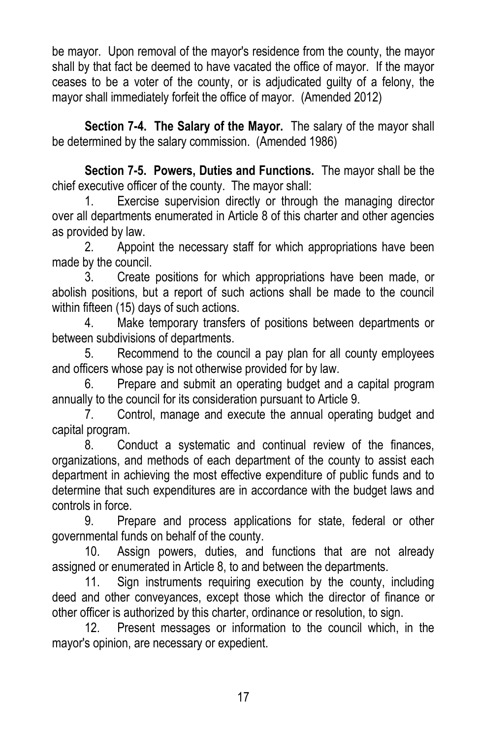be mayor. Upon removal of the mayor's residence from the county, the mayor shall by that fact be deemed to have vacated the office of mayor. If the mayor ceases to be a voter of the county, or is adjudicated guilty of a felony, the mayor shall immediately forfeit the office of mayor. (Amended 2012)

**Section 7-4. The Salary of the Mayor.** The salary of the mayor shall be determined by the salary commission. (Amended 1986)

**Section 7-5. Powers, Duties and Functions.** The mayor shall be the chief executive officer of the county. The mayor shall:

1. Exercise supervision directly or through the managing director over all departments enumerated in Article 8 of this charter and other agencies as provided by law.
2. Appoint the necessary staff for which appropriations have been made by the council.
3. Create positions for which appropriations have been made, or abolish positions, but a report of such actions shall be made to the council within fifteen (15) days of such actions.
4. Make temporary transfers of positions between departments or between subdivisions of departments.
5. Recommend to the council a pay plan for all county employees and officers whose pay is not otherwise provided for by law.
6. Prepare and submit an operating budget and a capital program annually to the council for its consideration pursuant to Article 9.
7. Control, manage and execute the annual operating budget and capital program.
8. Conduct a systematic and continual review of the finances, organizations, and methods of each department of the county to assist each department in achieving the most effective expenditure of public funds and to determine that such expenditures are in accordance with the budget laws and controls in force.
9. Prepare and process applications for state, federal or other governmental funds on behalf of the county.
10. Assign powers, duties, and functions that are not already assigned or enumerated in Article 8, to and between the departments.
11. Sign instruments requiring execution by the county, including deed and other conveyances, except those which the director of finance or other officer is authorized by this charter, ordinance or resolution, to sign.
12. Present messages or information to the council which, in the mayor's opinion, are necessary or expedient.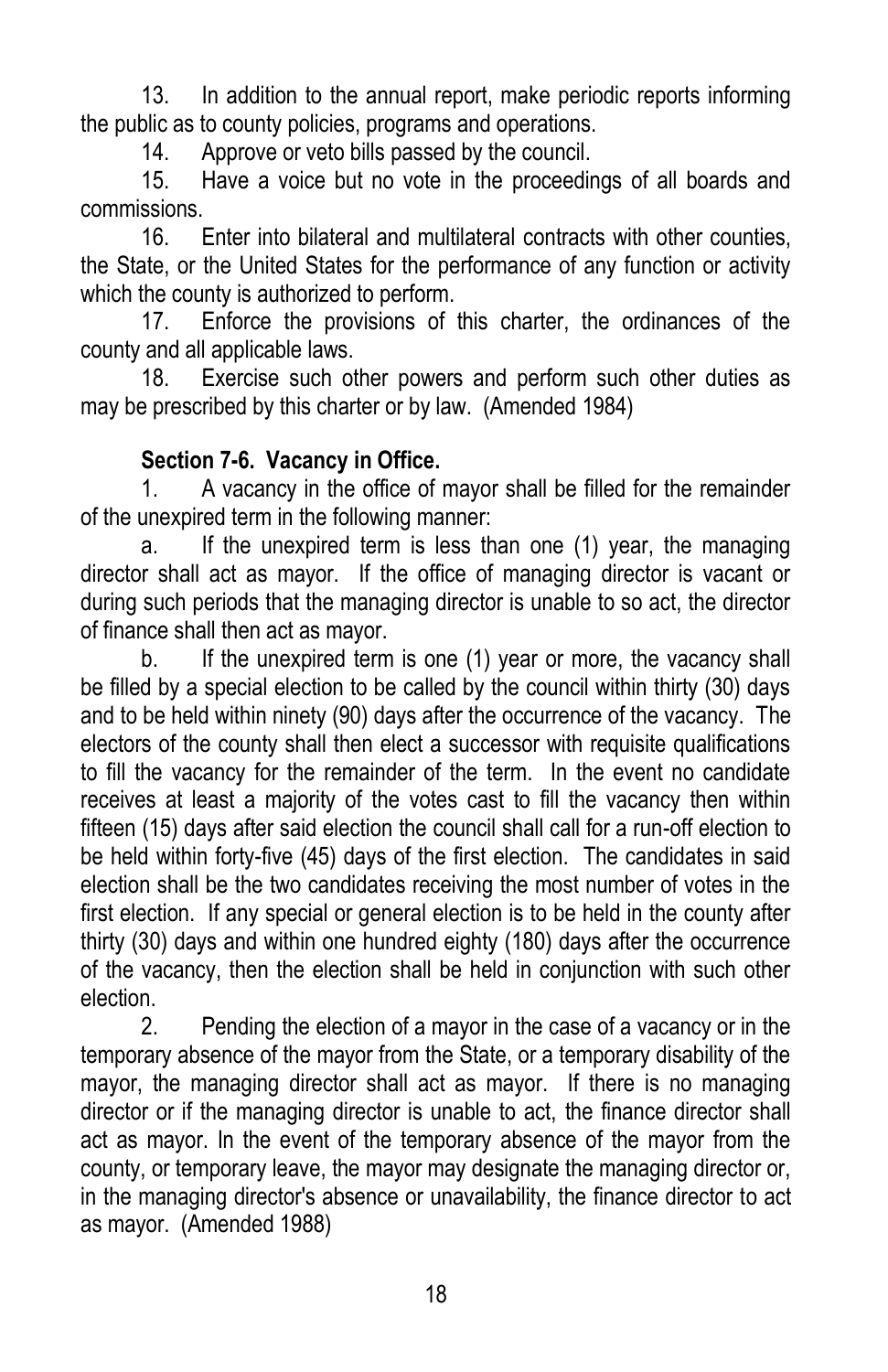13. In addition to the annual report, make periodic reports informing the public as to county policies, programs and operations.

14. Approve or veto bills passed by the council.

15. Have a voice but no vote in the proceedings of all boards and commissions.

16. Enter into bilateral and multilateral contracts with other counties, the State, or the United States for the performance of any function or activity which the county is authorized to perform.

17. Enforce the provisions of this charter, the ordinances of the county and all applicable laws.

18. Exercise such other powers and perform such other duties as may be prescribed by this charter or by law. (Amended 1984)

**Section 7-6. Vacancy in Office.**

1. A vacancy in the office of mayor shall be filled for the remainder of the unexpired term in the following manner:

a. If the unexpired term is less than one (1) year, the managing director shall act as mayor. If the office of managing director is vacant or during such periods that the managing director is unable to so act, the director of finance shall then act as mayor.

b. If the unexpired term is one (1) year or more, the vacancy shall be filled by a special election to be called by the council within thirty (30) days and to be held within ninety (90) days after the occurrence of the vacancy. The electors of the county shall then elect a successor with requisite qualifications to fill the vacancy for the remainder of the term. In the event no candidate receives at least a majority of the votes cast to fill the vacancy then within fifteen (15) days after said election the council shall call for a run-off election to be held within forty-five (45) days of the first election. The candidates in said election shall be the two candidates receiving the most number of votes in the first election. If any special or general election is to be held in the county after thirty (30) days and within one hundred eighty (180) days after the occurrence of the vacancy, then the election shall be held in conjunction with such other election.

2. Pending the election of a mayor in the case of a vacancy or in the temporary absence of the mayor from the State, or a temporary disability of the mayor, the managing director shall act as mayor. If there is no managing director or if the managing director is unable to act, the finance director shall act as mayor. In the event of the temporary absence of the mayor from the county, or temporary leave, the mayor may designate the managing director or, in the managing director's absence or unavailability, the finance director to act as mayor. (Amended 1988)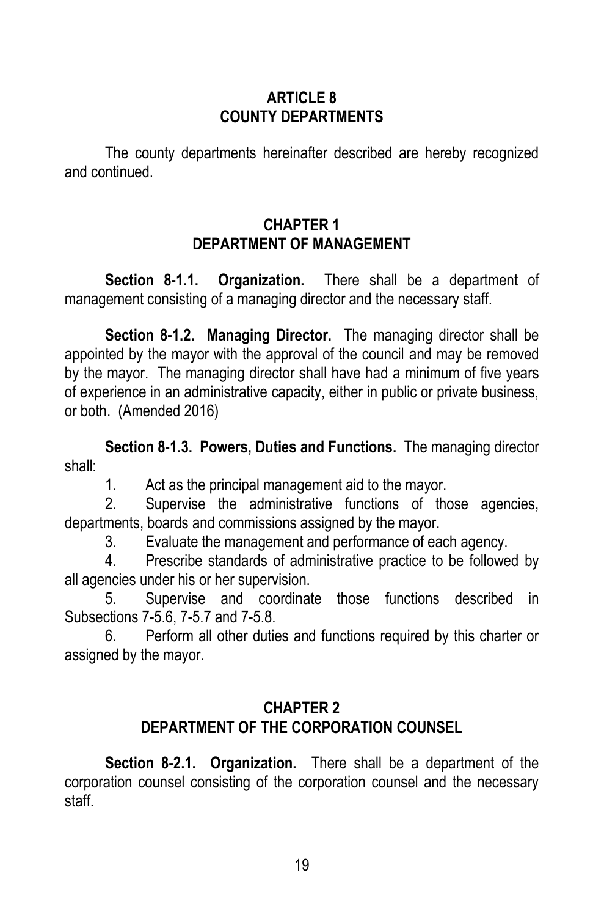# ARTICLE 8
# COUNTY DEPARTMENTS

The county departments hereinafter described are hereby recognized and continued.

## CHAPTER 1
## DEPARTMENT OF MANAGEMENT

**Section 8-1.1. Organization.** There shall be a department of management consisting of a managing director and the necessary staff.

**Section 8-1.2. Managing Director.** The managing director shall be appointed by the mayor with the approval of the council and may be removed by the mayor. The managing director shall have had a minimum of five years of experience in an administrative capacity, either in public or private business, or both. (Amended 2016)

**Section 8-1.3. Powers, Duties and Functions.** The managing director shall:

1. Act as the principal management aid to the mayor.
2. Supervise the administrative functions of those agencies, departments, boards and commissions assigned by the mayor.
3. Evaluate the management and performance of each agency.
4. Prescribe standards of administrative practice to be followed by all agencies under his or her supervision.
5. Supervise and coordinate those functions described in Subsections 7-5.6, 7-5.7 and 7-5.8.
6. Perform all other duties and functions required by this charter or assigned by the mayor.

## CHAPTER 2
## DEPARTMENT OF THE CORPORATION COUNSEL

**Section 8-2.1. Organization.** There shall be a department of the corporation counsel consisting of the corporation counsel and the necessary staff.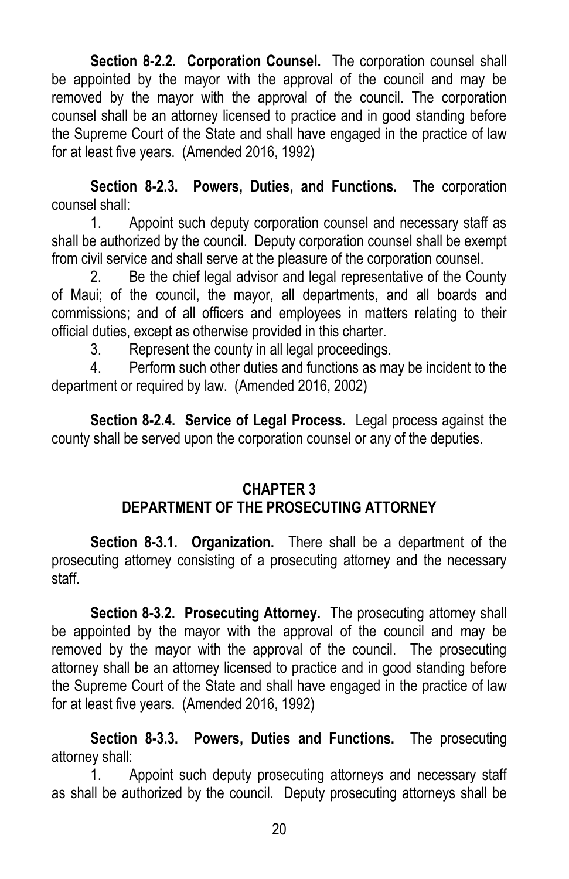**Section 8-2.2. Corporation Counsel.** The corporation counsel shall be appointed by the mayor with the approval of the council and may be removed by the mayor with the approval of the council. The corporation counsel shall be an attorney licensed to practice and in good standing before the Supreme Court of the State and shall have engaged in the practice of law for at least five years. (Amended 2016, 1992)

**Section 8-2.3. Powers, Duties, and Functions.** The corporation counsel shall:

1. Appoint such deputy corporation counsel and necessary staff as shall be authorized by the council. Deputy corporation counsel shall be exempt from civil service and shall serve at the pleasure of the corporation counsel.
2. Be the chief legal advisor and legal representative of the County of Maui; of the council, the mayor, all departments, and all boards and commissions; and of all officers and employees in matters relating to their official duties, except as otherwise provided in this charter.
3. Represent the county in all legal proceedings.
4. Perform such other duties and functions as may be incident to the department or required by law. (Amended 2016, 2002)

**Section 8-2.4. Service of Legal Process.** Legal process against the county shall be served upon the corporation counsel or any of the deputies.

## CHAPTER 3
## DEPARTMENT OF THE PROSECUTING ATTORNEY

**Section 8-3.1. Organization.** There shall be a department of the prosecuting attorney consisting of a prosecuting attorney and the necessary staff.

**Section 8-3.2. Prosecuting Attorney.** The prosecuting attorney shall be appointed by the mayor with the approval of the council and may be removed by the mayor with the approval of the council. The prosecuting attorney shall be an attorney licensed to practice and in good standing before the Supreme Court of the State and shall have engaged in the practice of law for at least five years. (Amended 2016, 1992)

**Section 8-3.3. Powers, Duties and Functions.** The prosecuting attorney shall:

1. Appoint such deputy prosecuting attorneys and necessary staff as shall be authorized by the council. Deputy prosecuting attorneys shall be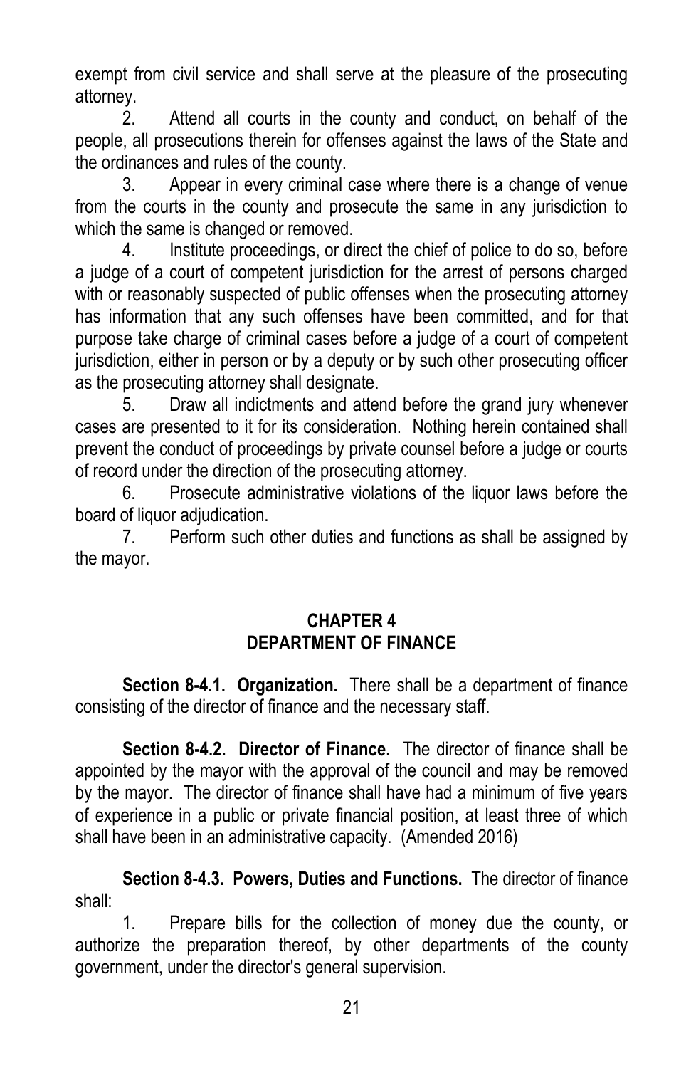exempt from civil service and shall serve at the pleasure of the prosecuting attorney.

2. Attend all courts in the county and conduct, on behalf of the people, all prosecutions therein for offenses against the laws of the State and the ordinances and rules of the county.

3. Appear in every criminal case where there is a change of venue from the courts in the county and prosecute the same in any jurisdiction to which the same is changed or removed.

4. Institute proceedings, or direct the chief of police to do so, before a judge of a court of competent jurisdiction for the arrest of persons charged with or reasonably suspected of public offenses when the prosecuting attorney has information that any such offenses have been committed, and for that purpose take charge of criminal cases before a judge of a court of competent jurisdiction, either in person or by a deputy or by such other prosecuting officer as the prosecuting attorney shall designate.

5. Draw all indictments and attend before the grand jury whenever cases are presented to it for its consideration. Nothing herein contained shall prevent the conduct of proceedings by private counsel before a judge or courts of record under the direction of the prosecuting attorney.

6. Prosecute administrative violations of the liquor laws before the board of liquor adjudication.

7. Perform such other duties and functions as shall be assigned by the mayor.

## CHAPTER 4
## DEPARTMENT OF FINANCE

**Section 8-4.1. Organization.** There shall be a department of finance consisting of the director of finance and the necessary staff.

**Section 8-4.2. Director of Finance.** The director of finance shall be appointed by the mayor with the approval of the council and may be removed by the mayor. The director of finance shall have had a minimum of five years of experience in a public or private financial position, at least three of which shall have been in an administrative capacity. (Amended 2016)

**Section 8-4.3. Powers, Duties and Functions.** The director of finance shall:

1. Prepare bills for the collection of money due the county, or authorize the preparation thereof, by other departments of the county government, under the director's general supervision.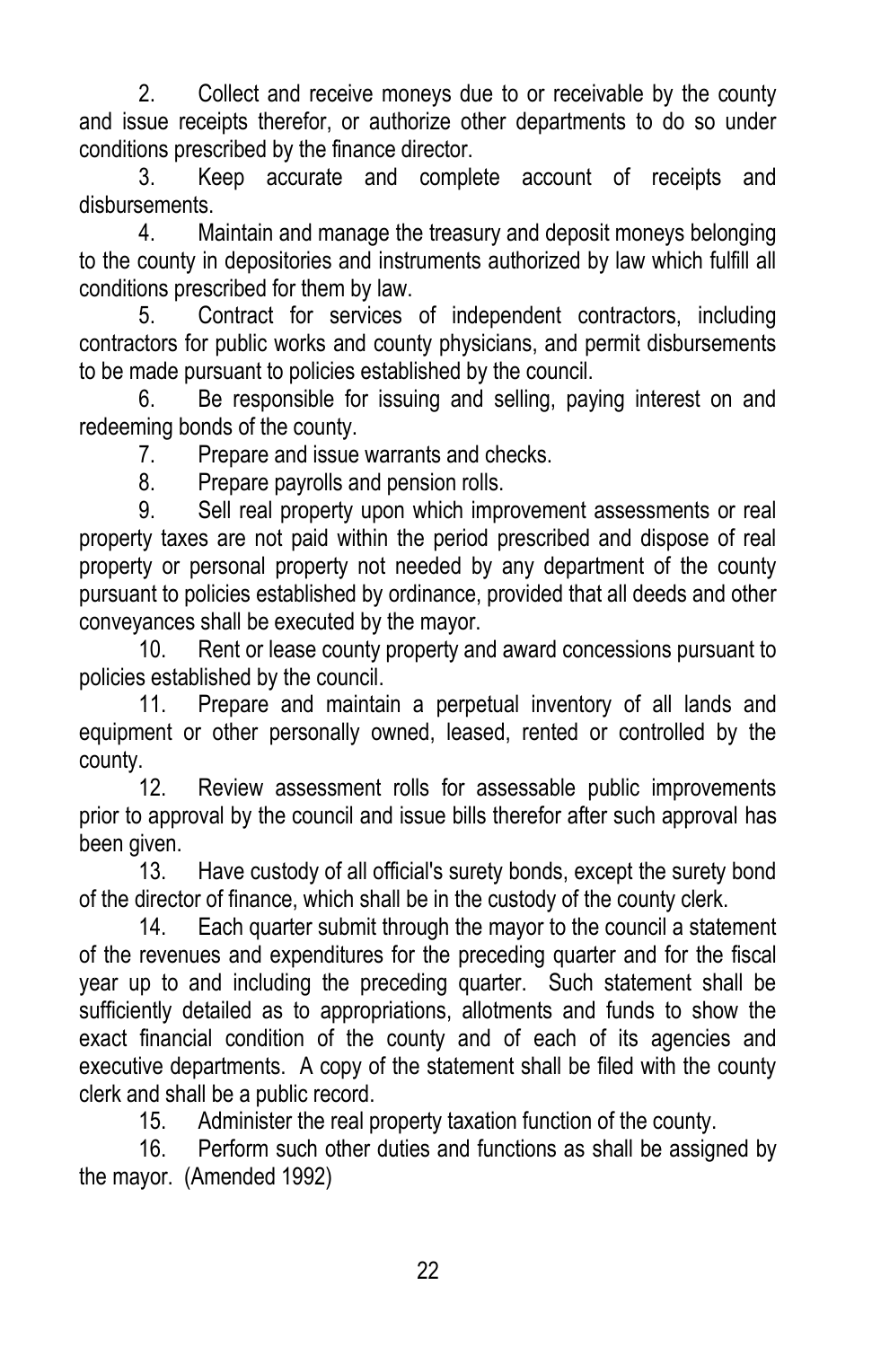2. Collect and receive moneys due to or receivable by the county and issue receipts therefor, or authorize other departments to do so under conditions prescribed by the finance director.

3. Keep accurate and complete account of receipts and disbursements.

4. Maintain and manage the treasury and deposit moneys belonging to the county in depositories and instruments authorized by law which fulfill all conditions prescribed for them by law.

5. Contract for services of independent contractors, including contractors for public works and county physicians, and permit disbursements to be made pursuant to policies established by the council.

6. Be responsible for issuing and selling, paying interest on and redeeming bonds of the county.

7. Prepare and issue warrants and checks.

8. Prepare payrolls and pension rolls.

9. Sell real property upon which improvement assessments or real property taxes are not paid within the period prescribed and dispose of real property or personal property not needed by any department of the county pursuant to policies established by ordinance, provided that all deeds and other conveyances shall be executed by the mayor.

10. Rent or lease county property and award concessions pursuant to policies established by the council.

11. Prepare and maintain a perpetual inventory of all lands and equipment or other personally owned, leased, rented or controlled by the county.

12. Review assessment rolls for assessable public improvements prior to approval by the council and issue bills therefor after such approval has been given.

13. Have custody of all official's surety bonds, except the surety bond of the director of finance, which shall be in the custody of the county clerk.

14. Each quarter submit through the mayor to the council a statement of the revenues and expenditures for the preceding quarter and for the fiscal year up to and including the preceding quarter. Such statement shall be sufficiently detailed as to appropriations, allotments and funds to show the exact financial condition of the county and of each of its agencies and executive departments. A copy of the statement shall be filed with the county clerk and shall be a public record.

15. Administer the real property taxation function of the county.

16. Perform such other duties and functions as shall be assigned by the mayor. (Amended 1992)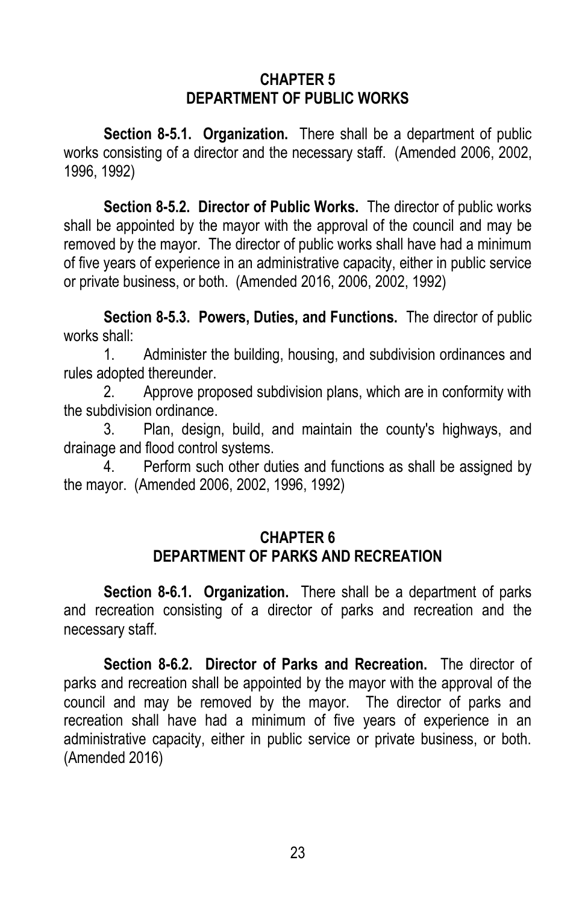## CHAPTER 5
## DEPARTMENT OF PUBLIC WORKS

**Section 8-5.1. Organization.** There shall be a department of public works consisting of a director and the necessary staff. (Amended 2006, 2002, 1996, 1992)

**Section 8-5.2. Director of Public Works.** The director of public works shall be appointed by the mayor with the approval of the council and may be removed by the mayor. The director of public works shall have had a minimum of five years of experience in an administrative capacity, either in public service or private business, or both. (Amended 2016, 2006, 2002, 1992)

**Section 8-5.3. Powers, Duties, and Functions.** The director of public works shall:

1. Administer the building, housing, and subdivision ordinances and rules adopted thereunder.
2. Approve proposed subdivision plans, which are in conformity with the subdivision ordinance.
3. Plan, design, build, and maintain the county's highways, and drainage and flood control systems.
4. Perform such other duties and functions as shall be assigned by the mayor. (Amended 2006, 2002, 1996, 1992)

## CHAPTER 6
## DEPARTMENT OF PARKS AND RECREATION

**Section 8-6.1. Organization.** There shall be a department of parks and recreation consisting of a director of parks and recreation and the necessary staff.

**Section 8-6.2. Director of Parks and Recreation.** The director of parks and recreation shall be appointed by the mayor with the approval of the council and may be removed by the mayor. The director of parks and recreation shall have had a minimum of five years of experience in an administrative capacity, either in public service or private business, or both. (Amended 2016)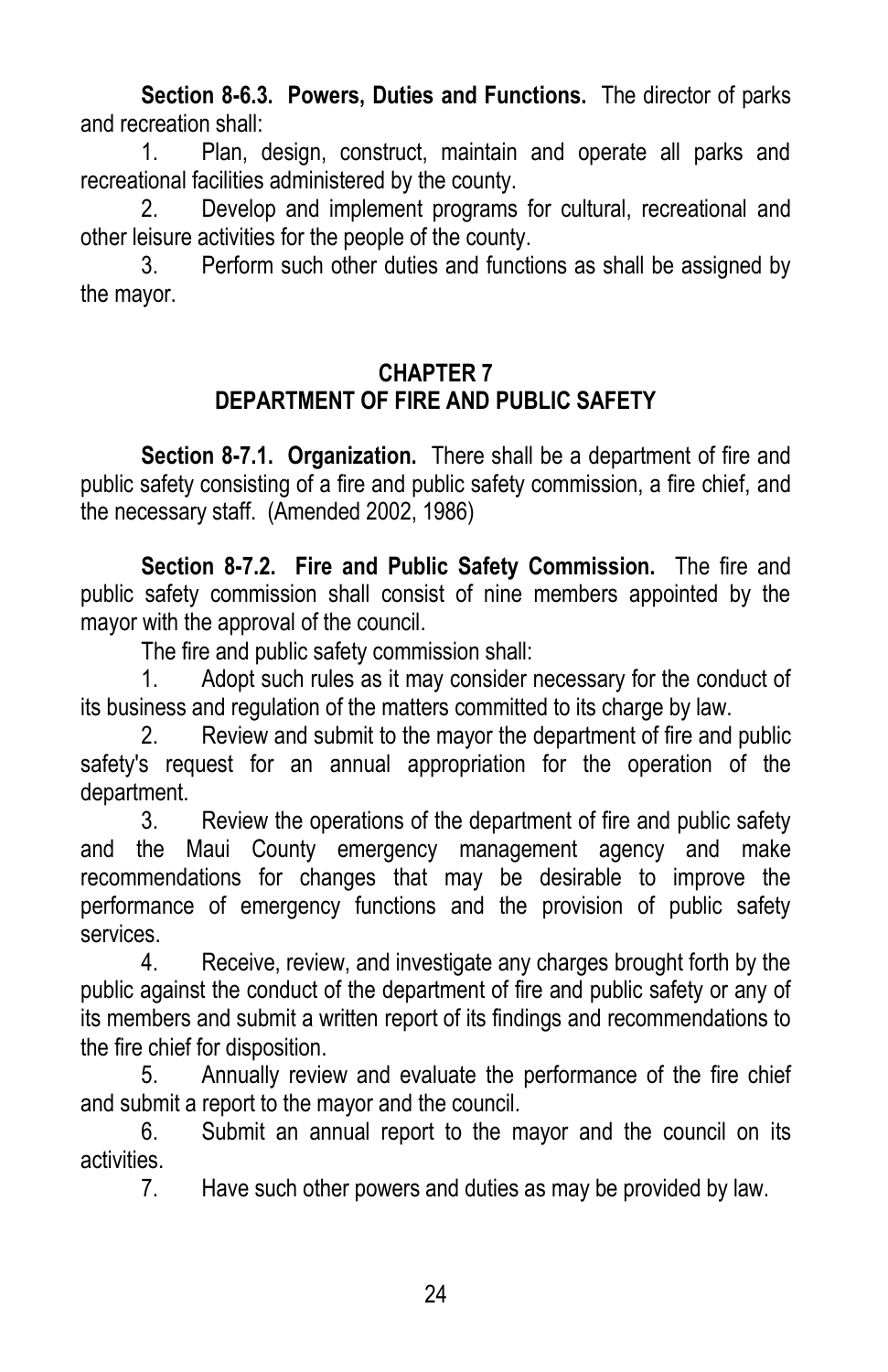**Section 8-6.3. Powers, Duties and Functions.** The director of parks and recreation shall:

1. Plan, design, construct, maintain and operate all parks and recreational facilities administered by the county.
2. Develop and implement programs for cultural, recreational and other leisure activities for the people of the county.
3. Perform such other duties and functions as shall be assigned by the mayor.

## CHAPTER 7
## DEPARTMENT OF FIRE AND PUBLIC SAFETY

**Section 8-7.1. Organization.** There shall be a department of fire and public safety consisting of a fire and public safety commission, a fire chief, and the necessary staff. (Amended 2002, 1986)

**Section 8-7.2. Fire and Public Safety Commission.** The fire and public safety commission shall consist of nine members appointed by the mayor with the approval of the council.

The fire and public safety commission shall:

1. Adopt such rules as it may consider necessary for the conduct of its business and regulation of the matters committed to its charge by law.
2. Review and submit to the mayor the department of fire and public safety's request for an annual appropriation for the operation of the department.
3. Review the operations of the department of fire and public safety and the Maui County emergency management agency and make recommendations for changes that may be desirable to improve the performance of emergency functions and the provision of public safety services.
4. Receive, review, and investigate any charges brought forth by the public against the conduct of the department of fire and public safety or any of its members and submit a written report of its findings and recommendations to the fire chief for disposition.
5. Annually review and evaluate the performance of the fire chief and submit a report to the mayor and the council.
6. Submit an annual report to the mayor and the council on its activities.
7. Have such other powers and duties as may be provided by law.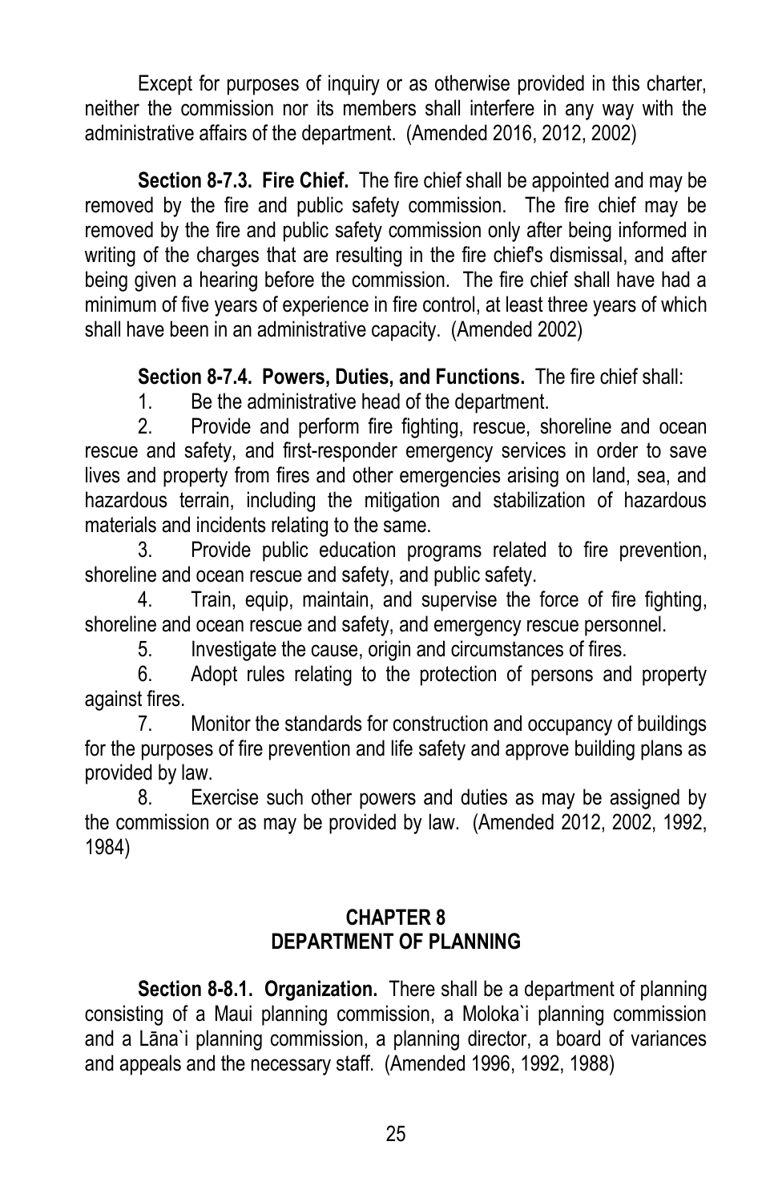Except for purposes of inquiry or as otherwise provided in this charter, neither the commission nor its members shall interfere in any way with the administrative affairs of the department. (Amended 2016, 2012, 2002)

**Section 8-7.3. Fire Chief.** The fire chief shall be appointed and may be removed by the fire and public safety commission. The fire chief may be removed by the fire and public safety commission only after being informed in writing of the charges that are resulting in the fire chief's dismissal, and after being given a hearing before the commission. The fire chief shall have had a minimum of five years of experience in fire control, at least three years of which shall have been in an administrative capacity. (Amended 2002)

**Section 8-7.4. Powers, Duties, and Functions.** The fire chief shall:

1. Be the administrative head of the department.
2. Provide and perform fire fighting, rescue, shoreline and ocean rescue and safety, and first-responder emergency services in order to save lives and property from fires and other emergencies arising on land, sea, and hazardous terrain, including the mitigation and stabilization of hazardous materials and incidents relating to the same.
3. Provide public education programs related to fire prevention, shoreline and ocean rescue and safety, and public safety.
4. Train, equip, maintain, and supervise the force of fire fighting, shoreline and ocean rescue and safety, and emergency rescue personnel.
5. Investigate the cause, origin and circumstances of fires.
6. Adopt rules relating to the protection of persons and property against fires.
7. Monitor the standards for construction and occupancy of buildings for the purposes of fire prevention and life safety and approve building plans as provided by law.
8. Exercise such other powers and duties as may be assigned by the commission or as may be provided by law. (Amended 2012, 2002, 1992, 1984)

## CHAPTER 8
## DEPARTMENT OF PLANNING

**Section 8-8.1. Organization.** There shall be a department of planning consisting of a Maui planning commission, a Moloka`i planning commission and a Lāna`i planning commission, a planning director, a board of variances and appeals and the necessary staff. (Amended 1996, 1992, 1988)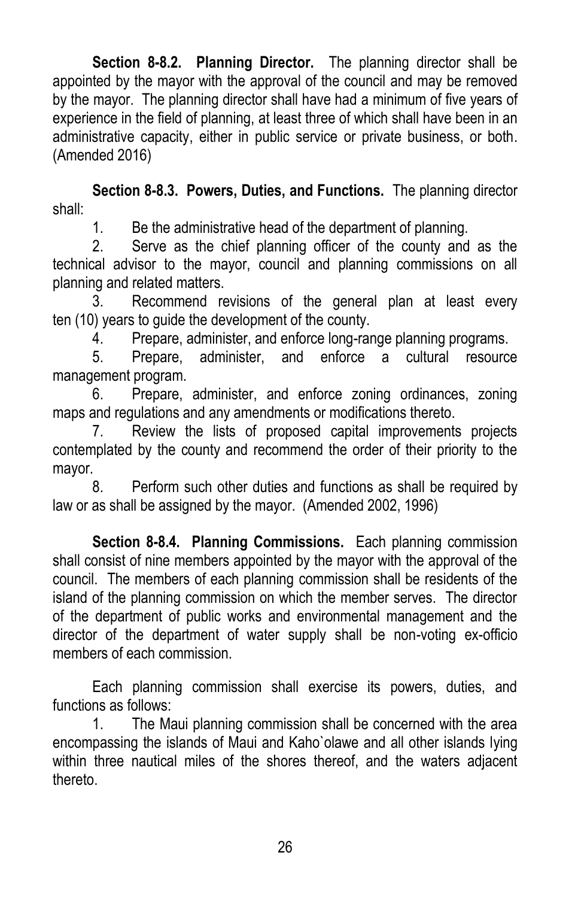**Section 8-8.2. Planning Director.** The planning director shall be appointed by the mayor with the approval of the council and may be removed by the mayor. The planning director shall have had a minimum of five years of experience in the field of planning, at least three of which shall have been in an administrative capacity, either in public service or private business, or both. (Amended 2016)

**Section 8-8.3. Powers, Duties, and Functions.** The planning director shall:

1. Be the administrative head of the department of planning.
2. Serve as the chief planning officer of the county and as the technical advisor to the mayor, council and planning commissions on all planning and related matters.
3. Recommend revisions of the general plan at least every ten (10) years to guide the development of the county.
4. Prepare, administer, and enforce long-range planning programs.
5. Prepare, administer, and enforce a cultural resource management program.
6. Prepare, administer, and enforce zoning ordinances, zoning maps and regulations and any amendments or modifications thereto.
7. Review the lists of proposed capital improvements projects contemplated by the county and recommend the order of their priority to the mayor.
8. Perform such other duties and functions as shall be required by law or as shall be assigned by the mayor. (Amended 2002, 1996)

**Section 8-8.4. Planning Commissions.** Each planning commission shall consist of nine members appointed by the mayor with the approval of the council. The members of each planning commission shall be residents of the island of the planning commission on which the member serves. The director of the department of public works and environmental management and the director of the department of water supply shall be non-voting ex-officio members of each commission.

Each planning commission shall exercise its powers, duties, and functions as follows:

1. The Maui planning commission shall be concerned with the area encompassing the islands of Maui and Kaho`olawe and all other islands lying within three nautical miles of the shores thereof, and the waters adjacent thereto.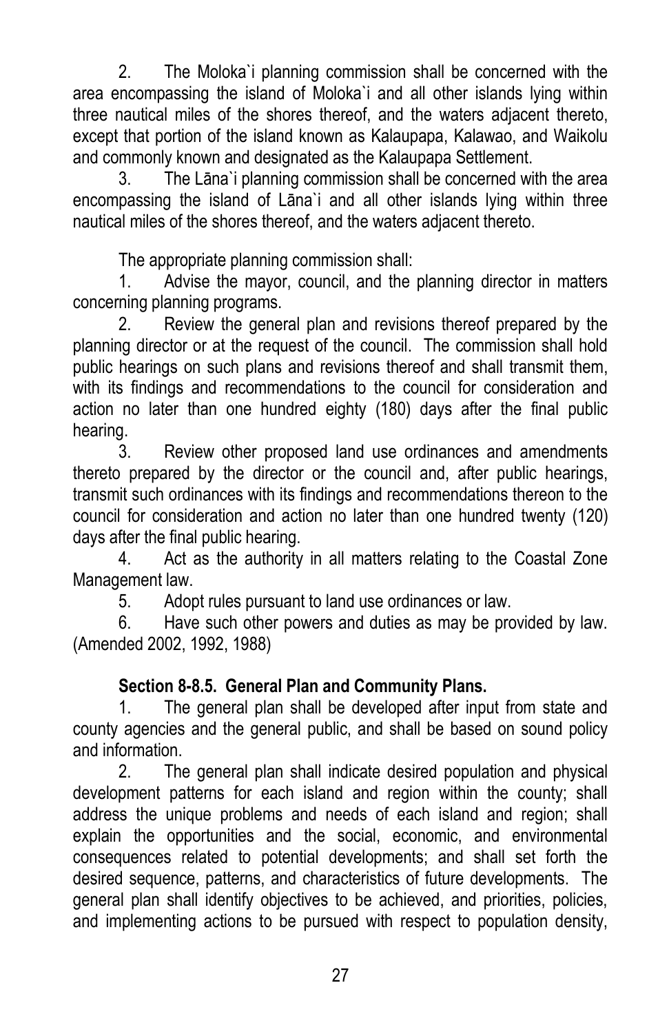2. The Moloka`i planning commission shall be concerned with the area encompassing the island of Moloka`i and all other islands lying within three nautical miles of the shores thereof, and the waters adjacent thereto, except that portion of the island known as Kalaupapa, Kalawao, and Waikolu and commonly known and designated as the Kalaupapa Settlement.

3. The Lāna`i planning commission shall be concerned with the area encompassing the island of Lāna`i and all other islands lying within three nautical miles of the shores thereof, and the waters adjacent thereto.

The appropriate planning commission shall:

1. Advise the mayor, council, and the planning director in matters concerning planning programs.

2. Review the general plan and revisions thereof prepared by the planning director or at the request of the council. The commission shall hold public hearings on such plans and revisions thereof and shall transmit them, with its findings and recommendations to the council for consideration and action no later than one hundred eighty (180) days after the final public hearing.

3. Review other proposed land use ordinances and amendments thereto prepared by the director or the council and, after public hearings, transmit such ordinances with its findings and recommendations thereon to the council for consideration and action no later than one hundred twenty (120) days after the final public hearing.

4. Act as the authority in all matters relating to the Coastal Zone Management law.

5. Adopt rules pursuant to land use ordinances or law.

6. Have such other powers and duties as may be provided by law. (Amended 2002, 1992, 1988)

**Section 8-8.5. General Plan and Community Plans.**

1. The general plan shall be developed after input from state and county agencies and the general public, and shall be based on sound policy and information.

2. The general plan shall indicate desired population and physical development patterns for each island and region within the county; shall address the unique problems and needs of each island and region; shall explain the opportunities and the social, economic, and environmental consequences related to potential developments; and shall set forth the desired sequence, patterns, and characteristics of future developments. The general plan shall identify objectives to be achieved, and priorities, policies, and implementing actions to be pursued with respect to population density,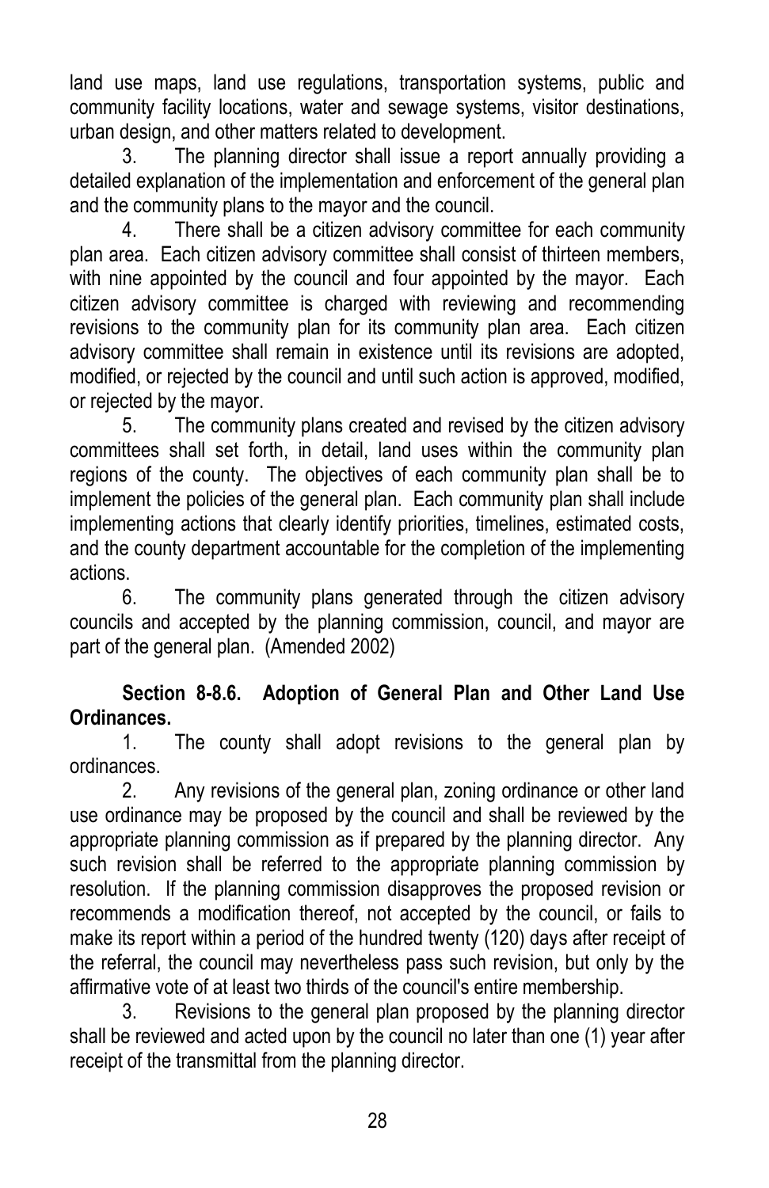land use maps, land use regulations, transportation systems, public and community facility locations, water and sewage systems, visitor destinations, urban design, and other matters related to development.

3. The planning director shall issue a report annually providing a detailed explanation of the implementation and enforcement of the general plan and the community plans to the mayor and the council.

4. There shall be a citizen advisory committee for each community plan area. Each citizen advisory committee shall consist of thirteen members, with nine appointed by the council and four appointed by the mayor. Each citizen advisory committee is charged with reviewing and recommending revisions to the community plan for its community plan area. Each citizen advisory committee shall remain in existence until its revisions are adopted, modified, or rejected by the council and until such action is approved, modified, or rejected by the mayor.

5. The community plans created and revised by the citizen advisory committees shall set forth, in detail, land uses within the community plan regions of the county. The objectives of each community plan shall be to implement the policies of the general plan. Each community plan shall include implementing actions that clearly identify priorities, timelines, estimated costs, and the county department accountable for the completion of the implementing actions.

6. The community plans generated through the citizen advisory councils and accepted by the planning commission, council, and mayor are part of the general plan. (Amended 2002)

**Section 8-8.6. Adoption of General Plan and Other Land Use Ordinances.**

1. The county shall adopt revisions to the general plan by ordinances.

2. Any revisions of the general plan, zoning ordinance or other land use ordinance may be proposed by the council and shall be reviewed by the appropriate planning commission as if prepared by the planning director. Any such revision shall be referred to the appropriate planning commission by resolution. If the planning commission disapproves the proposed revision or recommends a modification thereof, not accepted by the council, or fails to make its report within a period of the hundred twenty (120) days after receipt of the referral, the council may nevertheless pass such revision, but only by the affirmative vote of at least two thirds of the council's entire membership.

3. Revisions to the general plan proposed by the planning director shall be reviewed and acted upon by the council no later than one (1) year after receipt of the transmittal from the planning director.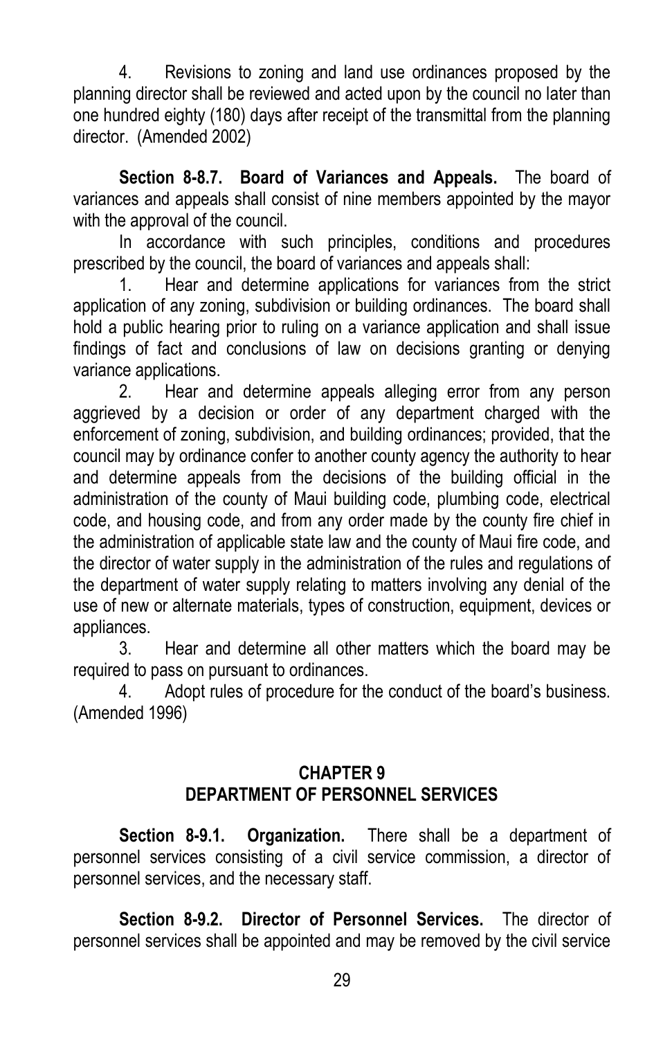4. Revisions to zoning and land use ordinances proposed by the planning director shall be reviewed and acted upon by the council no later than one hundred eighty (180) days after receipt of the transmittal from the planning director. (Amended 2002)

**Section 8-8.7. Board of Variances and Appeals.** The board of variances and appeals shall consist of nine members appointed by the mayor with the approval of the council.

In accordance with such principles, conditions and procedures prescribed by the council, the board of variances and appeals shall:

1. Hear and determine applications for variances from the strict application of any zoning, subdivision or building ordinances. The board shall hold a public hearing prior to ruling on a variance application and shall issue findings of fact and conclusions of law on decisions granting or denying variance applications.
2. Hear and determine appeals alleging error from any person aggrieved by a decision or order of any department charged with the enforcement of zoning, subdivision, and building ordinances; provided, that the council may by ordinance confer to another county agency the authority to hear and determine appeals from the decisions of the building official in the administration of the county of Maui building code, plumbing code, electrical code, and housing code, and from any order made by the county fire chief in the administration of applicable state law and the county of Maui fire code, and the director of water supply in the administration of the rules and regulations of the department of water supply relating to matters involving any denial of the use of new or alternate materials, types of construction, equipment, devices or appliances.
3. Hear and determine all other matters which the board may be required to pass on pursuant to ordinances.
4. Adopt rules of procedure for the conduct of the board's business. (Amended 1996)

## CHAPTER 9
## DEPARTMENT OF PERSONNEL SERVICES

**Section 8-9.1. Organization.** There shall be a department of personnel services consisting of a civil service commission, a director of personnel services, and the necessary staff.

**Section 8-9.2. Director of Personnel Services.** The director of personnel services shall be appointed and may be removed by the civil service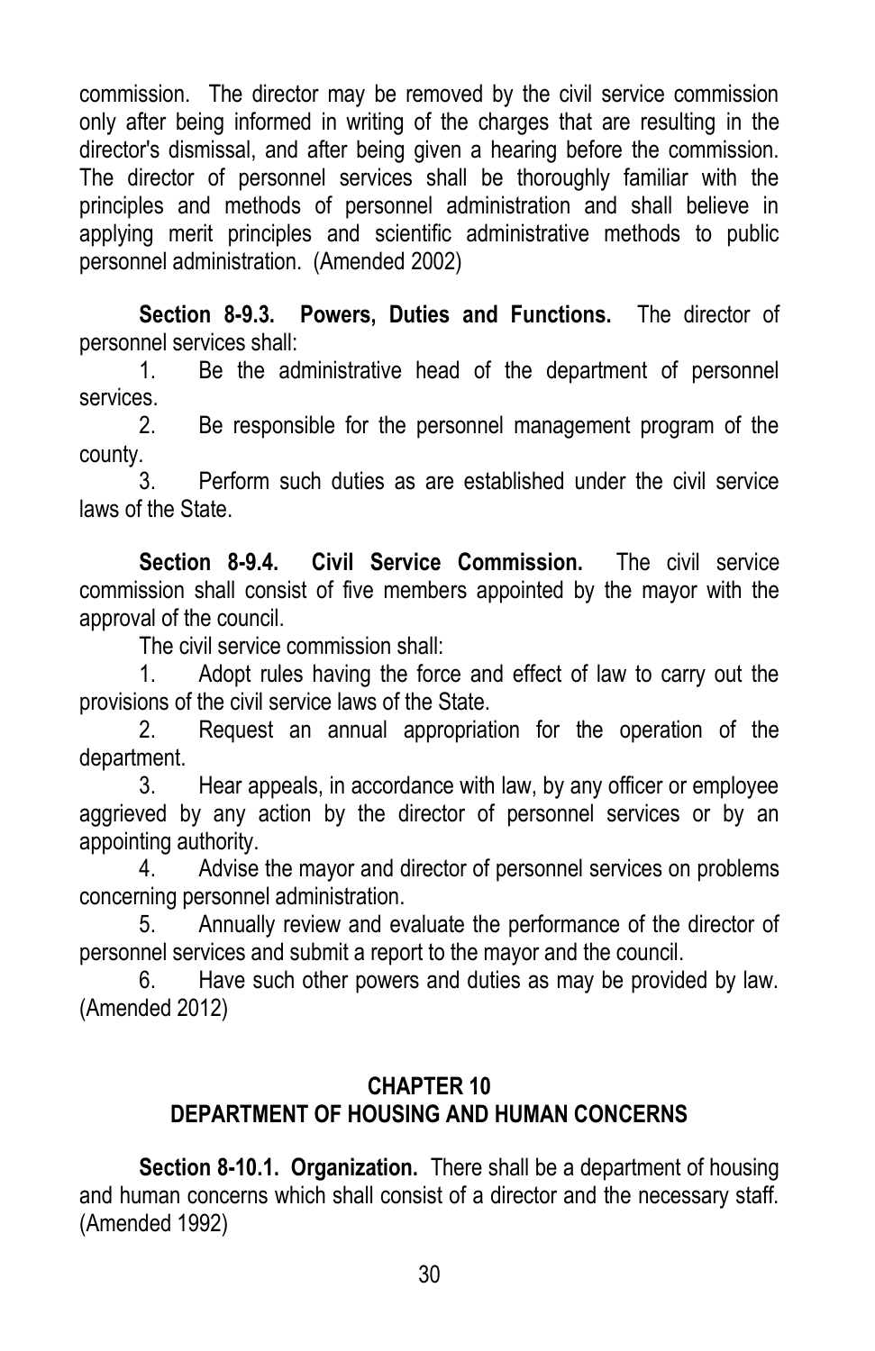commission. The director may be removed by the civil service commission only after being informed in writing of the charges that are resulting in the director's dismissal, and after being given a hearing before the commission. The director of personnel services shall be thoroughly familiar with the principles and methods of personnel administration and shall believe in applying merit principles and scientific administrative methods to public personnel administration. (Amended 2002)

**Section 8-9.3. Powers, Duties and Functions.** The director of personnel services shall:

1. Be the administrative head of the department of personnel services.
2. Be responsible for the personnel management program of the county.
3. Perform such duties as are established under the civil service laws of the State.

**Section 8-9.4. Civil Service Commission.** The civil service commission shall consist of five members appointed by the mayor with the approval of the council.

The civil service commission shall:

1. Adopt rules having the force and effect of law to carry out the provisions of the civil service laws of the State.
2. Request an annual appropriation for the operation of the department.
3. Hear appeals, in accordance with law, by any officer or employee aggrieved by any action by the director of personnel services or by an appointing authority.
4. Advise the mayor and director of personnel services on problems concerning personnel administration.
5. Annually review and evaluate the performance of the director of personnel services and submit a report to the mayor and the council.
6. Have such other powers and duties as may be provided by law. (Amended 2012)

## CHAPTER 10
## DEPARTMENT OF HOUSING AND HUMAN CONCERNS

**Section 8-10.1. Organization.** There shall be a department of housing and human concerns which shall consist of a director and the necessary staff. (Amended 1992)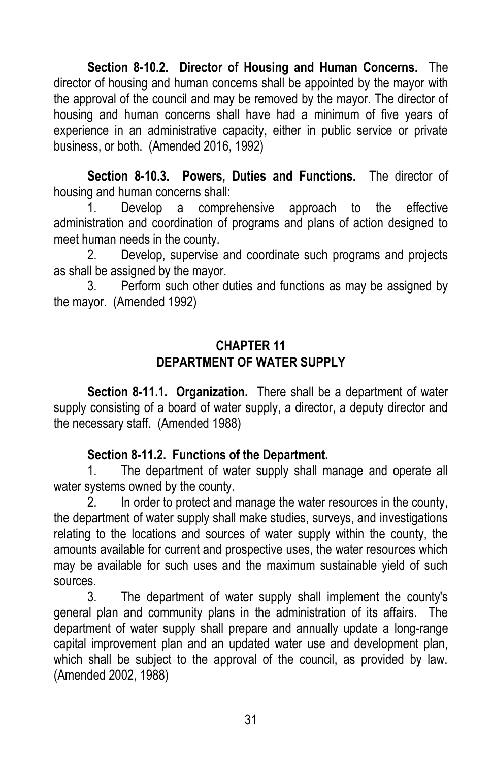**Section 8-10.2. Director of Housing and Human Concerns.** The director of housing and human concerns shall be appointed by the mayor with the approval of the council and may be removed by the mayor. The director of housing and human concerns shall have had a minimum of five years of experience in an administrative capacity, either in public service or private business, or both. (Amended 2016, 1992)

**Section 8-10.3. Powers, Duties and Functions.** The director of housing and human concerns shall:

1. Develop a comprehensive approach to the effective administration and coordination of programs and plans of action designed to meet human needs in the county.
2. Develop, supervise and coordinate such programs and projects as shall be assigned by the mayor.
3. Perform such other duties and functions as may be assigned by the mayor. (Amended 1992)

## CHAPTER 11
## DEPARTMENT OF WATER SUPPLY

**Section 8-11.1. Organization.** There shall be a department of water supply consisting of a board of water supply, a director, a deputy director and the necessary staff. (Amended 1988)

**Section 8-11.2. Functions of the Department.**

1. The department of water supply shall manage and operate all water systems owned by the county.
2. In order to protect and manage the water resources in the county, the department of water supply shall make studies, surveys, and investigations relating to the locations and sources of water supply within the county, the amounts available for current and prospective uses, the water resources which may be available for such uses and the maximum sustainable yield of such sources.
3. The department of water supply shall implement the county's general plan and community plans in the administration of its affairs. The department of water supply shall prepare and annually update a long-range capital improvement plan and an updated water use and development plan, which shall be subject to the approval of the council, as provided by law. (Amended 2002, 1988)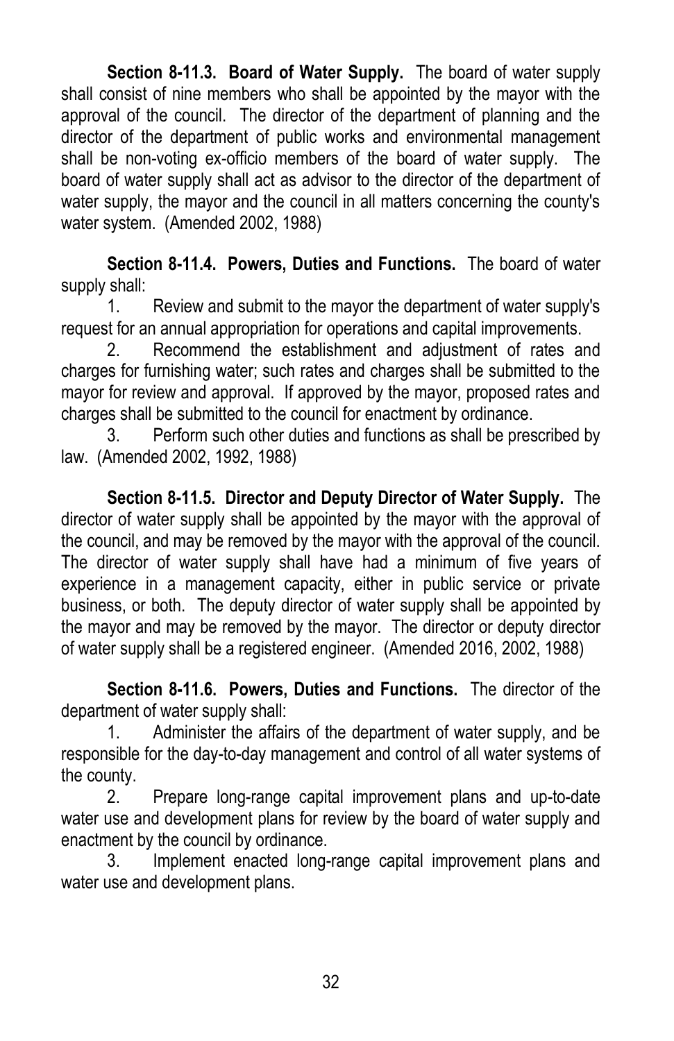**Section 8-11.3. Board of Water Supply.** The board of water supply shall consist of nine members who shall be appointed by the mayor with the approval of the council. The director of the department of planning and the director of the department of public works and environmental management shall be non-voting ex-officio members of the board of water supply. The board of water supply shall act as advisor to the director of the department of water supply, the mayor and the council in all matters concerning the county's water system. (Amended 2002, 1988)

**Section 8-11.4. Powers, Duties and Functions.** The board of water supply shall:

1. Review and submit to the mayor the department of water supply's request for an annual appropriation for operations and capital improvements.
2. Recommend the establishment and adjustment of rates and charges for furnishing water; such rates and charges shall be submitted to the mayor for review and approval. If approved by the mayor, proposed rates and charges shall be submitted to the council for enactment by ordinance.
3. Perform such other duties and functions as shall be prescribed by law. (Amended 2002, 1992, 1988)

**Section 8-11.5. Director and Deputy Director of Water Supply.** The director of water supply shall be appointed by the mayor with the approval of the council, and may be removed by the mayor with the approval of the council. The director of water supply shall have had a minimum of five years of experience in a management capacity, either in public service or private business, or both. The deputy director of water supply shall be appointed by the mayor and may be removed by the mayor. The director or deputy director of water supply shall be a registered engineer. (Amended 2016, 2002, 1988)

**Section 8-11.6. Powers, Duties and Functions.** The director of the department of water supply shall:

1. Administer the affairs of the department of water supply, and be responsible for the day-to-day management and control of all water systems of the county.
2. Prepare long-range capital improvement plans and up-to-date water use and development plans for review by the board of water supply and enactment by the council by ordinance.
3. Implement enacted long-range capital improvement plans and water use and development plans.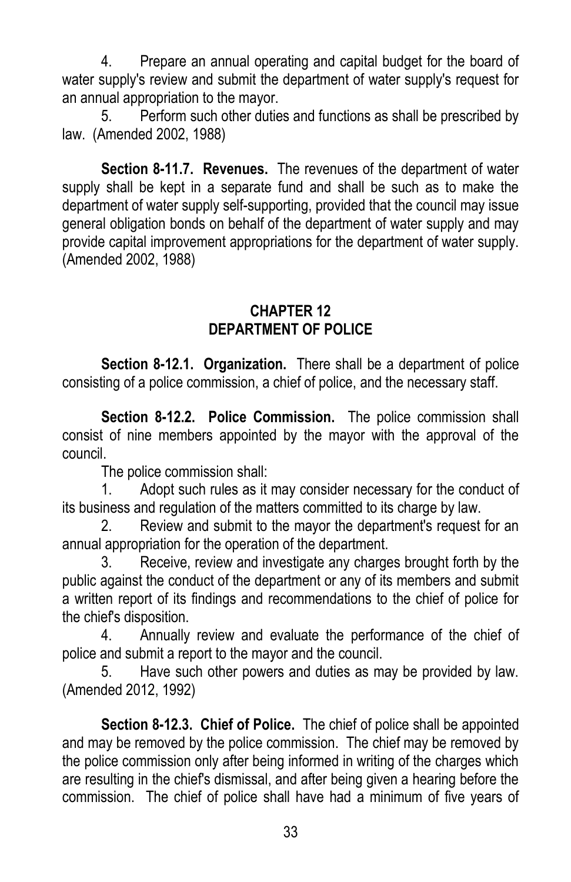4. Prepare an annual operating and capital budget for the board of water supply's review and submit the department of water supply's request for an annual appropriation to the mayor.

5. Perform such other duties and functions as shall be prescribed by law. (Amended 2002, 1988)

**Section 8-11.7. Revenues.** The revenues of the department of water supply shall be kept in a separate fund and shall be such as to make the department of water supply self-supporting, provided that the council may issue general obligation bonds on behalf of the department of water supply and may provide capital improvement appropriations for the department of water supply. (Amended 2002, 1988)

## CHAPTER 12
## DEPARTMENT OF POLICE

**Section 8-12.1. Organization.** There shall be a department of police consisting of a police commission, a chief of police, and the necessary staff.

**Section 8-12.2. Police Commission.** The police commission shall consist of nine members appointed by the mayor with the approval of the council.

The police commission shall:

1. Adopt such rules as it may consider necessary for the conduct of its business and regulation of the matters committed to its charge by law.

2. Review and submit to the mayor the department's request for an annual appropriation for the operation of the department.

3. Receive, review and investigate any charges brought forth by the public against the conduct of the department or any of its members and submit a written report of its findings and recommendations to the chief of police for the chief's disposition.

4. Annually review and evaluate the performance of the chief of police and submit a report to the mayor and the council.

5. Have such other powers and duties as may be provided by law. (Amended 2012, 1992)

**Section 8-12.3. Chief of Police.** The chief of police shall be appointed and may be removed by the police commission. The chief may be removed by the police commission only after being informed in writing of the charges which are resulting in the chief's dismissal, and after being given a hearing before the commission. The chief of police shall have had a minimum of five years of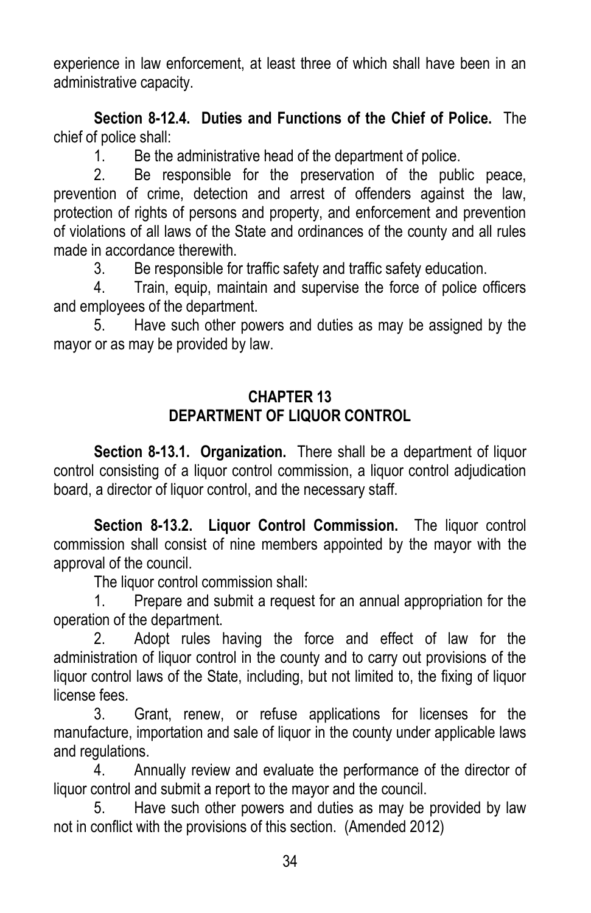experience in law enforcement, at least three of which shall have been in an administrative capacity.

**Section 8-12.4. Duties and Functions of the Chief of Police.** The chief of police shall:

1. Be the administrative head of the department of police.
2. Be responsible for the preservation of the public peace, prevention of crime, detection and arrest of offenders against the law, protection of rights of persons and property, and enforcement and prevention of violations of all laws of the State and ordinances of the county and all rules made in accordance therewith.
3. Be responsible for traffic safety and traffic safety education.
4. Train, equip, maintain and supervise the force of police officers and employees of the department.
5. Have such other powers and duties as may be assigned by the mayor or as may be provided by law.

## CHAPTER 13
## DEPARTMENT OF LIQUOR CONTROL

**Section 8-13.1. Organization.** There shall be a department of liquor control consisting of a liquor control commission, a liquor control adjudication board, a director of liquor control, and the necessary staff.

**Section 8-13.2. Liquor Control Commission.** The liquor control commission shall consist of nine members appointed by the mayor with the approval of the council.

The liquor control commission shall:

1. Prepare and submit a request for an annual appropriation for the operation of the department.
2. Adopt rules having the force and effect of law for the administration of liquor control in the county and to carry out provisions of the liquor control laws of the State, including, but not limited to, the fixing of liquor license fees.
3. Grant, renew, or refuse applications for licenses for the manufacture, importation and sale of liquor in the county under applicable laws and regulations.
4. Annually review and evaluate the performance of the director of liquor control and submit a report to the mayor and the council.
5. Have such other powers and duties as may be provided by law not in conflict with the provisions of this section. (Amended 2012)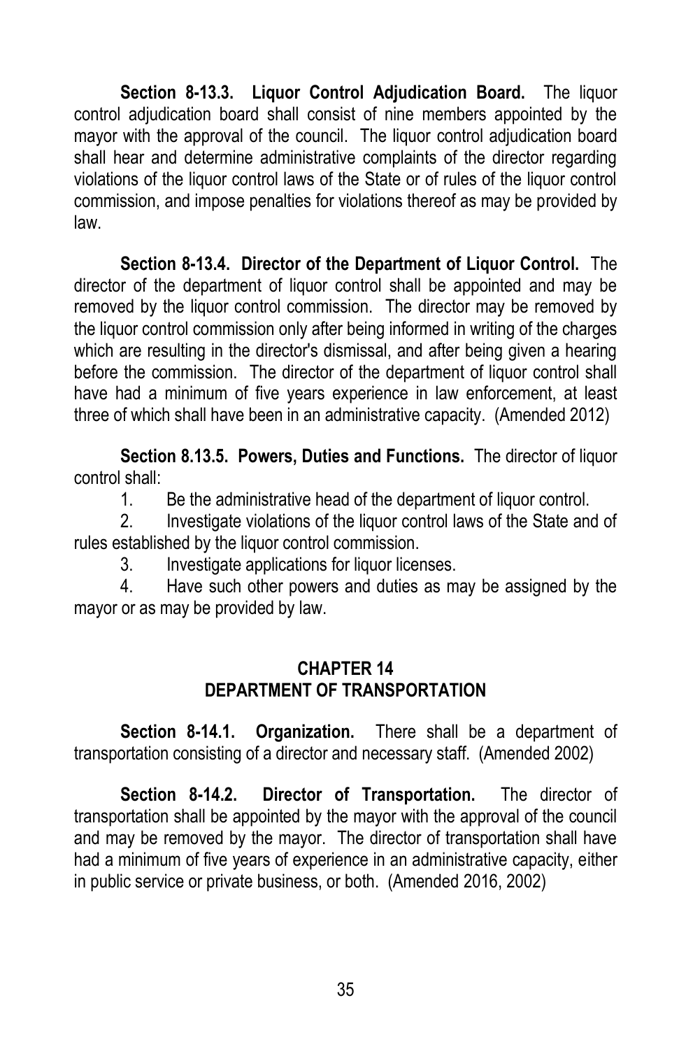**Section 8-13.3. Liquor Control Adjudication Board.** The liquor control adjudication board shall consist of nine members appointed by the mayor with the approval of the council. The liquor control adjudication board shall hear and determine administrative complaints of the director regarding violations of the liquor control laws of the State or of rules of the liquor control commission, and impose penalties for violations thereof as may be provided by law.

**Section 8-13.4. Director of the Department of Liquor Control.** The director of the department of liquor control shall be appointed and may be removed by the liquor control commission. The director may be removed by the liquor control commission only after being informed in writing of the charges which are resulting in the director's dismissal, and after being given a hearing before the commission. The director of the department of liquor control shall have had a minimum of five years experience in law enforcement, at least three of which shall have been in an administrative capacity. (Amended 2012)

**Section 8.13.5. Powers, Duties and Functions.** The director of liquor control shall:

1. Be the administrative head of the department of liquor control.
2. Investigate violations of the liquor control laws of the State and of rules established by the liquor control commission.
3. Investigate applications for liquor licenses.
4. Have such other powers and duties as may be assigned by the mayor or as may be provided by law.

## CHAPTER 14
## DEPARTMENT OF TRANSPORTATION

**Section 8-14.1. Organization.** There shall be a department of transportation consisting of a director and necessary staff. (Amended 2002)

**Section 8-14.2. Director of Transportation.** The director of transportation shall be appointed by the mayor with the approval of the council and may be removed by the mayor. The director of transportation shall have had a minimum of five years of experience in an administrative capacity, either in public service or private business, or both. (Amended 2016, 2002)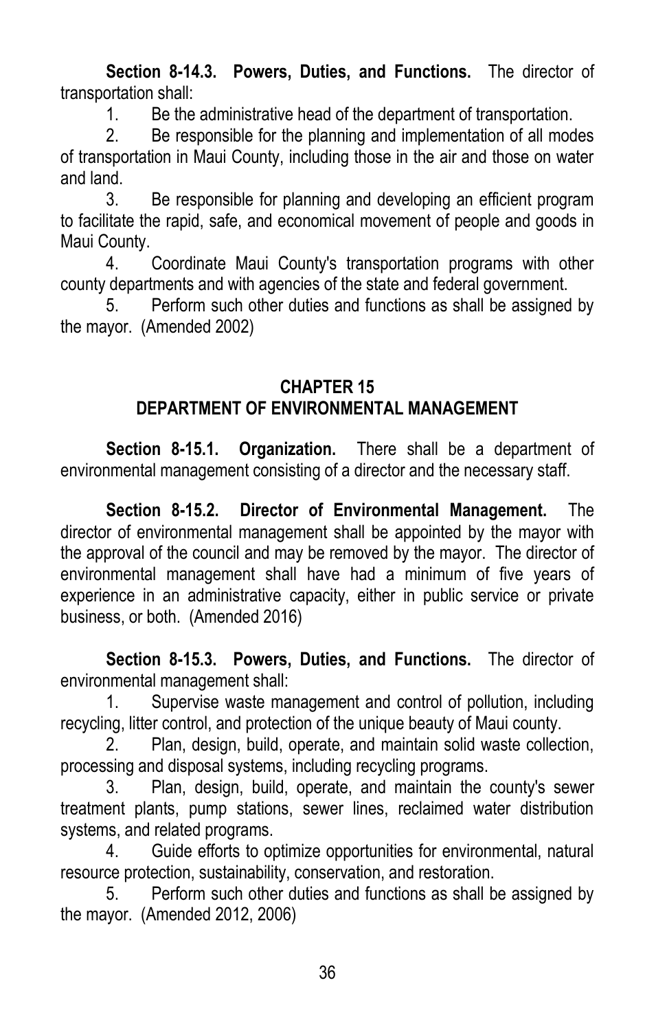**Section 8-14.3. Powers, Duties, and Functions.** The director of transportation shall:

1. Be the administrative head of the department of transportation.
2. Be responsible for the planning and implementation of all modes of transportation in Maui County, including those in the air and those on water and land.
3. Be responsible for planning and developing an efficient program to facilitate the rapid, safe, and economical movement of people and goods in Maui County.
4. Coordinate Maui County's transportation programs with other county departments and with agencies of the state and federal government.
5. Perform such other duties and functions as shall be assigned by the mayor. (Amended 2002)

## CHAPTER 15
## DEPARTMENT OF ENVIRONMENTAL MANAGEMENT

**Section 8-15.1. Organization.** There shall be a department of environmental management consisting of a director and the necessary staff.

**Section 8-15.2. Director of Environmental Management.** The director of environmental management shall be appointed by the mayor with the approval of the council and may be removed by the mayor. The director of environmental management shall have had a minimum of five years of experience in an administrative capacity, either in public service or private business, or both. (Amended 2016)

**Section 8-15.3. Powers, Duties, and Functions.** The director of environmental management shall:

1. Supervise waste management and control of pollution, including recycling, litter control, and protection of the unique beauty of Maui county.
2. Plan, design, build, operate, and maintain solid waste collection, processing and disposal systems, including recycling programs.
3. Plan, design, build, operate, and maintain the county's sewer treatment plants, pump stations, sewer lines, reclaimed water distribution systems, and related programs.
4. Guide efforts to optimize opportunities for environmental, natural resource protection, sustainability, conservation, and restoration.
5. Perform such other duties and functions as shall be assigned by the mayor. (Amended 2012, 2006)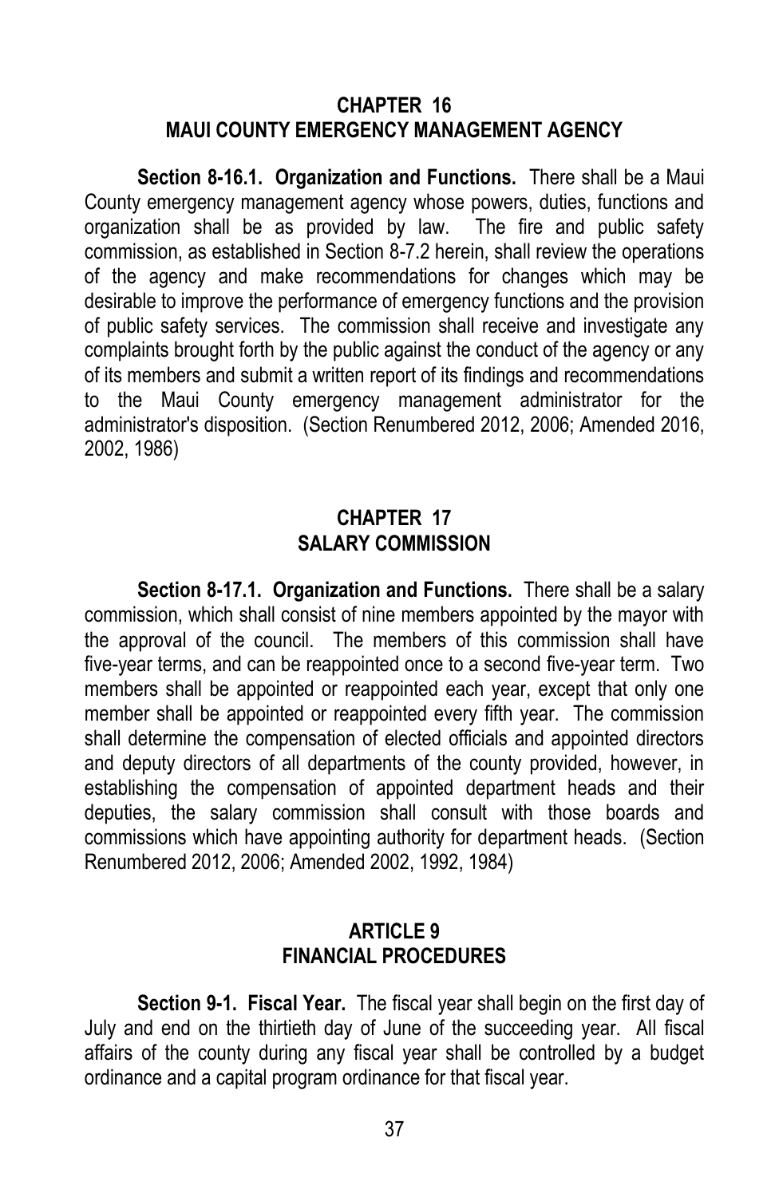## CHAPTER 16
## MAUI COUNTY EMERGENCY MANAGEMENT AGENCY

**Section 8-16.1. Organization and Functions.** There shall be a Maui County emergency management agency whose powers, duties, functions and organization shall be as provided by law. The fire and public safety commission, as established in Section 8-7.2 herein, shall review the operations of the agency and make recommendations for changes which may be desirable to improve the performance of emergency functions and the provision of public safety services. The commission shall receive and investigate any complaints brought forth by the public against the conduct of the agency or any of its members and submit a written report of its findings and recommendations to the Maui County emergency management administrator for the administrator's disposition. (Section Renumbered 2012, 2006; Amended 2016, 2002, 1986)

## CHAPTER 17
## SALARY COMMISSION

**Section 8-17.1. Organization and Functions.** There shall be a salary commission, which shall consist of nine members appointed by the mayor with the approval of the council. The members of this commission shall have five-year terms, and can be reappointed once to a second five-year term. Two members shall be appointed or reappointed each year, except that only one member shall be appointed or reappointed every fifth year. The commission shall determine the compensation of elected officials and appointed directors and deputy directors of all departments of the county provided, however, in establishing the compensation of appointed department heads and their deputies, the salary commission shall consult with those boards and commissions which have appointing authority for department heads. (Section Renumbered 2012, 2006; Amended 2002, 1992, 1984)

# ARTICLE 9
# FINANCIAL PROCEDURES

**Section 9-1. Fiscal Year.** The fiscal year shall begin on the first day of July and end on the thirtieth day of June of the succeeding year. All fiscal affairs of the county during any fiscal year shall be controlled by a budget ordinance and a capital program ordinance for that fiscal year.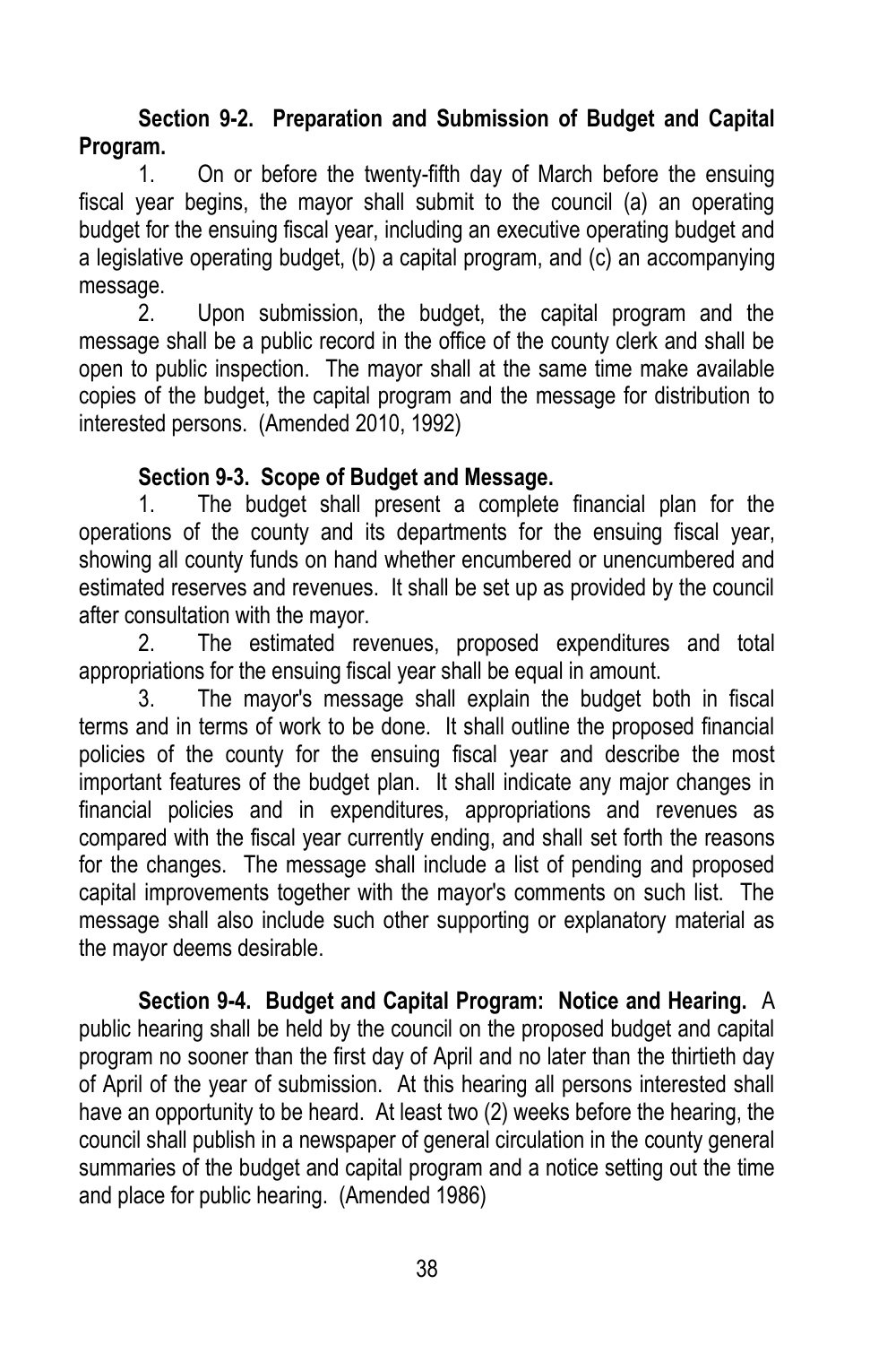**Section 9-2. Preparation and Submission of Budget and Capital Program.**

1. On or before the twenty-fifth day of March before the ensuing fiscal year begins, the mayor shall submit to the council (a) an operating budget for the ensuing fiscal year, including an executive operating budget and a legislative operating budget, (b) a capital program, and (c) an accompanying message.

2. Upon submission, the budget, the capital program and the message shall be a public record in the office of the county clerk and shall be open to public inspection. The mayor shall at the same time make available copies of the budget, the capital program and the message for distribution to interested persons. (Amended 2010, 1992)

**Section 9-3. Scope of Budget and Message.**

1. The budget shall present a complete financial plan for the operations of the county and its departments for the ensuing fiscal year, showing all county funds on hand whether encumbered or unencumbered and estimated reserves and revenues. It shall be set up as provided by the council after consultation with the mayor.

2. The estimated revenues, proposed expenditures and total appropriations for the ensuing fiscal year shall be equal in amount.

3. The mayor's message shall explain the budget both in fiscal terms and in terms of work to be done. It shall outline the proposed financial policies of the county for the ensuing fiscal year and describe the most important features of the budget plan. It shall indicate any major changes in financial policies and in expenditures, appropriations and revenues as compared with the fiscal year currently ending, and shall set forth the reasons for the changes. The message shall include a list of pending and proposed capital improvements together with the mayor's comments on such list. The message shall also include such other supporting or explanatory material as the mayor deems desirable.

**Section 9-4. Budget and Capital Program: Notice and Hearing.** A public hearing shall be held by the council on the proposed budget and capital program no sooner than the first day of April and no later than the thirtieth day of April of the year of submission. At this hearing all persons interested shall have an opportunity to be heard. At least two (2) weeks before the hearing, the council shall publish in a newspaper of general circulation in the county general summaries of the budget and capital program and a notice setting out the time and place for public hearing. (Amended 1986)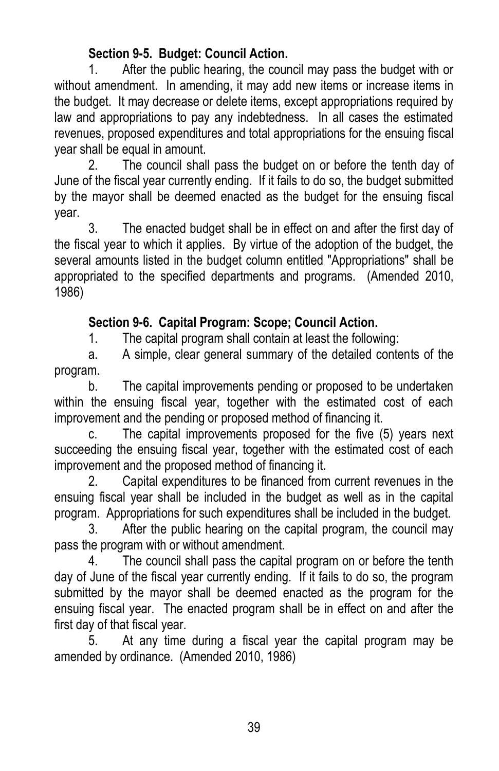### Section 9-5. Budget: Council Action.

1. After the public hearing, the council may pass the budget with or without amendment. In amending, it may add new items or increase items in the budget. It may decrease or delete items, except appropriations required by law and appropriations to pay any indebtedness. In all cases the estimated revenues, proposed expenditures and total appropriations for the ensuing fiscal year shall be equal in amount.

2. The council shall pass the budget on or before the tenth day of June of the fiscal year currently ending. If it fails to do so, the budget submitted by the mayor shall be deemed enacted as the budget for the ensuing fiscal year.

3. The enacted budget shall be in effect on and after the first day of the fiscal year to which it applies. By virtue of the adoption of the budget, the several amounts listed in the budget column entitled "Appropriations" shall be appropriated to the specified departments and programs. (Amended 2010, 1986)

### Section 9-6. Capital Program: Scope; Council Action.

1. The capital program shall contain at least the following:

a. A simple, clear general summary of the detailed contents of the program.

b. The capital improvements pending or proposed to be undertaken within the ensuing fiscal year, together with the estimated cost of each improvement and the pending or proposed method of financing it.

c. The capital improvements proposed for the five (5) years next succeeding the ensuing fiscal year, together with the estimated cost of each improvement and the proposed method of financing it.

2. Capital expenditures to be financed from current revenues in the ensuing fiscal year shall be included in the budget as well as in the capital program. Appropriations for such expenditures shall be included in the budget.

3. After the public hearing on the capital program, the council may pass the program with or without amendment.

4. The council shall pass the capital program on or before the tenth day of June of the fiscal year currently ending. If it fails to do so, the program submitted by the mayor shall be deemed enacted as the program for the ensuing fiscal year. The enacted program shall be in effect on and after the first day of that fiscal year.

5. At any time during a fiscal year the capital program may be amended by ordinance. (Amended 2010, 1986)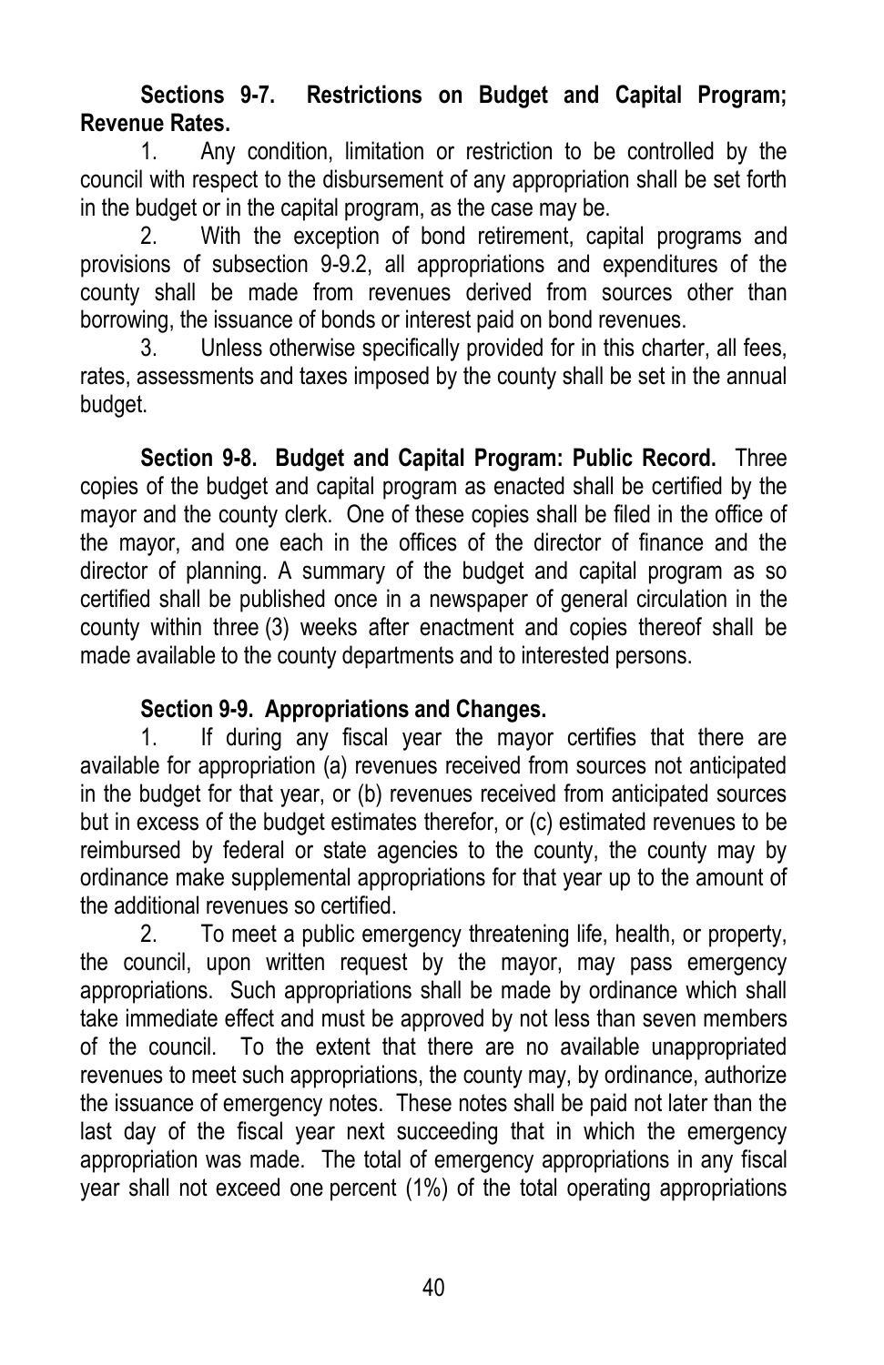**Sections 9-7. Restrictions on Budget and Capital Program; Revenue Rates.**

1. Any condition, limitation or restriction to be controlled by the council with respect to the disbursement of any appropriation shall be set forth in the budget or in the capital program, as the case may be.

2. With the exception of bond retirement, capital programs and provisions of subsection 9-9.2, all appropriations and expenditures of the county shall be made from revenues derived from sources other than borrowing, the issuance of bonds or interest paid on bond revenues.

3. Unless otherwise specifically provided for in this charter, all fees, rates, assessments and taxes imposed by the county shall be set in the annual budget.

**Section 9-8. Budget and Capital Program: Public Record.** Three copies of the budget and capital program as enacted shall be certified by the mayor and the county clerk. One of these copies shall be filed in the office of the mayor, and one each in the offices of the director of finance and the director of planning. A summary of the budget and capital program as so certified shall be published once in a newspaper of general circulation in the county within three (3) weeks after enactment and copies thereof shall be made available to the county departments and to interested persons.

**Section 9-9. Appropriations and Changes.**

1. If during any fiscal year the mayor certifies that there are available for appropriation (a) revenues received from sources not anticipated in the budget for that year, or (b) revenues received from anticipated sources but in excess of the budget estimates therefor, or (c) estimated revenues to be reimbursed by federal or state agencies to the county, the county may by ordinance make supplemental appropriations for that year up to the amount of the additional revenues so certified.

2. To meet a public emergency threatening life, health, or property, the council, upon written request by the mayor, may pass emergency appropriations. Such appropriations shall be made by ordinance which shall take immediate effect and must be approved by not less than seven members of the council. To the extent that there are no available unappropriated revenues to meet such appropriations, the county may, by ordinance, authorize the issuance of emergency notes. These notes shall be paid not later than the last day of the fiscal year next succeeding that in which the emergency appropriation was made. The total of emergency appropriations in any fiscal year shall not exceed one percent (1%) of the total operating appropriations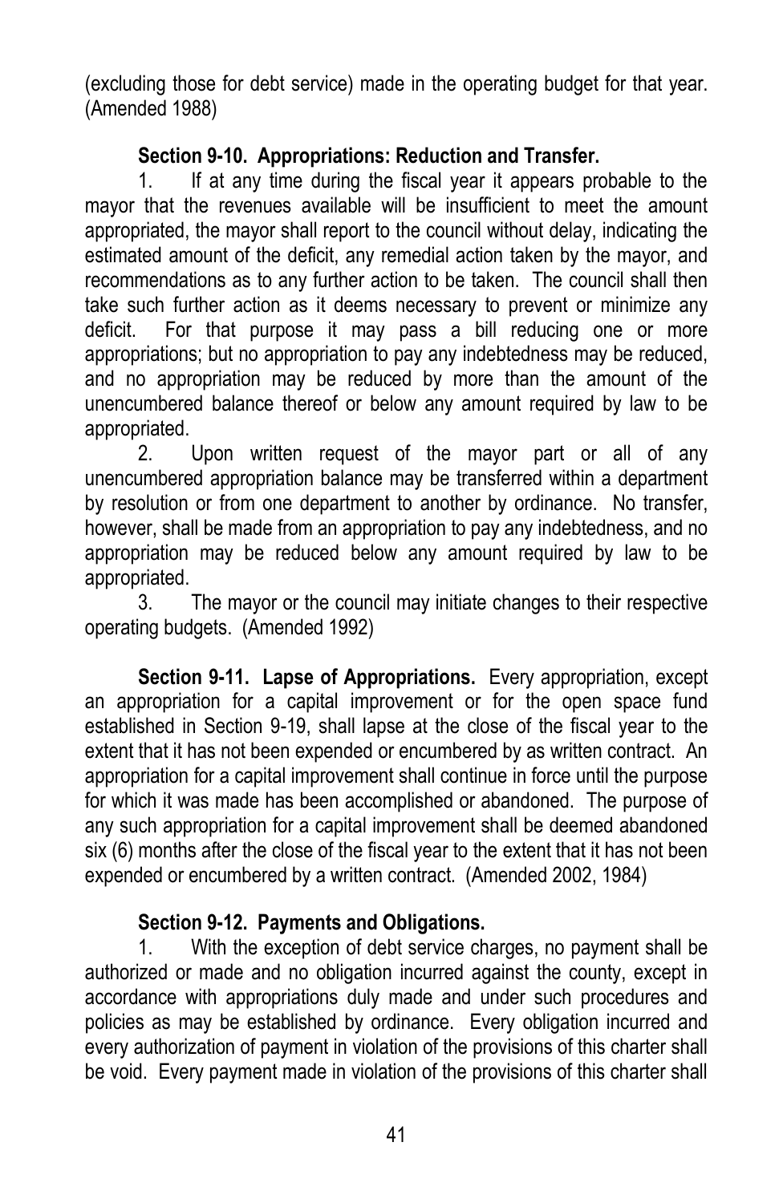(excluding those for debt service) made in the operating budget for that year. (Amended 1988)

**Section 9-10. Appropriations: Reduction and Transfer.**

1. If at any time during the fiscal year it appears probable to the mayor that the revenues available will be insufficient to meet the amount appropriated, the mayor shall report to the council without delay, indicating the estimated amount of the deficit, any remedial action taken by the mayor, and recommendations as to any further action to be taken. The council shall then take such further action as it deems necessary to prevent or minimize any deficit. For that purpose it may pass a bill reducing one or more appropriations; but no appropriation to pay any indebtedness may be reduced, and no appropriation may be reduced by more than the amount of the unencumbered balance thereof or below any amount required by law to be appropriated.

2. Upon written request of the mayor part or all of any unencumbered appropriation balance may be transferred within a department by resolution or from one department to another by ordinance. No transfer, however, shall be made from an appropriation to pay any indebtedness, and no appropriation may be reduced below any amount required by law to be appropriated.

3. The mayor or the council may initiate changes to their respective operating budgets. (Amended 1992)

**Section 9-11. Lapse of Appropriations.** Every appropriation, except an appropriation for a capital improvement or for the open space fund established in Section 9-19, shall lapse at the close of the fiscal year to the extent that it has not been expended or encumbered by as written contract. An appropriation for a capital improvement shall continue in force until the purpose for which it was made has been accomplished or abandoned. The purpose of any such appropriation for a capital improvement shall be deemed abandoned six (6) months after the close of the fiscal year to the extent that it has not been expended or encumbered by a written contract. (Amended 2002, 1984)

**Section 9-12. Payments and Obligations.**

1. With the exception of debt service charges, no payment shall be authorized or made and no obligation incurred against the county, except in accordance with appropriations duly made and under such procedures and policies as may be established by ordinance. Every obligation incurred and every authorization of payment in violation of the provisions of this charter shall be void. Every payment made in violation of the provisions of this charter shall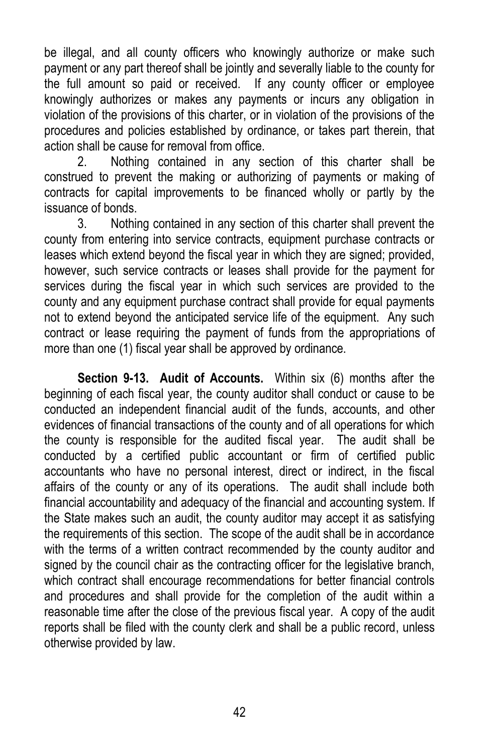be illegal, and all county officers who knowingly authorize or make such payment or any part thereof shall be jointly and severally liable to the county for the full amount so paid or received. If any county officer or employee knowingly authorizes or makes any payments or incurs any obligation in violation of the provisions of this charter, or in violation of the provisions of the procedures and policies established by ordinance, or takes part therein, that action shall be cause for removal from office.

2. Nothing contained in any section of this charter shall be construed to prevent the making or authorizing of payments or making of contracts for capital improvements to be financed wholly or partly by the issuance of bonds.

3. Nothing contained in any section of this charter shall prevent the county from entering into service contracts, equipment purchase contracts or leases which extend beyond the fiscal year in which they are signed; provided, however, such service contracts or leases shall provide for the payment for services during the fiscal year in which such services are provided to the county and any equipment purchase contract shall provide for equal payments not to extend beyond the anticipated service life of the equipment. Any such contract or lease requiring the payment of funds from the appropriations of more than one (1) fiscal year shall be approved by ordinance.

**Section 9-13. Audit of Accounts.** Within six (6) months after the beginning of each fiscal year, the county auditor shall conduct or cause to be conducted an independent financial audit of the funds, accounts, and other evidences of financial transactions of the county and of all operations for which the county is responsible for the audited fiscal year. The audit shall be conducted by a certified public accountant or firm of certified public accountants who have no personal interest, direct or indirect, in the fiscal affairs of the county or any of its operations. The audit shall include both financial accountability and adequacy of the financial and accounting system. If the State makes such an audit, the county auditor may accept it as satisfying the requirements of this section. The scope of the audit shall be in accordance with the terms of a written contract recommended by the county auditor and signed by the council chair as the contracting officer for the legislative branch, which contract shall encourage recommendations for better financial controls and procedures and shall provide for the completion of the audit within a reasonable time after the close of the previous fiscal year. A copy of the audit reports shall be filed with the county clerk and shall be a public record, unless otherwise provided by law.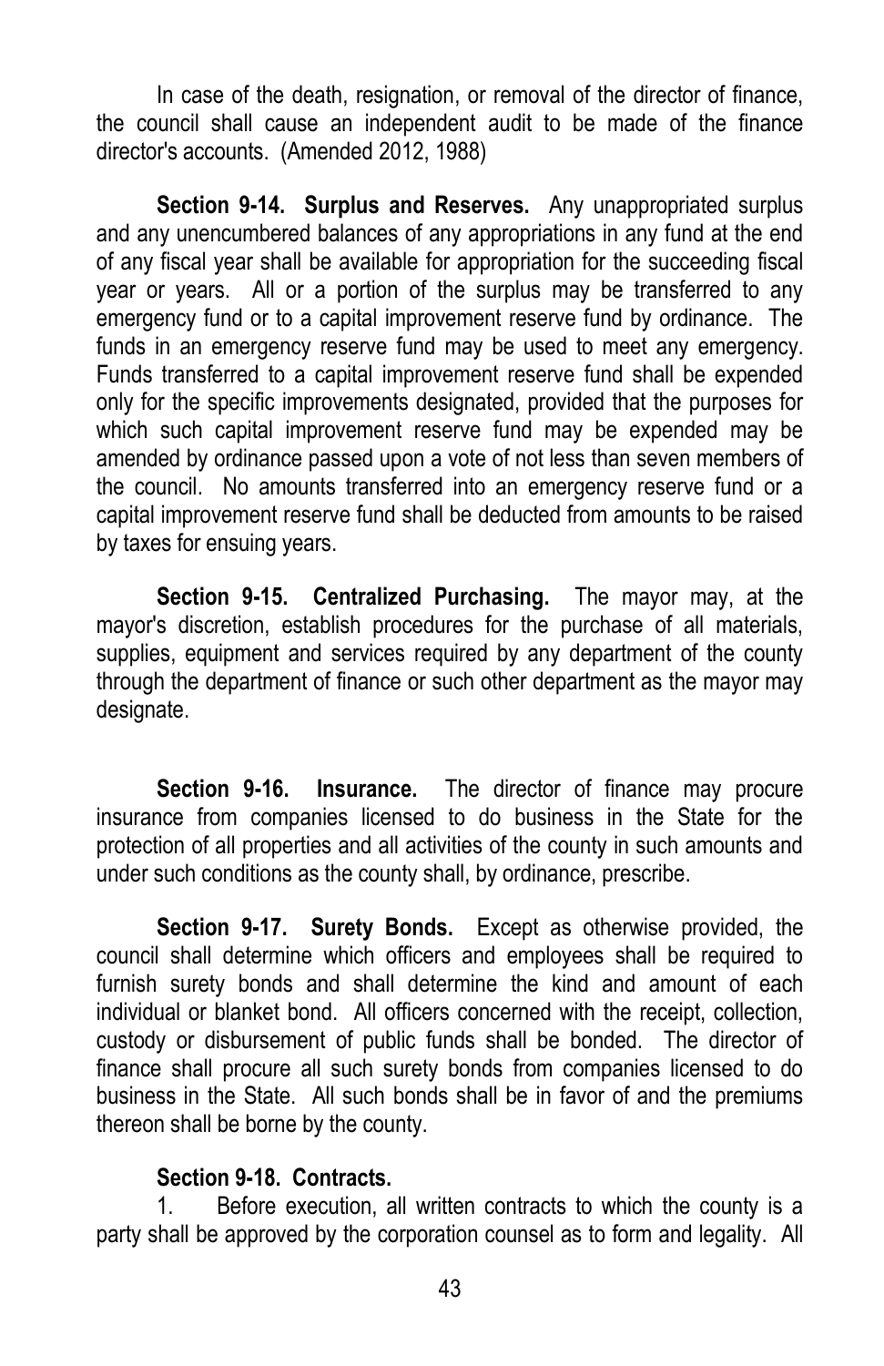In case of the death, resignation, or removal of the director of finance, the council shall cause an independent audit to be made of the finance director's accounts. (Amended 2012, 1988)

**Section 9-14. Surplus and Reserves.** Any unappropriated surplus and any unencumbered balances of any appropriations in any fund at the end of any fiscal year shall be available for appropriation for the succeeding fiscal year or years. All or a portion of the surplus may be transferred to any emergency fund or to a capital improvement reserve fund by ordinance. The funds in an emergency reserve fund may be used to meet any emergency. Funds transferred to a capital improvement reserve fund shall be expended only for the specific improvements designated, provided that the purposes for which such capital improvement reserve fund may be expended may be amended by ordinance passed upon a vote of not less than seven members of the council. No amounts transferred into an emergency reserve fund or a capital improvement reserve fund shall be deducted from amounts to be raised by taxes for ensuing years.

**Section 9-15. Centralized Purchasing.** The mayor may, at the mayor's discretion, establish procedures for the purchase of all materials, supplies, equipment and services required by any department of the county through the department of finance or such other department as the mayor may designate.

**Section 9-16. Insurance.** The director of finance may procure insurance from companies licensed to do business in the State for the protection of all properties and all activities of the county in such amounts and under such conditions as the county shall, by ordinance, prescribe.

**Section 9-17. Surety Bonds.** Except as otherwise provided, the council shall determine which officers and employees shall be required to furnish surety bonds and shall determine the kind and amount of each individual or blanket bond. All officers concerned with the receipt, collection, custody or disbursement of public funds shall be bonded. The director of finance shall procure all such surety bonds from companies licensed to do business in the State. All such bonds shall be in favor of and the premiums thereon shall be borne by the county.

**Section 9-18. Contracts.**

1. Before execution, all written contracts to which the county is a party shall be approved by the corporation counsel as to form and legality. All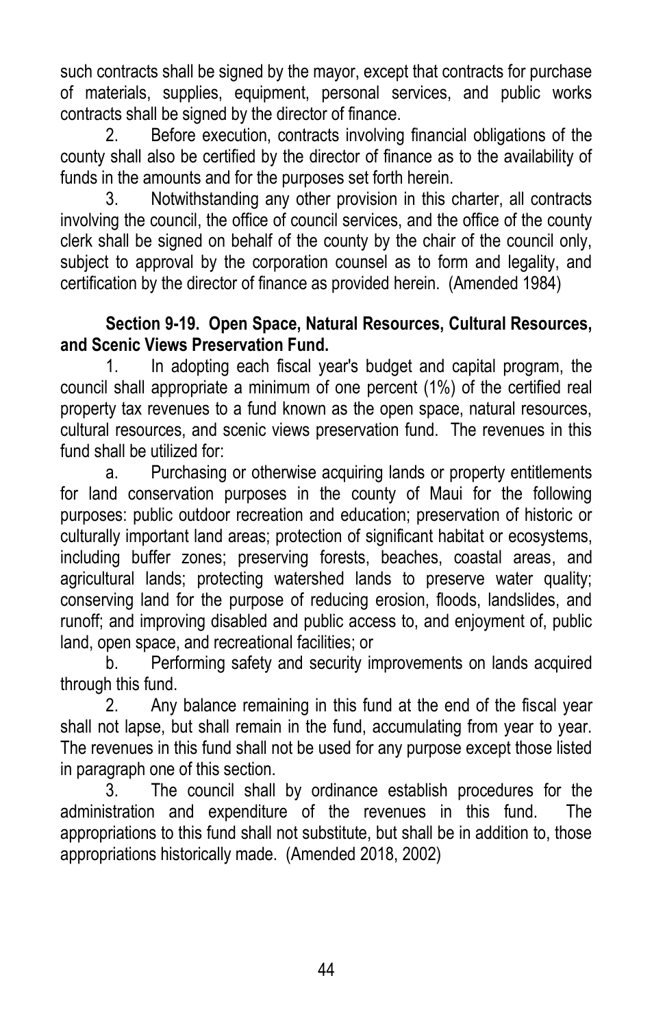such contracts shall be signed by the mayor, except that contracts for purchase of materials, supplies, equipment, personal services, and public works contracts shall be signed by the director of finance.

2. Before execution, contracts involving financial obligations of the county shall also be certified by the director of finance as to the availability of funds in the amounts and for the purposes set forth herein.

3. Notwithstanding any other provision in this charter, all contracts involving the council, the office of council services, and the office of the county clerk shall be signed on behalf of the county by the chair of the council only, subject to approval by the corporation counsel as to form and legality, and certification by the director of finance as provided herein. (Amended 1984)

**Section 9-19. Open Space, Natural Resources, Cultural Resources, and Scenic Views Preservation Fund.**

1. In adopting each fiscal year's budget and capital program, the council shall appropriate a minimum of one percent (1%) of the certified real property tax revenues to a fund known as the open space, natural resources, cultural resources, and scenic views preservation fund. The revenues in this fund shall be utilized for:

a. Purchasing or otherwise acquiring lands or property entitlements for land conservation purposes in the county of Maui for the following purposes: public outdoor recreation and education; preservation of historic or culturally important land areas; protection of significant habitat or ecosystems, including buffer zones; preserving forests, beaches, coastal areas, and agricultural lands; protecting watershed lands to preserve water quality; conserving land for the purpose of reducing erosion, floods, landslides, and runoff; and improving disabled and public access to, and enjoyment of, public land, open space, and recreational facilities; or

b. Performing safety and security improvements on lands acquired through this fund.

2. Any balance remaining in this fund at the end of the fiscal year shall not lapse, but shall remain in the fund, accumulating from year to year. The revenues in this fund shall not be used for any purpose except those listed in paragraph one of this section.

3. The council shall by ordinance establish procedures for the administration and expenditure of the revenues in this fund. The appropriations to this fund shall not substitute, but shall be in addition to, those appropriations historically made. (Amended 2018, 2002)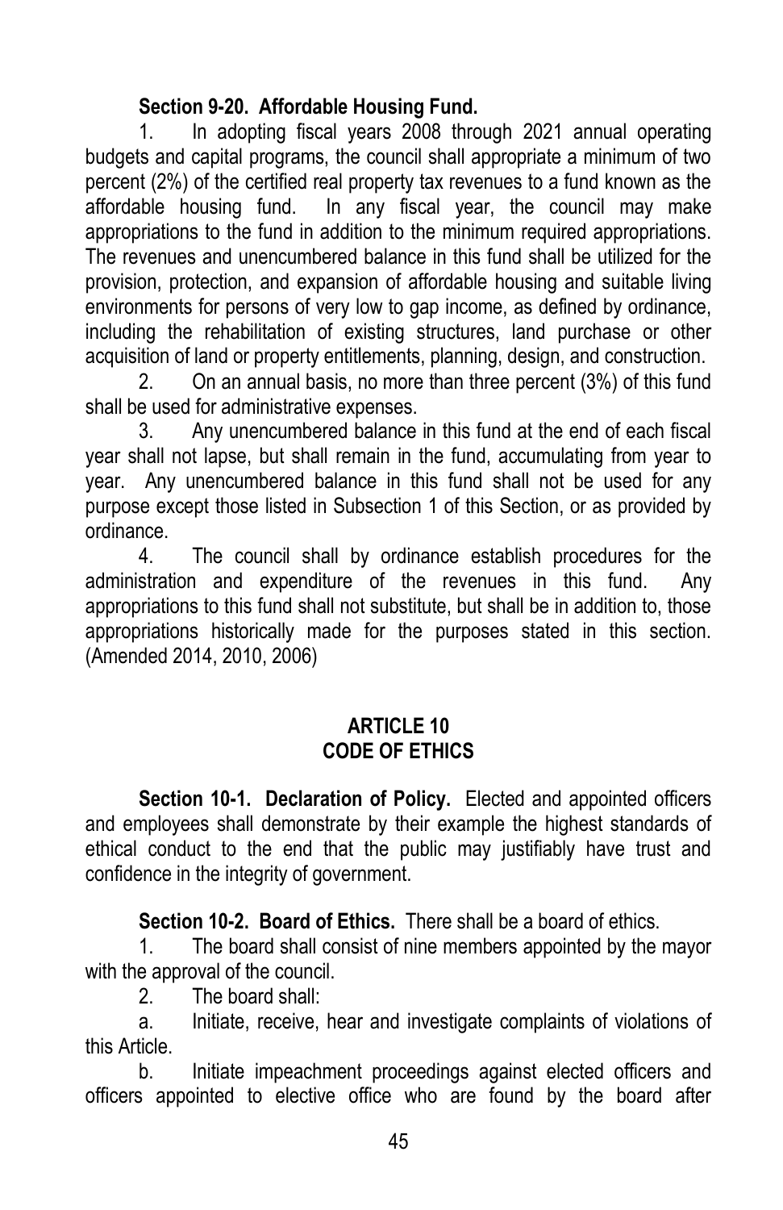**Section 9-20. Affordable Housing Fund.**

1. In adopting fiscal years 2008 through 2021 annual operating budgets and capital programs, the council shall appropriate a minimum of two percent (2%) of the certified real property tax revenues to a fund known as the affordable housing fund. In any fiscal year, the council may make appropriations to the fund in addition to the minimum required appropriations. The revenues and unencumbered balance in this fund shall be utilized for the provision, protection, and expansion of affordable housing and suitable living environments for persons of very low to gap income, as defined by ordinance, including the rehabilitation of existing structures, land purchase or other acquisition of land or property entitlements, planning, design, and construction.

2. On an annual basis, no more than three percent (3%) of this fund shall be used for administrative expenses.

3. Any unencumbered balance in this fund at the end of each fiscal year shall not lapse, but shall remain in the fund, accumulating from year to year. Any unencumbered balance in this fund shall not be used for any purpose except those listed in Subsection 1 of this Section, or as provided by ordinance.

4. The council shall by ordinance establish procedures for the administration and expenditure of the revenues in this fund. Any appropriations to this fund shall not substitute, but shall be in addition to, those appropriations historically made for the purposes stated in this section. (Amended 2014, 2010, 2006)

## ARTICLE 10
## CODE OF ETHICS

**Section 10-1. Declaration of Policy.** Elected and appointed officers and employees shall demonstrate by their example the highest standards of ethical conduct to the end that the public may justifiably have trust and confidence in the integrity of government.

**Section 10-2. Board of Ethics.** There shall be a board of ethics.

1. The board shall consist of nine members appointed by the mayor with the approval of the council.

2. The board shall:

a. Initiate, receive, hear and investigate complaints of violations of this Article.

b. Initiate impeachment proceedings against elected officers and officers appointed to elective office who are found by the board after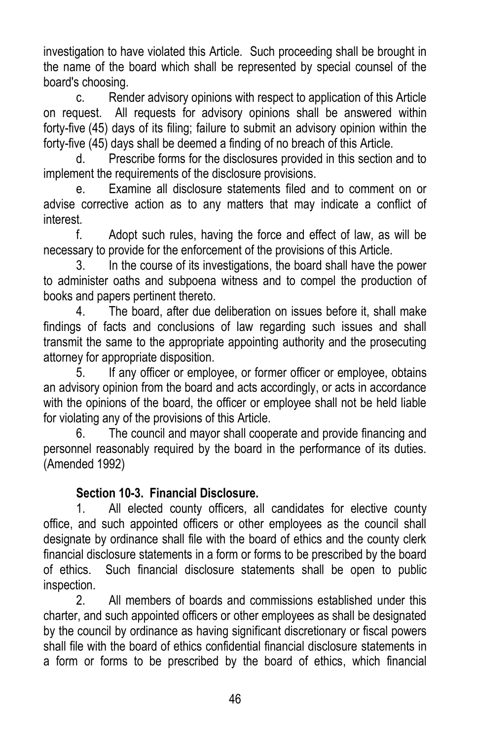investigation to have violated this Article. Such proceeding shall be brought in the name of the board which shall be represented by special counsel of the board's choosing.

c. Render advisory opinions with respect to application of this Article on request. All requests for advisory opinions shall be answered within forty-five (45) days of its filing; failure to submit an advisory opinion within the forty-five (45) days shall be deemed a finding of no breach of this Article.

d. Prescribe forms for the disclosures provided in this section and to implement the requirements of the disclosure provisions.

e. Examine all disclosure statements filed and to comment on or advise corrective action as to any matters that may indicate a conflict of interest.

f. Adopt such rules, having the force and effect of law, as will be necessary to provide for the enforcement of the provisions of this Article.

3. In the course of its investigations, the board shall have the power to administer oaths and subpoena witness and to compel the production of books and papers pertinent thereto.

4. The board, after due deliberation on issues before it, shall make findings of facts and conclusions of law regarding such issues and shall transmit the same to the appropriate appointing authority and the prosecuting attorney for appropriate disposition.

5. If any officer or employee, or former officer or employee, obtains an advisory opinion from the board and acts accordingly, or acts in accordance with the opinions of the board, the officer or employee shall not be held liable for violating any of the provisions of this Article.

6. The council and mayor shall cooperate and provide financing and personnel reasonably required by the board in the performance of its duties. (Amended 1992)

**Section 10-3. Financial Disclosure.**

1. All elected county officers, all candidates for elective county office, and such appointed officers or other employees as the council shall designate by ordinance shall file with the board of ethics and the county clerk financial disclosure statements in a form or forms to be prescribed by the board of ethics. Such financial disclosure statements shall be open to public inspection.

2. All members of boards and commissions established under this charter, and such appointed officers or other employees as shall be designated by the council by ordinance as having significant discretionary or fiscal powers shall file with the board of ethics confidential financial disclosure statements in a form or forms to be prescribed by the board of ethics, which financial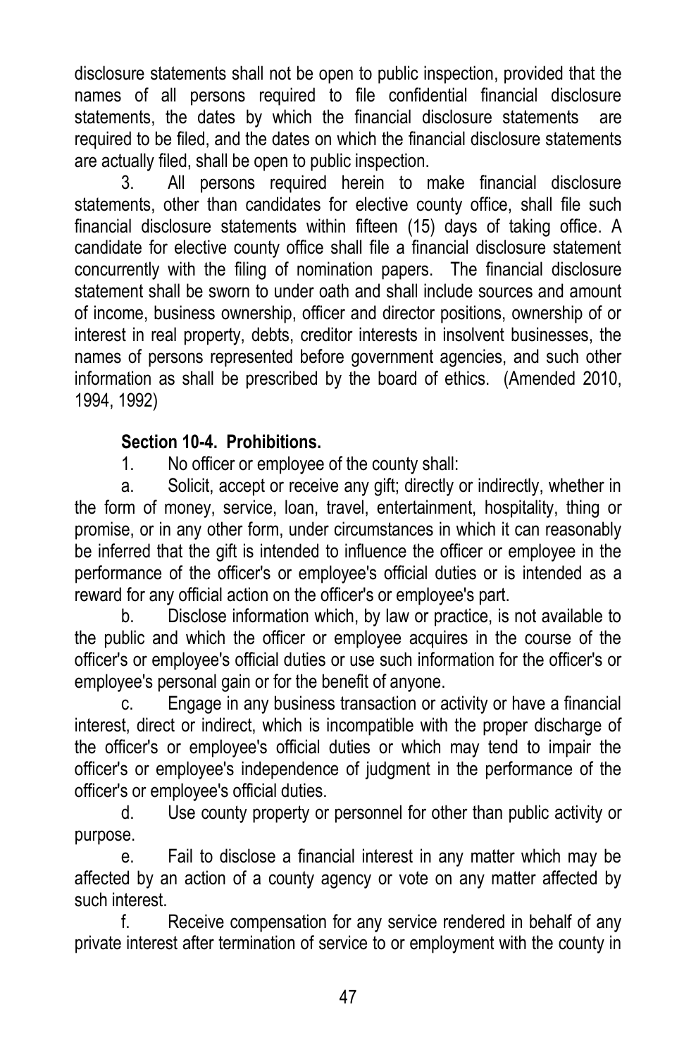disclosure statements shall not be open to public inspection, provided that the names of all persons required to file confidential financial disclosure statements, the dates by which the financial disclosure statements are required to be filed, and the dates on which the financial disclosure statements are actually filed, shall be open to public inspection.

3. All persons required herein to make financial disclosure statements, other than candidates for elective county office, shall file such financial disclosure statements within fifteen (15) days of taking office. A candidate for elective county office shall file a financial disclosure statement concurrently with the filing of nomination papers. The financial disclosure statement shall be sworn to under oath and shall include sources and amount of income, business ownership, officer and director positions, ownership of or interest in real property, debts, creditor interests in insolvent businesses, the names of persons represented before government agencies, and such other information as shall be prescribed by the board of ethics. (Amended 2010, 1994, 1992)

**Section 10-4. Prohibitions.**

1. No officer or employee of the county shall:

a. Solicit, accept or receive any gift; directly or indirectly, whether in the form of money, service, loan, travel, entertainment, hospitality, thing or promise, or in any other form, under circumstances in which it can reasonably be inferred that the gift is intended to influence the officer or employee in the performance of the officer's or employee's official duties or is intended as a reward for any official action on the officer's or employee's part.

b. Disclose information which, by law or practice, is not available to the public and which the officer or employee acquires in the course of the officer's or employee's official duties or use such information for the officer's or employee's personal gain or for the benefit of anyone.

c. Engage in any business transaction or activity or have a financial interest, direct or indirect, which is incompatible with the proper discharge of the officer's or employee's official duties or which may tend to impair the officer's or employee's independence of judgment in the performance of the officer's or employee's official duties.

d. Use county property or personnel for other than public activity or purpose.

e. Fail to disclose a financial interest in any matter which may be affected by an action of a county agency or vote on any matter affected by such interest.

f. Receive compensation for any service rendered in behalf of any private interest after termination of service to or employment with the county in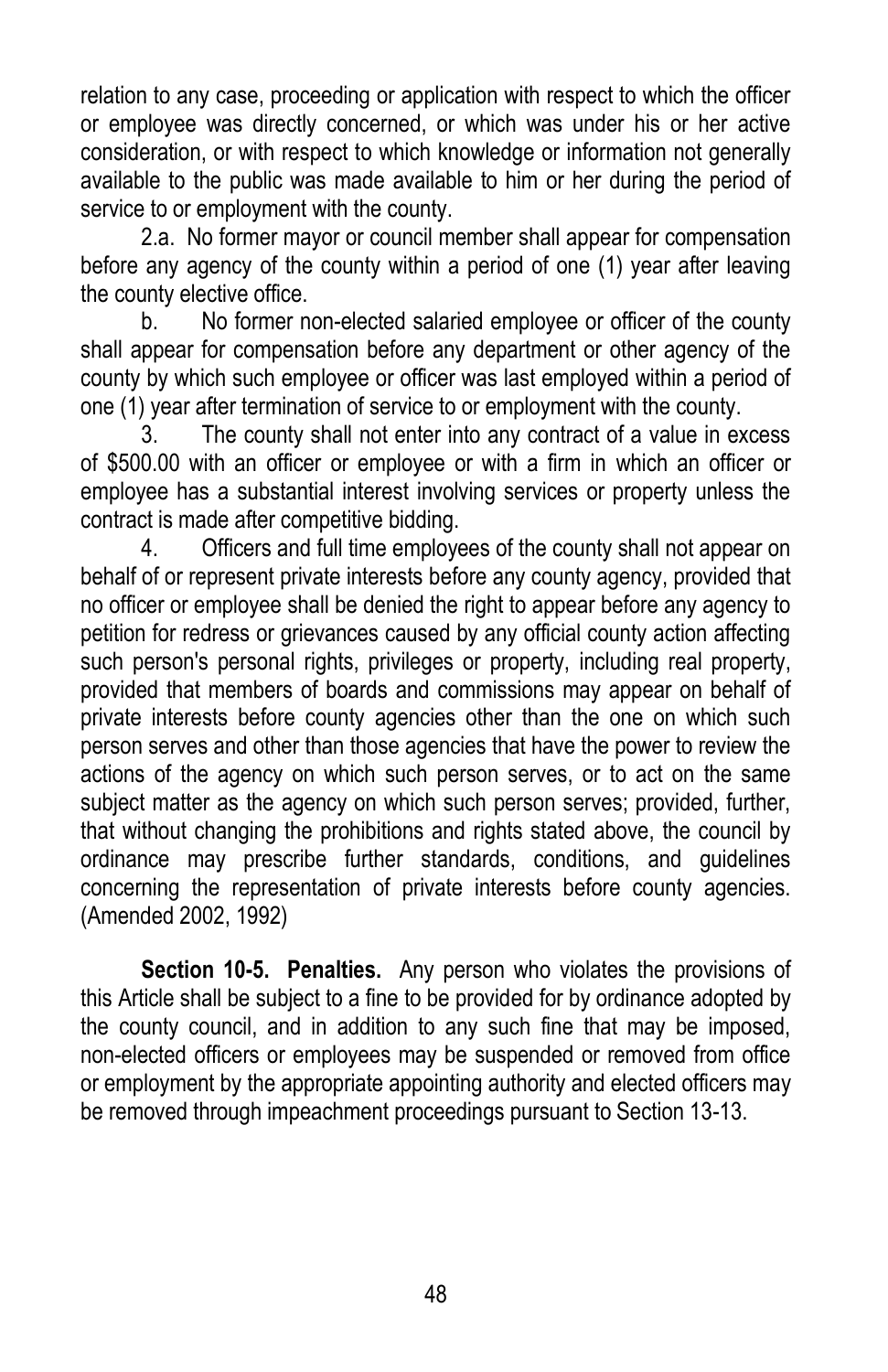relation to any case, proceeding or application with respect to which the officer or employee was directly concerned, or which was under his or her active consideration, or with respect to which knowledge or information not generally available to the public was made available to him or her during the period of service to or employment with the county.

2.a. No former mayor or council member shall appear for compensation before any agency of the county within a period of one (1) year after leaving the county elective office.

b. No former non-elected salaried employee or officer of the county shall appear for compensation before any department or other agency of the county by which such employee or officer was last employed within a period of one (1) year after termination of service to or employment with the county.

3. The county shall not enter into any contract of a value in excess of $500.00 with an officer or employee or with a firm in which an officer or employee has a substantial interest involving services or property unless the contract is made after competitive bidding.

4. Officers and full time employees of the county shall not appear on behalf of or represent private interests before any county agency, provided that no officer or employee shall be denied the right to appear before any agency to petition for redress or grievances caused by any official county action affecting such person's personal rights, privileges or property, including real property, provided that members of boards and commissions may appear on behalf of private interests before county agencies other than the one on which such person serves and other than those agencies that have the power to review the actions of the agency on which such person serves, or to act on the same subject matter as the agency on which such person serves; provided, further, that without changing the prohibitions and rights stated above, the council by ordinance may prescribe further standards, conditions, and guidelines concerning the representation of private interests before county agencies. (Amended 2002, 1992)

**Section 10-5. Penalties.** Any person who violates the provisions of this Article shall be subject to a fine to be provided for by ordinance adopted by the county council, and in addition to any such fine that may be imposed, non-elected officers or employees may be suspended or removed from office or employment by the appropriate appointing authority and elected officers may be removed through impeachment proceedings pursuant to Section 13-13.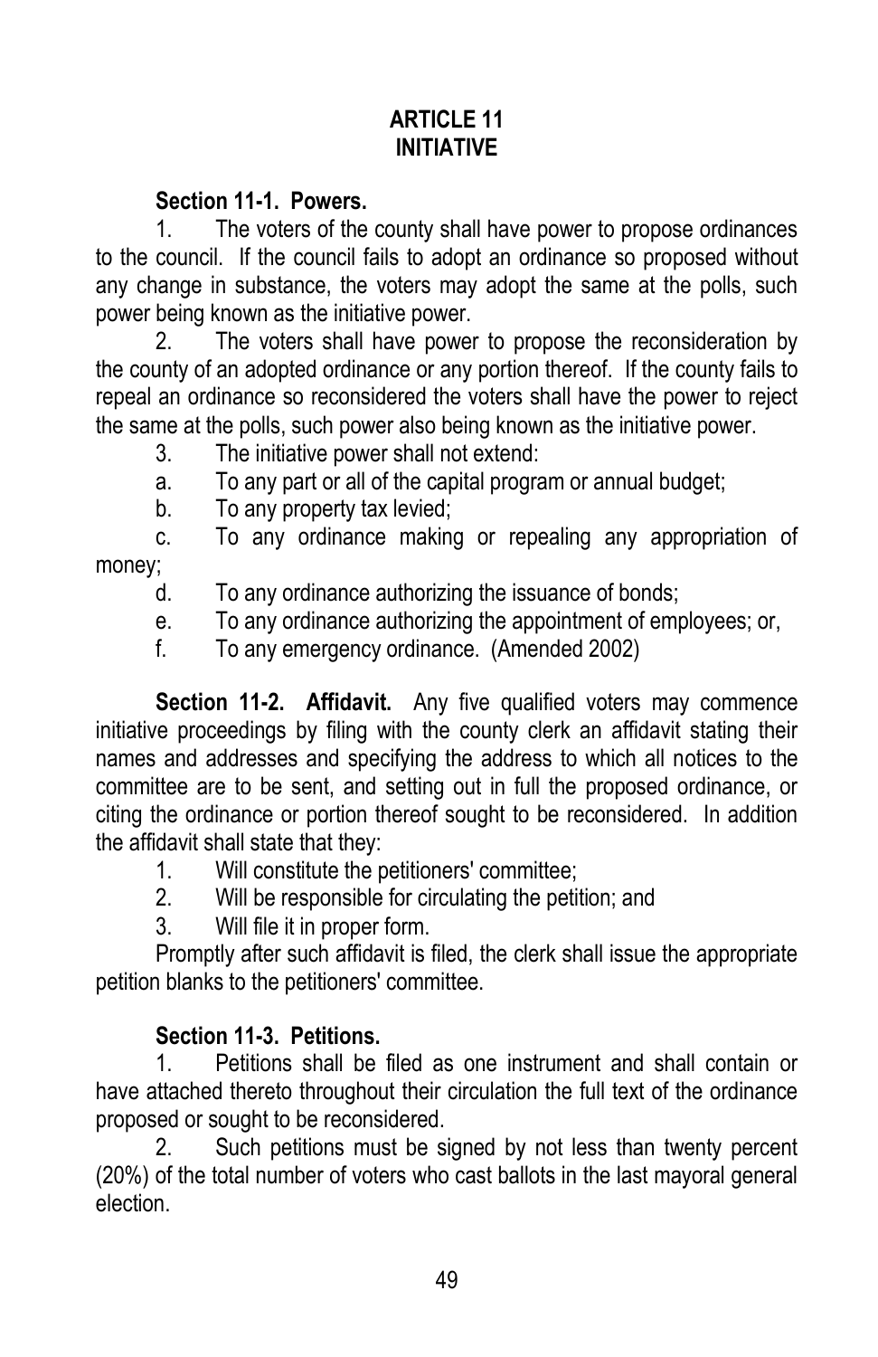# ARTICLE 11
# INITIATIVE

**Section 11-1. Powers.**

1. The voters of the county shall have power to propose ordinances to the council. If the council fails to adopt an ordinance so proposed without any change in substance, the voters may adopt the same at the polls, such power being known as the initiative power.

2. The voters shall have power to propose the reconsideration by the county of an adopted ordinance or any portion thereof. If the county fails to repeal an ordinance so reconsidered the voters shall have the power to reject the same at the polls, such power also being known as the initiative power.

3. The initiative power shall not extend:

   a. To any part or all of the capital program or annual budget;

   b. To any property tax levied;

   c. To any ordinance making or repealing any appropriation of money;

   d. To any ordinance authorizing the issuance of bonds;

   e. To any ordinance authorizing the appointment of employees; or,

   f. To any emergency ordinance. (Amended 2002)

**Section 11-2. Affidavit.** Any five qualified voters may commence initiative proceedings by filing with the county clerk an affidavit stating their names and addresses and specifying the address to which all notices to the committee are to be sent, and setting out in full the proposed ordinance, or citing the ordinance or portion thereof sought to be reconsidered. In addition the affidavit shall state that they:

1. Will constitute the petitioners' committee;
2. Will be responsible for circulating the petition; and
3. Will file it in proper form.

Promptly after such affidavit is filed, the clerk shall issue the appropriate petition blanks to the petitioners' committee.

**Section 11-3. Petitions.**

1. Petitions shall be filed as one instrument and shall contain or have attached thereto throughout their circulation the full text of the ordinance proposed or sought to be reconsidered.

2. Such petitions must be signed by not less than twenty percent (20%) of the total number of voters who cast ballots in the last mayoral general election.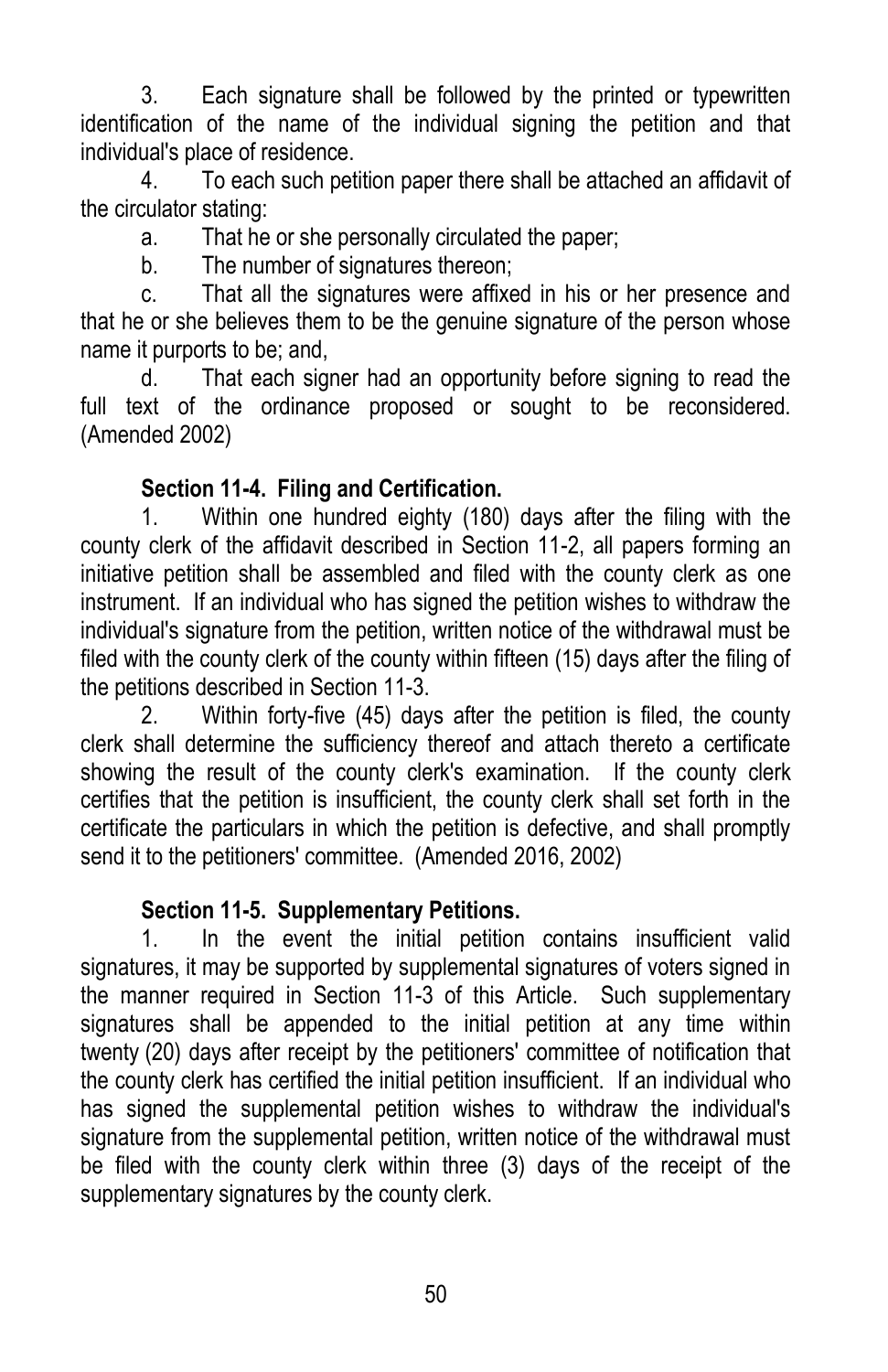3. Each signature shall be followed by the printed or typewritten identification of the name of the individual signing the petition and that individual's place of residence.

4. To each such petition paper there shall be attached an affidavit of the circulator stating:

a. That he or she personally circulated the paper;

b. The number of signatures thereon;

c. That all the signatures were affixed in his or her presence and that he or she believes them to be the genuine signature of the person whose name it purports to be; and,

d. That each signer had an opportunity before signing to read the full text of the ordinance proposed or sought to be reconsidered. (Amended 2002)

**Section 11-4. Filing and Certification.**

1. Within one hundred eighty (180) days after the filing with the county clerk of the affidavit described in Section 11-2, all papers forming an initiative petition shall be assembled and filed with the county clerk as one instrument. If an individual who has signed the petition wishes to withdraw the individual's signature from the petition, written notice of the withdrawal must be filed with the county clerk of the county within fifteen (15) days after the filing of the petitions described in Section 11-3.

2. Within forty-five (45) days after the petition is filed, the county clerk shall determine the sufficiency thereof and attach thereto a certificate showing the result of the county clerk's examination. If the county clerk certifies that the petition is insufficient, the county clerk shall set forth in the certificate the particulars in which the petition is defective, and shall promptly send it to the petitioners' committee. (Amended 2016, 2002)

**Section 11-5. Supplementary Petitions.**

1. In the event the initial petition contains insufficient valid signatures, it may be supported by supplemental signatures of voters signed in the manner required in Section 11-3 of this Article. Such supplementary signatures shall be appended to the initial petition at any time within twenty (20) days after receipt by the petitioners' committee of notification that the county clerk has certified the initial petition insufficient. If an individual who has signed the supplemental petition wishes to withdraw the individual's signature from the supplemental petition, written notice of the withdrawal must be filed with the county clerk within three (3) days of the receipt of the supplementary signatures by the county clerk.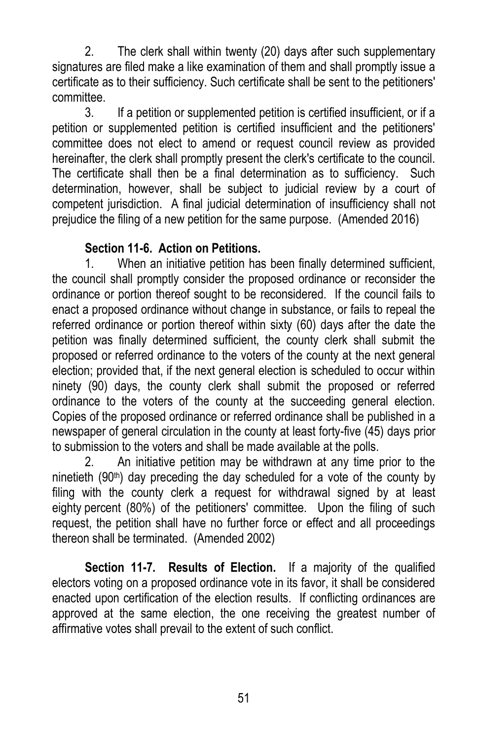2. The clerk shall within twenty (20) days after such supplementary signatures are filed make a like examination of them and shall promptly issue a certificate as to their sufficiency. Such certificate shall be sent to the petitioners' committee.

3. If a petition or supplemented petition is certified insufficient, or if a petition or supplemented petition is certified insufficient and the petitioners' committee does not elect to amend or request council review as provided hereinafter, the clerk shall promptly present the clerk's certificate to the council. The certificate shall then be a final determination as to sufficiency. Such determination, however, shall be subject to judicial review by a court of competent jurisdiction. A final judicial determination of insufficiency shall not prejudice the filing of a new petition for the same purpose. (Amended 2016)

**Section 11-6. Action on Petitions.**

1. When an initiative petition has been finally determined sufficient, the council shall promptly consider the proposed ordinance or reconsider the ordinance or portion thereof sought to be reconsidered. If the council fails to enact a proposed ordinance without change in substance, or fails to repeal the referred ordinance or portion thereof within sixty (60) days after the date the petition was finally determined sufficient, the county clerk shall submit the proposed or referred ordinance to the voters of the county at the next general election; provided that, if the next general election is scheduled to occur within ninety (90) days, the county clerk shall submit the proposed or referred ordinance to the voters of the county at the succeeding general election. Copies of the proposed ordinance or referred ordinance shall be published in a newspaper of general circulation in the county at least forty-five (45) days prior to submission to the voters and shall be made available at the polls.

2. An initiative petition may be withdrawn at any time prior to the ninetieth (90th) day preceding the day scheduled for a vote of the county by filing with the county clerk a request for withdrawal signed by at least eighty percent (80%) of the petitioners' committee. Upon the filing of such request, the petition shall have no further force or effect and all proceedings thereon shall be terminated. (Amended 2002)

**Section 11-7. Results of Election.** If a majority of the qualified electors voting on a proposed ordinance vote in its favor, it shall be considered enacted upon certification of the election results. If conflicting ordinances are approved at the same election, the one receiving the greatest number of affirmative votes shall prevail to the extent of such conflict.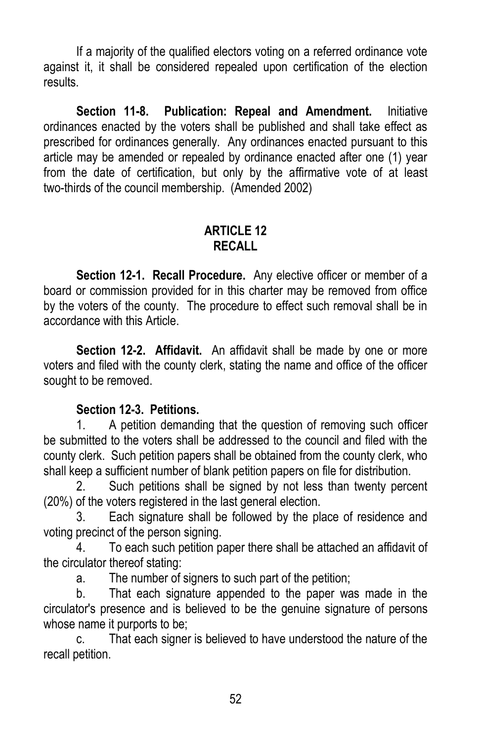If a majority of the qualified electors voting on a referred ordinance vote against it, it shall be considered repealed upon certification of the election results.

**Section 11-8. Publication: Repeal and Amendment.** Initiative ordinances enacted by the voters shall be published and shall take effect as prescribed for ordinances generally. Any ordinances enacted pursuant to this article may be amended or repealed by ordinance enacted after one (1) year from the date of certification, but only by the affirmative vote of at least two-thirds of the council membership. (Amended 2002)

## ARTICLE 12
## RECALL

**Section 12-1. Recall Procedure.** Any elective officer or member of a board or commission provided for in this charter may be removed from office by the voters of the county. The procedure to effect such removal shall be in accordance with this Article.

**Section 12-2. Affidavit.** An affidavit shall be made by one or more voters and filed with the county clerk, stating the name and office of the officer sought to be removed.

**Section 12-3. Petitions.**

1. A petition demanding that the question of removing such officer be submitted to the voters shall be addressed to the council and filed with the county clerk. Such petition papers shall be obtained from the county clerk, who shall keep a sufficient number of blank petition papers on file for distribution.
2. Such petitions shall be signed by not less than twenty percent (20%) of the voters registered in the last general election.
3. Each signature shall be followed by the place of residence and voting precinct of the person signing.
4. To each such petition paper there shall be attached an affidavit of the circulator thereof stating:
   a. The number of signers to such part of the petition;
   b. That each signature appended to the paper was made in the circulator's presence and is believed to be the genuine signature of persons whose name it purports to be;
   c. That each signer is believed to have understood the nature of the recall petition.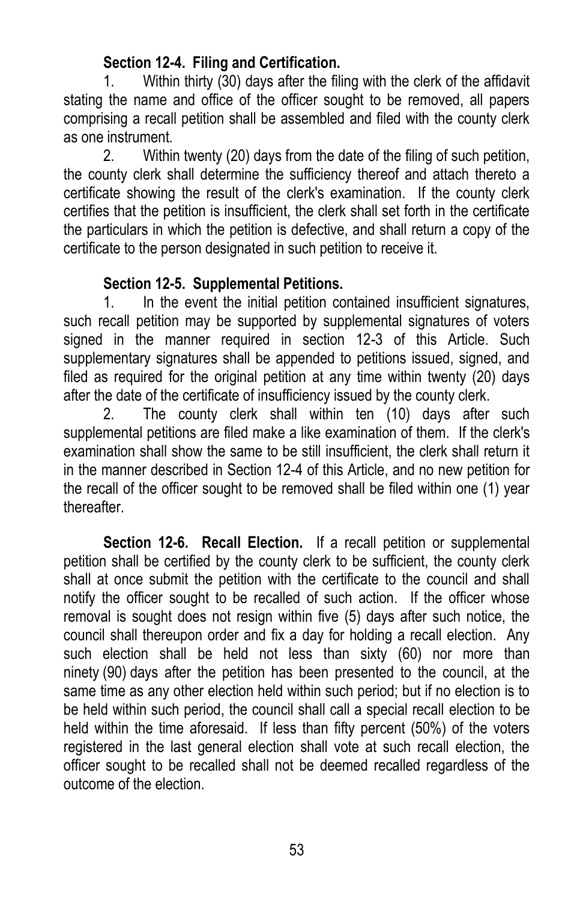**Section 12-4. Filing and Certification.**

1. Within thirty (30) days after the filing with the clerk of the affidavit stating the name and office of the officer sought to be removed, all papers comprising a recall petition shall be assembled and filed with the county clerk as one instrument.

2. Within twenty (20) days from the date of the filing of such petition, the county clerk shall determine the sufficiency thereof and attach thereto a certificate showing the result of the clerk's examination. If the county clerk certifies that the petition is insufficient, the clerk shall set forth in the certificate the particulars in which the petition is defective, and shall return a copy of the certificate to the person designated in such petition to receive it.

**Section 12-5. Supplemental Petitions.**

1. In the event the initial petition contained insufficient signatures, such recall petition may be supported by supplemental signatures of voters signed in the manner required in section 12-3 of this Article. Such supplementary signatures shall be appended to petitions issued, signed, and filed as required for the original petition at any time within twenty (20) days after the date of the certificate of insufficiency issued by the county clerk.

2. The county clerk shall within ten (10) days after such supplemental petitions are filed make a like examination of them. If the clerk's examination shall show the same to be still insufficient, the clerk shall return it in the manner described in Section 12-4 of this Article, and no new petition for the recall of the officer sought to be removed shall be filed within one (1) year thereafter.

**Section 12-6. Recall Election.** If a recall petition or supplemental petition shall be certified by the county clerk to be sufficient, the county clerk shall at once submit the petition with the certificate to the council and shall notify the officer sought to be recalled of such action. If the officer whose removal is sought does not resign within five (5) days after such notice, the council shall thereupon order and fix a day for holding a recall election. Any such election shall be held not less than sixty (60) nor more than ninety (90) days after the petition has been presented to the council, at the same time as any other election held within such period; but if no election is to be held within such period, the council shall call a special recall election to be held within the time aforesaid. If less than fifty percent (50%) of the voters registered in the last general election shall vote at such recall election, the officer sought to be recalled shall not be deemed recalled regardless of the outcome of the election.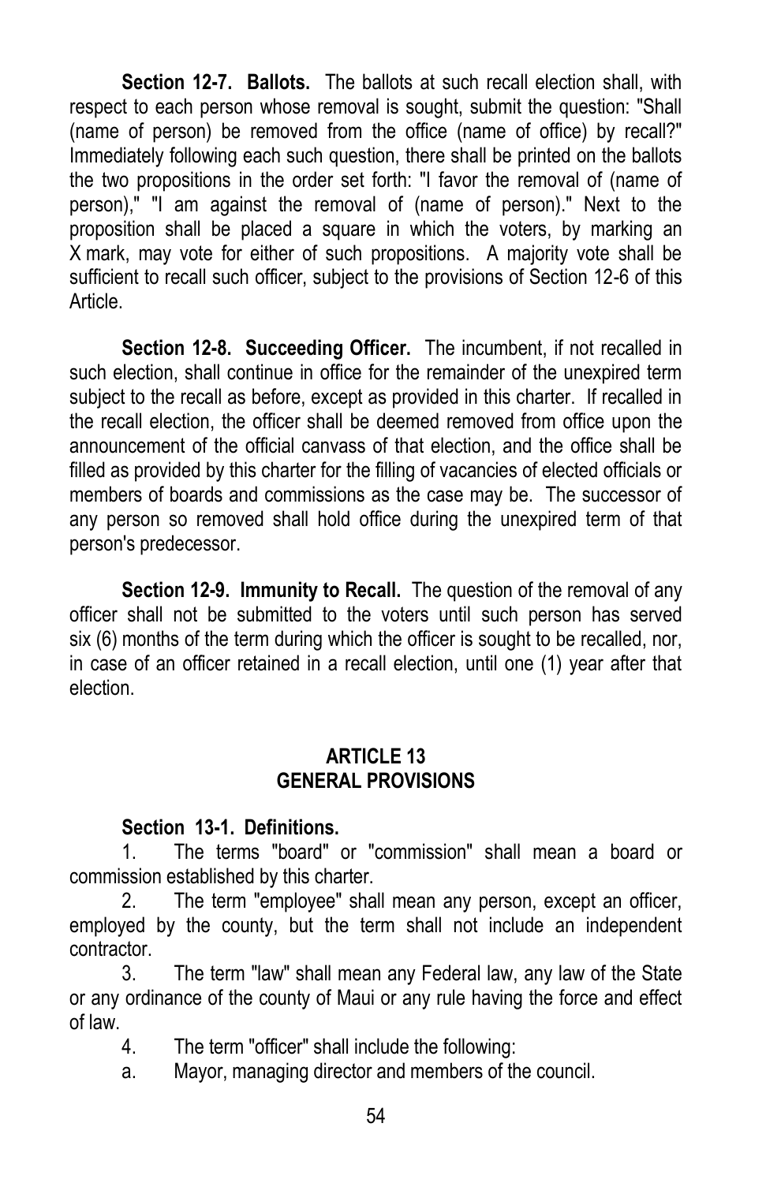**Section 12-7. Ballots.** The ballots at such recall election shall, with respect to each person whose removal is sought, submit the question: "Shall (name of person) be removed from the office (name of office) by recall?" Immediately following each such question, there shall be printed on the ballots the two propositions in the order set forth: "I favor the removal of (name of person)," "I am against the removal of (name of person)." Next to the proposition shall be placed a square in which the voters, by marking an X mark, may vote for either of such propositions. A majority vote shall be sufficient to recall such officer, subject to the provisions of Section 12-6 of this Article.

**Section 12-8. Succeeding Officer.** The incumbent, if not recalled in such election, shall continue in office for the remainder of the unexpired term subject to the recall as before, except as provided in this charter. If recalled in the recall election, the officer shall be deemed removed from office upon the announcement of the official canvass of that election, and the office shall be filled as provided by this charter for the filling of vacancies of elected officials or members of boards and commissions as the case may be. The successor of any person so removed shall hold office during the unexpired term of that person's predecessor.

**Section 12-9. Immunity to Recall.** The question of the removal of any officer shall not be submitted to the voters until such person has served six (6) months of the term during which the officer is sought to be recalled, nor, in case of an officer retained in a recall election, until one (1) year after that election.

## ARTICLE 13
## GENERAL PROVISIONS

**Section 13-1. Definitions.**

1. The terms "board" or "commission" shall mean a board or commission established by this charter.
2. The term "employee" shall mean any person, except an officer, employed by the county, but the term shall not include an independent contractor.
3. The term "law" shall mean any Federal law, any law of the State or any ordinance of the county of Maui or any rule having the force and effect of law.
4. The term "officer" shall include the following:

a. Mayor, managing director and members of the council.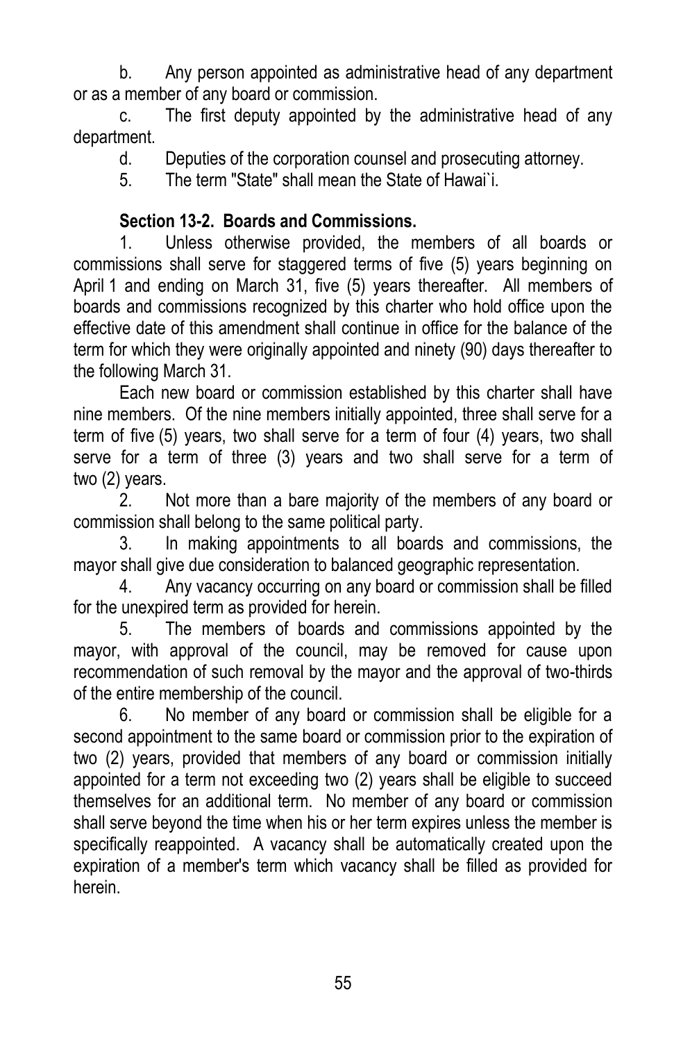b. Any person appointed as administrative head of any department or as a member of any board or commission.

c. The first deputy appointed by the administrative head of any department.

d. Deputies of the corporation counsel and prosecuting attorney.

5. The term "State" shall mean the State of Hawai`i.

### Section 13-2. Boards and Commissions.

1. Unless otherwise provided, the members of all boards or commissions shall serve for staggered terms of five (5) years beginning on April 1 and ending on March 31, five (5) years thereafter. All members of boards and commissions recognized by this charter who hold office upon the effective date of this amendment shall continue in office for the balance of the term for which they were originally appointed and ninety (90) days thereafter to the following March 31.

Each new board or commission established by this charter shall have nine members. Of the nine members initially appointed, three shall serve for a term of five (5) years, two shall serve for a term of four (4) years, two shall serve for a term of three (3) years and two shall serve for a term of two (2) years.

2. Not more than a bare majority of the members of any board or commission shall belong to the same political party.

3. In making appointments to all boards and commissions, the mayor shall give due consideration to balanced geographic representation.

4. Any vacancy occurring on any board or commission shall be filled for the unexpired term as provided for herein.

5. The members of boards and commissions appointed by the mayor, with approval of the council, may be removed for cause upon recommendation of such removal by the mayor and the approval of two-thirds of the entire membership of the council.

6. No member of any board or commission shall be eligible for a second appointment to the same board or commission prior to the expiration of two (2) years, provided that members of any board or commission initially appointed for a term not exceeding two (2) years shall be eligible to succeed themselves for an additional term. No member of any board or commission shall serve beyond the time when his or her term expires unless the member is specifically reappointed. A vacancy shall be automatically created upon the expiration of a member's term which vacancy shall be filled as provided for herein.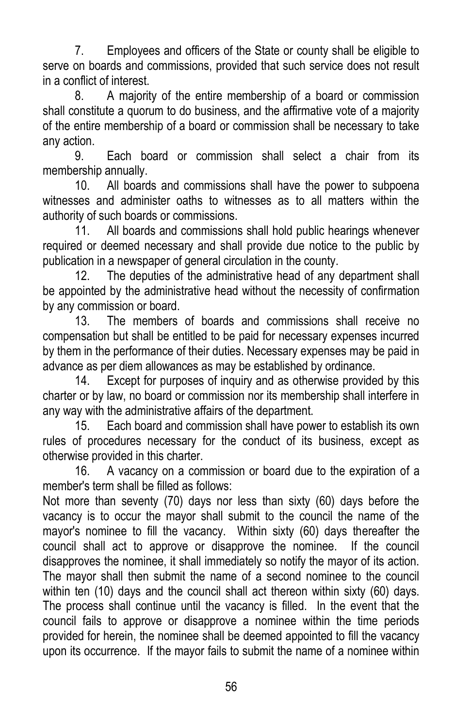7. Employees and officers of the State or county shall be eligible to serve on boards and commissions, provided that such service does not result in a conflict of interest.

8. A majority of the entire membership of a board or commission shall constitute a quorum to do business, and the affirmative vote of a majority of the entire membership of a board or commission shall be necessary to take any action.

9. Each board or commission shall select a chair from its membership annually.

10. All boards and commissions shall have the power to subpoena witnesses and administer oaths to witnesses as to all matters within the authority of such boards or commissions.

11. All boards and commissions shall hold public hearings whenever required or deemed necessary and shall provide due notice to the public by publication in a newspaper of general circulation in the county.

12. The deputies of the administrative head of any department shall be appointed by the administrative head without the necessity of confirmation by any commission or board.

13. The members of boards and commissions shall receive no compensation but shall be entitled to be paid for necessary expenses incurred by them in the performance of their duties. Necessary expenses may be paid in advance as per diem allowances as may be established by ordinance.

14. Except for purposes of inquiry and as otherwise provided by this charter or by law, no board or commission nor its membership shall interfere in any way with the administrative affairs of the department.

15. Each board and commission shall have power to establish its own rules of procedures necessary for the conduct of its business, except as otherwise provided in this charter.

16. A vacancy on a commission or board due to the expiration of a member's term shall be filled as follows:

Not more than seventy (70) days nor less than sixty (60) days before the vacancy is to occur the mayor shall submit to the council the name of the mayor's nominee to fill the vacancy. Within sixty (60) days thereafter the council shall act to approve or disapprove the nominee. If the council disapproves the nominee, it shall immediately so notify the mayor of its action. The mayor shall then submit the name of a second nominee to the council within ten (10) days and the council shall act thereon within sixty (60) days. The process shall continue until the vacancy is filled. In the event that the council fails to approve or disapprove a nominee within the time periods provided for herein, the nominee shall be deemed appointed to fill the vacancy upon its occurrence. If the mayor fails to submit the name of a nominee within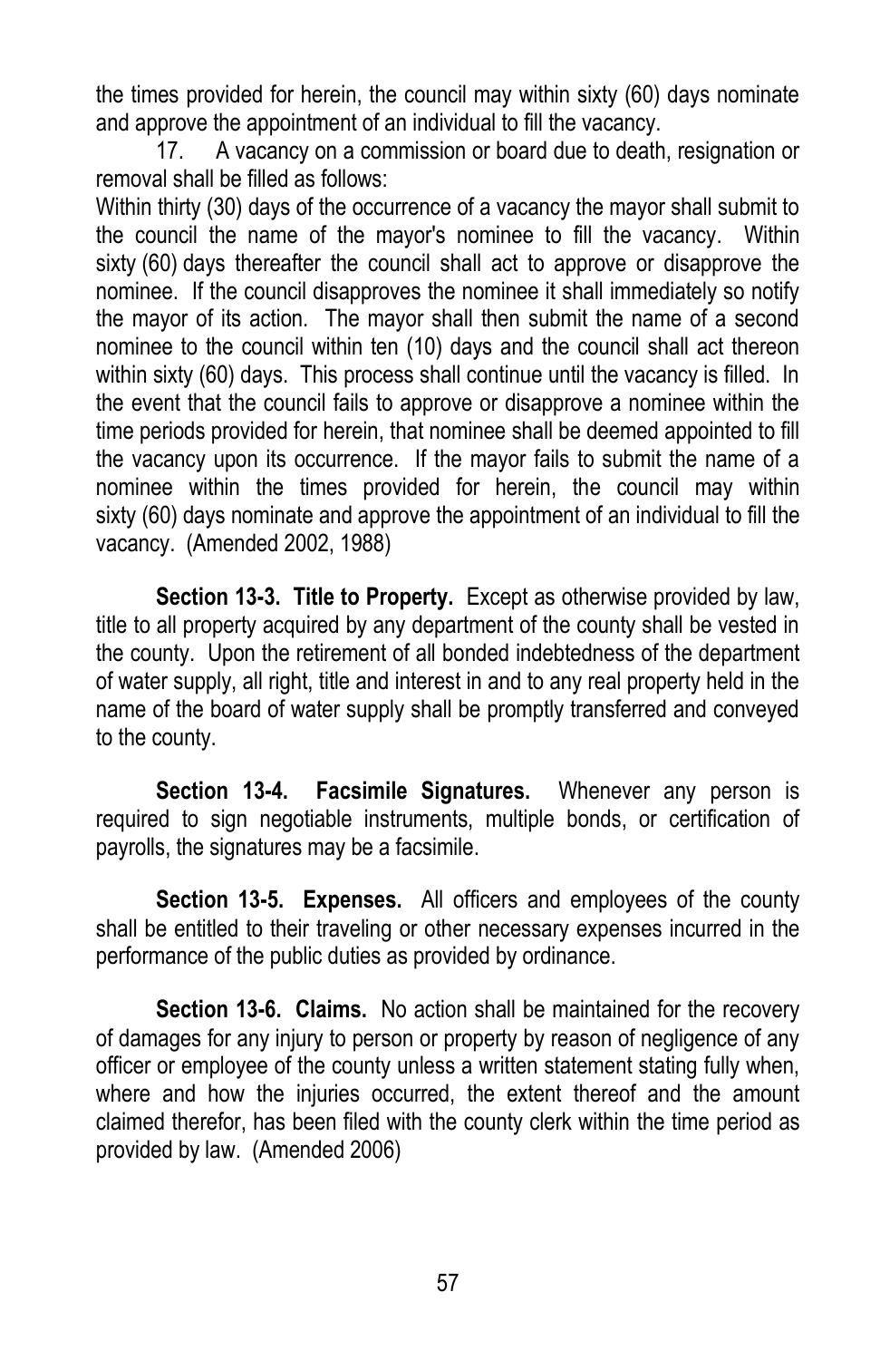the times provided for herein, the council may within sixty (60) days nominate and approve the appointment of an individual to fill the vacancy.

17. A vacancy on a commission or board due to death, resignation or removal shall be filled as follows:

Within thirty (30) days of the occurrence of a vacancy the mayor shall submit to the council the name of the mayor's nominee to fill the vacancy. Within sixty (60) days thereafter the council shall act to approve or disapprove the nominee. If the council disapproves the nominee it shall immediately so notify the mayor of its action. The mayor shall then submit the name of a second nominee to the council within ten (10) days and the council shall act thereon within sixty (60) days. This process shall continue until the vacancy is filled. In the event that the council fails to approve or disapprove a nominee within the time periods provided for herein, that nominee shall be deemed appointed to fill the vacancy upon its occurrence. If the mayor fails to submit the name of a nominee within the times provided for herein, the council may within sixty (60) days nominate and approve the appointment of an individual to fill the vacancy. (Amended 2002, 1988)

**Section 13-3. Title to Property.** Except as otherwise provided by law, title to all property acquired by any department of the county shall be vested in the county. Upon the retirement of all bonded indebtedness of the department of water supply, all right, title and interest in and to any real property held in the name of the board of water supply shall be promptly transferred and conveyed to the county.

**Section 13-4. Facsimile Signatures.** Whenever any person is required to sign negotiable instruments, multiple bonds, or certification of payrolls, the signatures may be a facsimile.

**Section 13-5. Expenses.** All officers and employees of the county shall be entitled to their traveling or other necessary expenses incurred in the performance of the public duties as provided by ordinance.

**Section 13-6. Claims.** No action shall be maintained for the recovery of damages for any injury to person or property by reason of negligence of any officer or employee of the county unless a written statement stating fully when, where and how the injuries occurred, the extent thereof and the amount claimed therefor, has been filed with the county clerk within the time period as provided by law. (Amended 2006)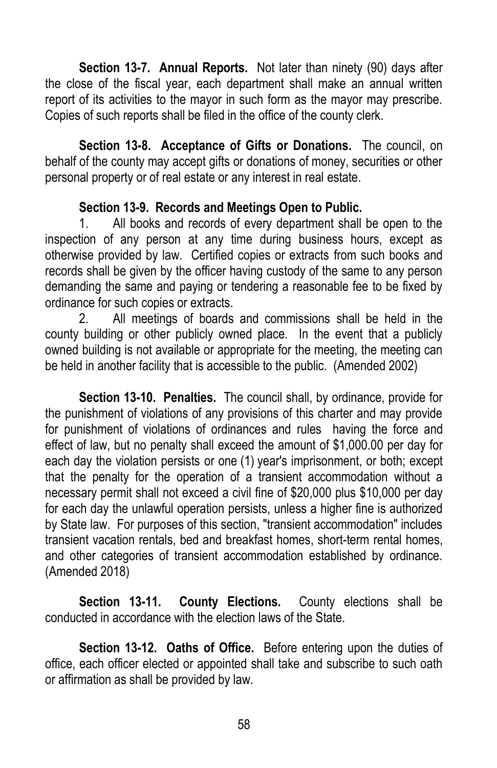**Section 13-7. Annual Reports.** Not later than ninety (90) days after the close of the fiscal year, each department shall make an annual written report of its activities to the mayor in such form as the mayor may prescribe. Copies of such reports shall be filed in the office of the county clerk.

**Section 13-8. Acceptance of Gifts or Donations.** The council, on behalf of the county may accept gifts or donations of money, securities or other personal property or of real estate or any interest in real estate.

**Section 13-9. Records and Meetings Open to Public.**

1. All books and records of every department shall be open to the inspection of any person at any time during business hours, except as otherwise provided by law. Certified copies or extracts from such books and records shall be given by the officer having custody of the same to any person demanding the same and paying or tendering a reasonable fee to be fixed by ordinance for such copies or extracts.
2. All meetings of boards and commissions shall be held in the county building or other publicly owned place. In the event that a publicly owned building is not available or appropriate for the meeting, the meeting can be held in another facility that is accessible to the public. (Amended 2002)

**Section 13-10. Penalties.** The council shall, by ordinance, provide for the punishment of violations of any provisions of this charter and may provide for punishment of violations of ordinances and rules having the force and effect of law, but no penalty shall exceed the amount of $1,000.00 per day for each day the violation persists or one (1) year's imprisonment, or both; except that the penalty for the operation of a transient accommodation without a necessary permit shall not exceed a civil fine of $20,000 plus $10,000 per day for each day the unlawful operation persists, unless a higher fine is authorized by State law. For purposes of this section, "transient accommodation" includes transient vacation rentals, bed and breakfast homes, short-term rental homes, and other categories of transient accommodation established by ordinance. (Amended 2018)

**Section 13-11. County Elections.** County elections shall be conducted in accordance with the election laws of the State.

**Section 13-12. Oaths of Office.** Before entering upon the duties of office, each officer elected or appointed shall take and subscribe to such oath or affirmation as shall be provided by law.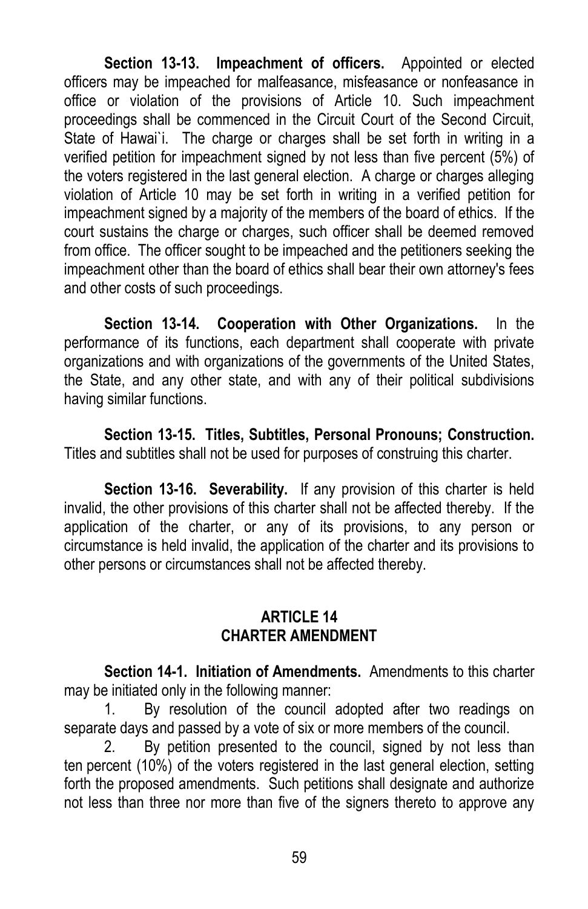**Section 13-13. Impeachment of officers.** Appointed or elected officers may be impeached for malfeasance, misfeasance or nonfeasance in office or violation of the provisions of Article 10. Such impeachment proceedings shall be commenced in the Circuit Court of the Second Circuit, State of Hawai`i. The charge or charges shall be set forth in writing in a verified petition for impeachment signed by not less than five percent (5%) of the voters registered in the last general election. A charge or charges alleging violation of Article 10 may be set forth in writing in a verified petition for impeachment signed by a majority of the members of the board of ethics. If the court sustains the charge or charges, such officer shall be deemed removed from office. The officer sought to be impeached and the petitioners seeking the impeachment other than the board of ethics shall bear their own attorney's fees and other costs of such proceedings.

**Section 13-14. Cooperation with Other Organizations.** In the performance of its functions, each department shall cooperate with private organizations and with organizations of the governments of the United States, the State, and any other state, and with any of their political subdivisions having similar functions.

**Section 13-15. Titles, Subtitles, Personal Pronouns; Construction.** Titles and subtitles shall not be used for purposes of construing this charter.

**Section 13-16. Severability.** If any provision of this charter is held invalid, the other provisions of this charter shall not be affected thereby. If the application of the charter, or any of its provisions, to any person or circumstance is held invalid, the application of the charter and its provisions to other persons or circumstances shall not be affected thereby.

## ARTICLE 14
## CHARTER AMENDMENT

**Section 14-1. Initiation of Amendments.** Amendments to this charter may be initiated only in the following manner:

1. By resolution of the council adopted after two readings on separate days and passed by a vote of six or more members of the council.

2. By petition presented to the council, signed by not less than ten percent (10%) of the voters registered in the last general election, setting forth the proposed amendments. Such petitions shall designate and authorize not less than three nor more than five of the signers thereto to approve any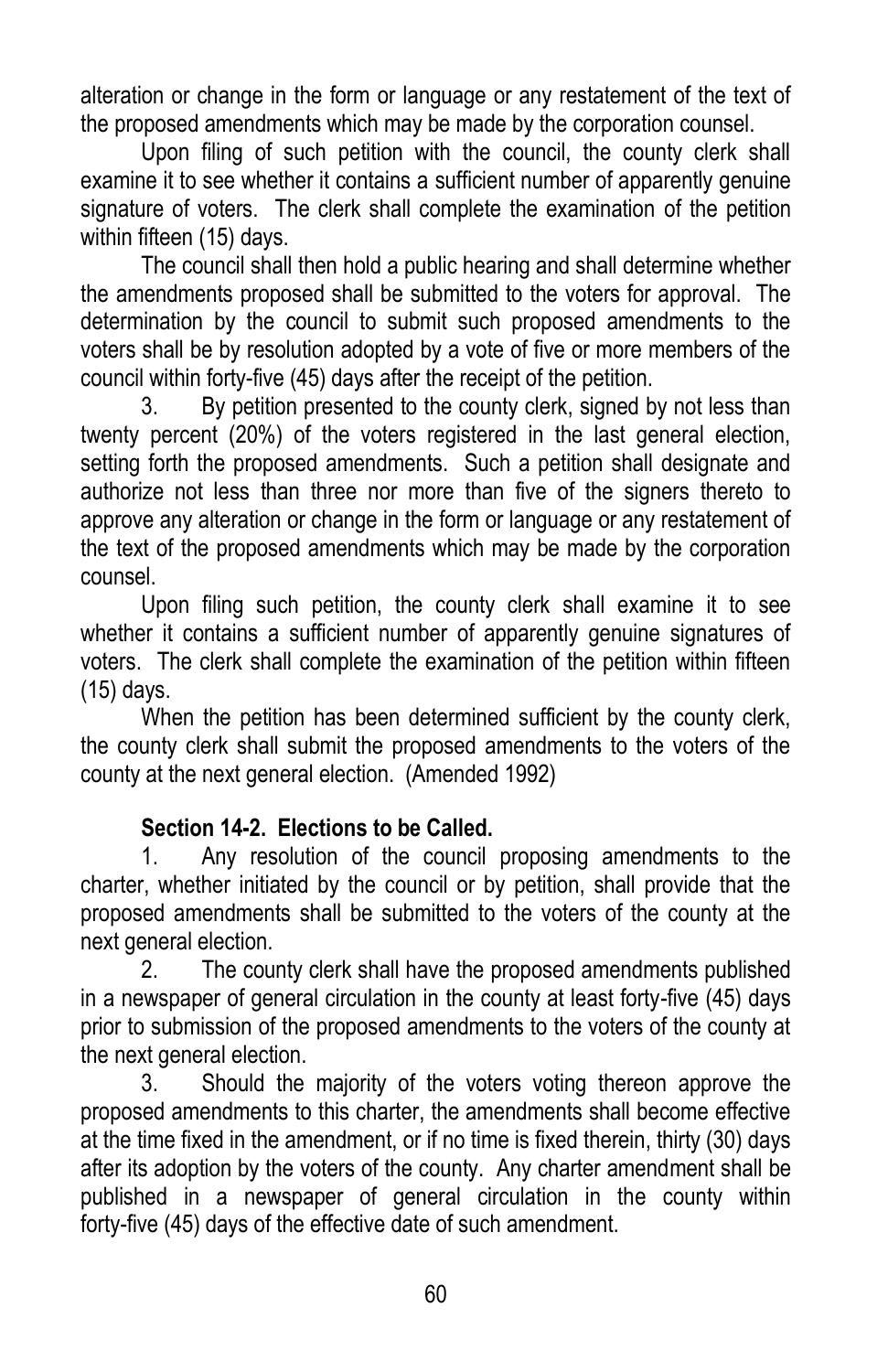alteration or change in the form or language or any restatement of the text of the proposed amendments which may be made by the corporation counsel.

Upon filing of such petition with the council, the county clerk shall examine it to see whether it contains a sufficient number of apparently genuine signature of voters. The clerk shall complete the examination of the petition within fifteen (15) days.

The council shall then hold a public hearing and shall determine whether the amendments proposed shall be submitted to the voters for approval. The determination by the council to submit such proposed amendments to the voters shall be by resolution adopted by a vote of five or more members of the council within forty-five (45) days after the receipt of the petition.

3. By petition presented to the county clerk, signed by not less than twenty percent (20%) of the voters registered in the last general election, setting forth the proposed amendments. Such a petition shall designate and authorize not less than three nor more than five of the signers thereto to approve any alteration or change in the form or language or any restatement of the text of the proposed amendments which may be made by the corporation counsel.

Upon filing such petition, the county clerk shall examine it to see whether it contains a sufficient number of apparently genuine signatures of voters. The clerk shall complete the examination of the petition within fifteen (15) days.

When the petition has been determined sufficient by the county clerk, the county clerk shall submit the proposed amendments to the voters of the county at the next general election. (Amended 1992)

**Section 14-2. Elections to be Called.**

1. Any resolution of the council proposing amendments to the charter, whether initiated by the council or by petition, shall provide that the proposed amendments shall be submitted to the voters of the county at the next general election.

2. The county clerk shall have the proposed amendments published in a newspaper of general circulation in the county at least forty-five (45) days prior to submission of the proposed amendments to the voters of the county at the next general election.

3. Should the majority of the voters voting thereon approve the proposed amendments to this charter, the amendments shall become effective at the time fixed in the amendment, or if no time is fixed therein, thirty (30) days after its adoption by the voters of the county. Any charter amendment shall be published in a newspaper of general circulation in the county within forty-five (45) days of the effective date of such amendment.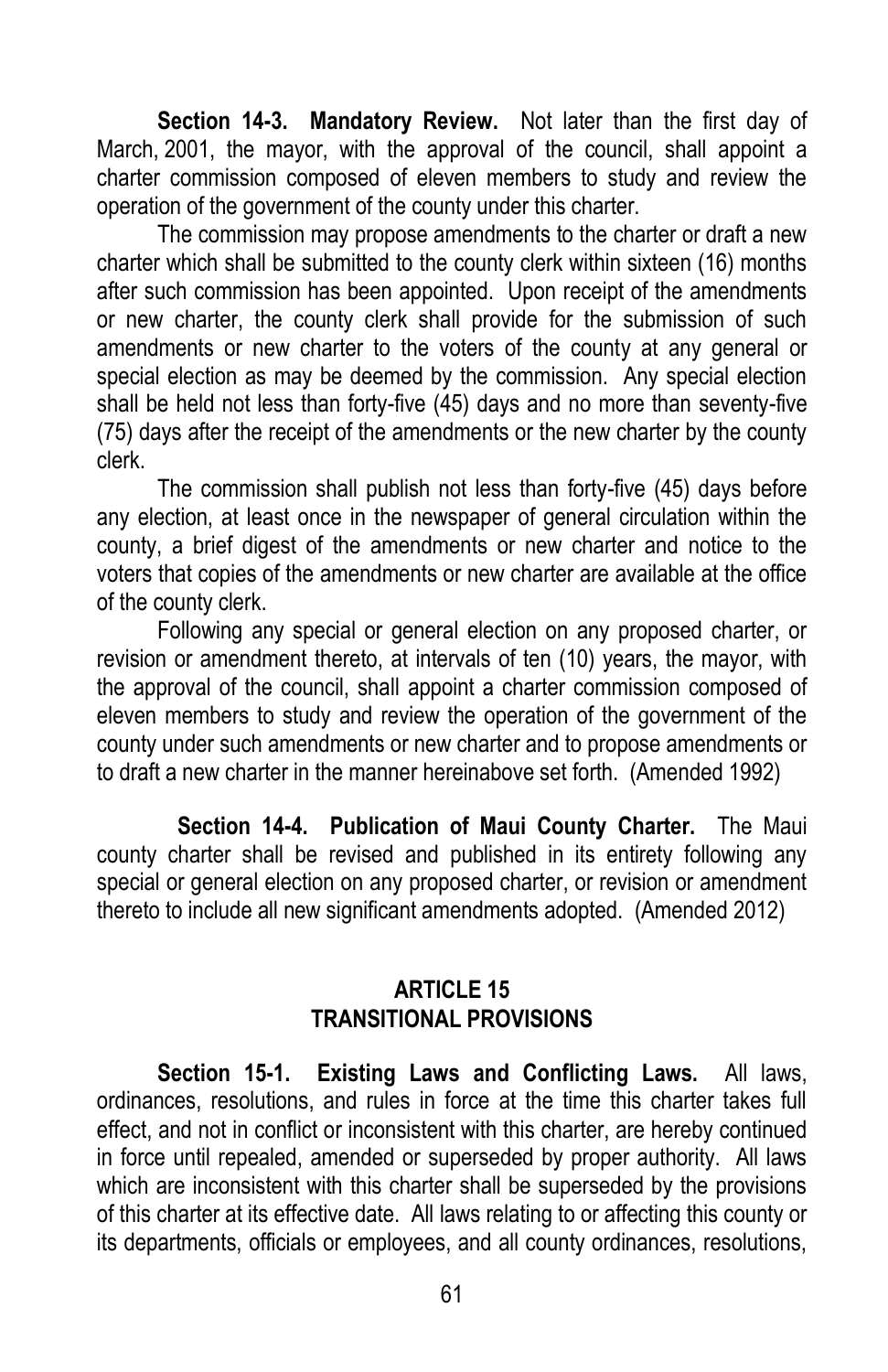**Section 14-3. Mandatory Review.** Not later than the first day of March, 2001, the mayor, with the approval of the council, shall appoint a charter commission composed of eleven members to study and review the operation of the government of the county under this charter.

The commission may propose amendments to the charter or draft a new charter which shall be submitted to the county clerk within sixteen (16) months after such commission has been appointed. Upon receipt of the amendments or new charter, the county clerk shall provide for the submission of such amendments or new charter to the voters of the county at any general or special election as may be deemed by the commission. Any special election shall be held not less than forty-five (45) days and no more than seventy-five (75) days after the receipt of the amendments or the new charter by the county clerk.

The commission shall publish not less than forty-five (45) days before any election, at least once in the newspaper of general circulation within the county, a brief digest of the amendments or new charter and notice to the voters that copies of the amendments or new charter are available at the office of the county clerk.

Following any special or general election on any proposed charter, or revision or amendment thereto, at intervals of ten (10) years, the mayor, with the approval of the council, shall appoint a charter commission composed of eleven members to study and review the operation of the government of the county under such amendments or new charter and to propose amendments or to draft a new charter in the manner hereinabove set forth. (Amended 1992)

**Section 14-4. Publication of Maui County Charter.** The Maui county charter shall be revised and published in its entirety following any special or general election on any proposed charter, or revision or amendment thereto to include all new significant amendments adopted. (Amended 2012)

## ARTICLE 15
## TRANSITIONAL PROVISIONS

**Section 15-1. Existing Laws and Conflicting Laws.** All laws, ordinances, resolutions, and rules in force at the time this charter takes full effect, and not in conflict or inconsistent with this charter, are hereby continued in force until repealed, amended or superseded by proper authority. All laws which are inconsistent with this charter shall be superseded by the provisions of this charter at its effective date. All laws relating to or affecting this county or its departments, officials or employees, and all county ordinances, resolutions,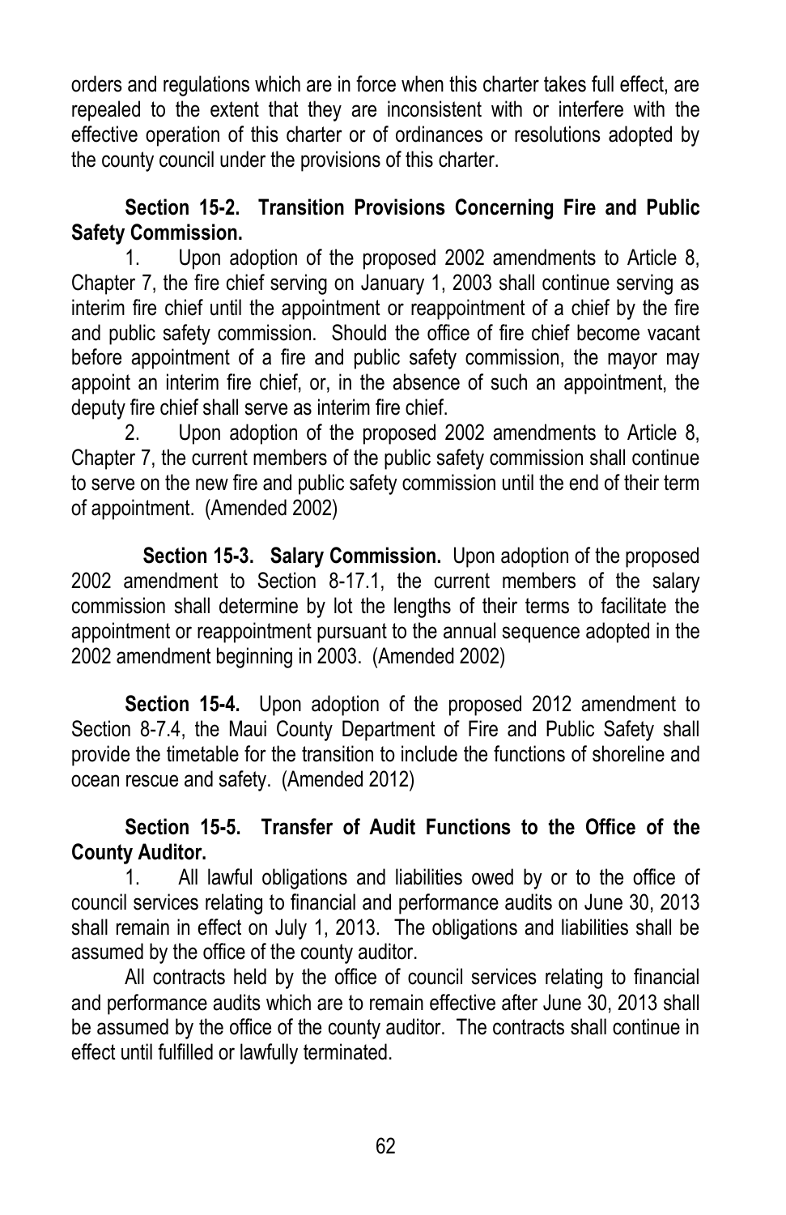orders and regulations which are in force when this charter takes full effect, are repealed to the extent that they are inconsistent with or interfere with the effective operation of this charter or of ordinances or resolutions adopted by the county council under the provisions of this charter.

**Section 15-2. Transition Provisions Concerning Fire and Public Safety Commission.**

1. Upon adoption of the proposed 2002 amendments to Article 8, Chapter 7, the fire chief serving on January 1, 2003 shall continue serving as interim fire chief until the appointment or reappointment of a chief by the fire and public safety commission. Should the office of fire chief become vacant before appointment of a fire and public safety commission, the mayor may appoint an interim fire chief, or, in the absence of such an appointment, the deputy fire chief shall serve as interim fire chief.
2. Upon adoption of the proposed 2002 amendments to Article 8, Chapter 7, the current members of the public safety commission shall continue to serve on the new fire and public safety commission until the end of their term of appointment. (Amended 2002)

**Section 15-3. Salary Commission.** Upon adoption of the proposed 2002 amendment to Section 8-17.1, the current members of the salary commission shall determine by lot the lengths of their terms to facilitate the appointment or reappointment pursuant to the annual sequence adopted in the 2002 amendment beginning in 2003. (Amended 2002)

**Section 15-4.** Upon adoption of the proposed 2012 amendment to Section 8-7.4, the Maui County Department of Fire and Public Safety shall provide the timetable for the transition to include the functions of shoreline and ocean rescue and safety. (Amended 2012)

**Section 15-5. Transfer of Audit Functions to the Office of the County Auditor.**

1. All lawful obligations and liabilities owed by or to the office of council services relating to financial and performance audits on June 30, 2013 shall remain in effect on July 1, 2013. The obligations and liabilities shall be assumed by the office of the county auditor.

   All contracts held by the office of council services relating to financial and performance audits which are to remain effective after June 30, 2013 shall be assumed by the office of the county auditor. The contracts shall continue in effect until fulfilled or lawfully terminated.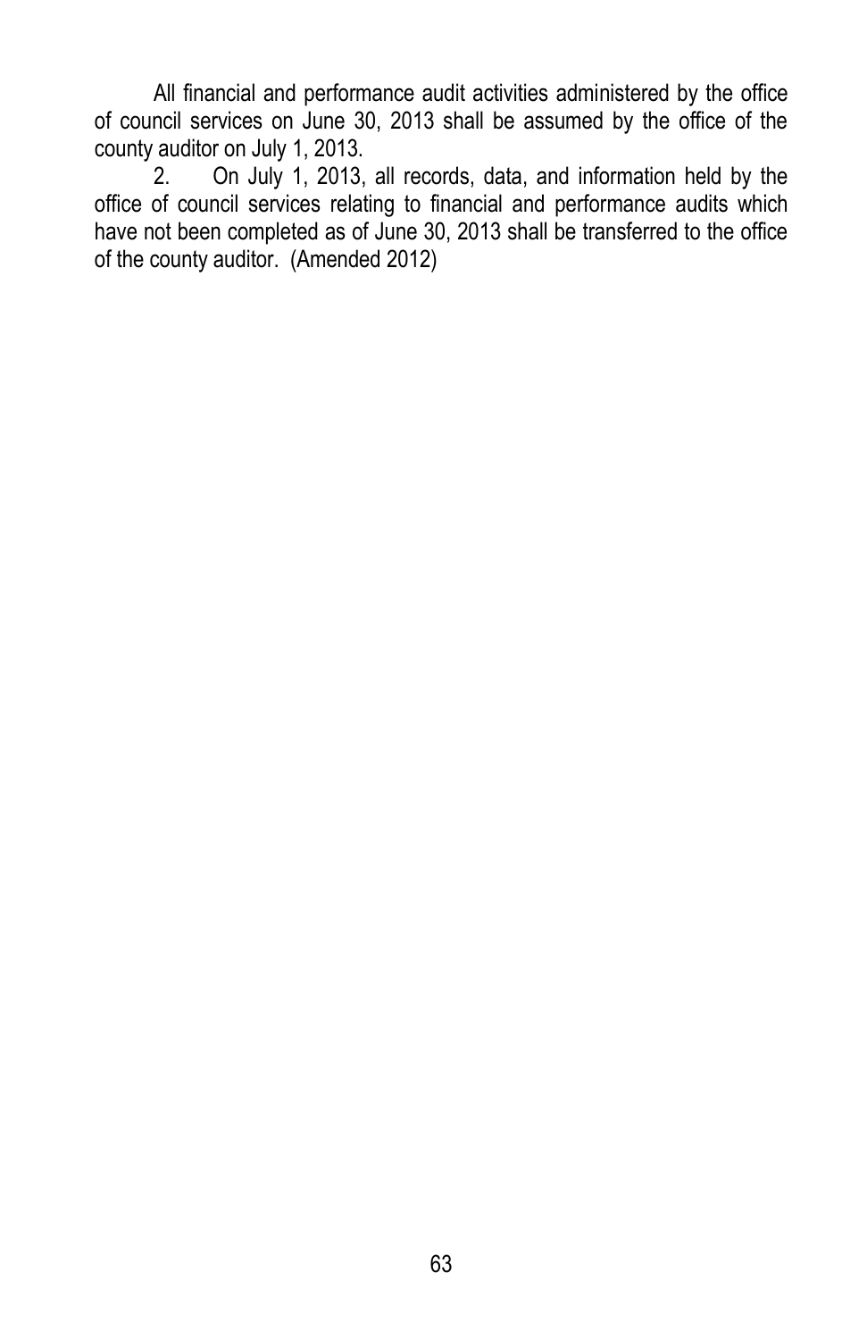All financial and performance audit activities administered by the office of council services on June 30, 2013 shall be assumed by the office of the county auditor on July 1, 2013.

2. On July 1, 2013, all records, data, and information held by the office of council services relating to financial and performance audits which have not been completed as of June 30, 2013 shall be transferred to the office of the county auditor. (Amended 2012)